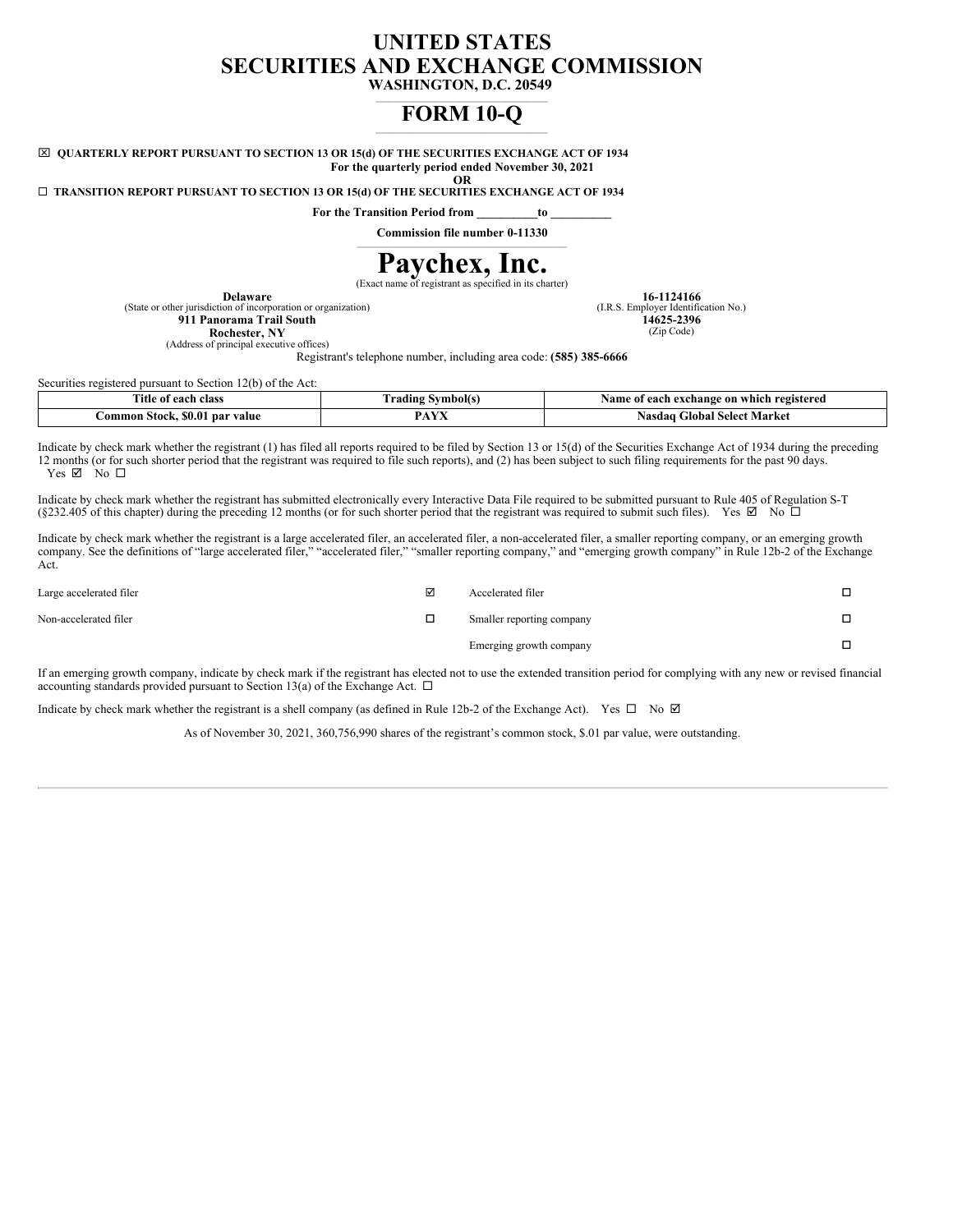# UNITED STATES
# SECURITIES AND EXCHANGE COMMISSION
**WASHINGTON, D.C. 20549**

# FORM 10-Q

☒ **QUARTERLY REPORT PURSUANT TO SECTION 13 OR 15(d) OF THE SECURITIES EXCHANGE ACT OF 1934**

**For the quarterly period ended November 30, 2021**

**OR**

☐ **TRANSITION REPORT PURSUANT TO SECTION 13 OR 15(d) OF THE SECURITIES EXCHANGE ACT OF 1934**

**For the Transition Period from \_\_\_\_\_\_\_\_\_\_to \_\_\_\_\_\_\_\_\_\_**

**Commission file number 0-11330**

# Paychex, Inc.
(Exact name of registrant as specified in its charter)

**Delaware**
(State or other jurisdiction of incorporation or organization)

**16-1124166**
(I.R.S. Employer Identification No.)

**911 Panorama Trail South**
**Rochester, NY**
(Address of principal executive offices)

**14625-2396**
(Zip Code)

Registrant's telephone number, including area code: **(585) 385-6666**

Securities registered pursuant to Section 12(b) of the Act:

| Title of each class | Trading Symbol(s) | Name of each exchange on which registered |
|---|---|---|
| Common Stock, $0.01 par value | PAYX | Nasdaq Global Select Market |

Indicate by check mark whether the registrant (1) has filed all reports required to be filed by Section 13 or 15(d) of the Securities Exchange Act of 1934 during the preceding 12 months (or for such shorter period that the registrant was required to file such reports), and (2) has been subject to such filing requirements for the past 90 days. Yes ☑ No ☐

Indicate by check mark whether the registrant has submitted electronically every Interactive Data File required to be submitted pursuant to Rule 405 of Regulation S-T (§232.405 of this chapter) during the preceding 12 months (or for such shorter period that the registrant was required to submit such files). Yes ☑ No ☐

Indicate by check mark whether the registrant is a large accelerated filer, an accelerated filer, a non-accelerated filer, a smaller reporting company, or an emerging growth company. See the definitions of "large accelerated filer," "accelerated filer," "smaller reporting company," and "emerging growth company" in Rule 12b-2 of the Exchange Act.

| | | | |
|---|---|---|---|
| Large accelerated filer | ☑ | Accelerated filer | ☐ |
| Non-accelerated filer | ☐ | Smaller reporting company | ☐ |
| | | Emerging growth company | ☐ |

If an emerging growth company, indicate by check mark if the registrant has elected not to use the extended transition period for complying with any new or revised financial accounting standards provided pursuant to Section 13(a) of the Exchange Act. ☐

Indicate by check mark whether the registrant is a shell company (as defined in Rule 12b-2 of the Exchange Act). Yes ☐ No ☑

As of November 30, 2021, 360,756,990 shares of the registrant's common stock, $.01 par value, were outstanding.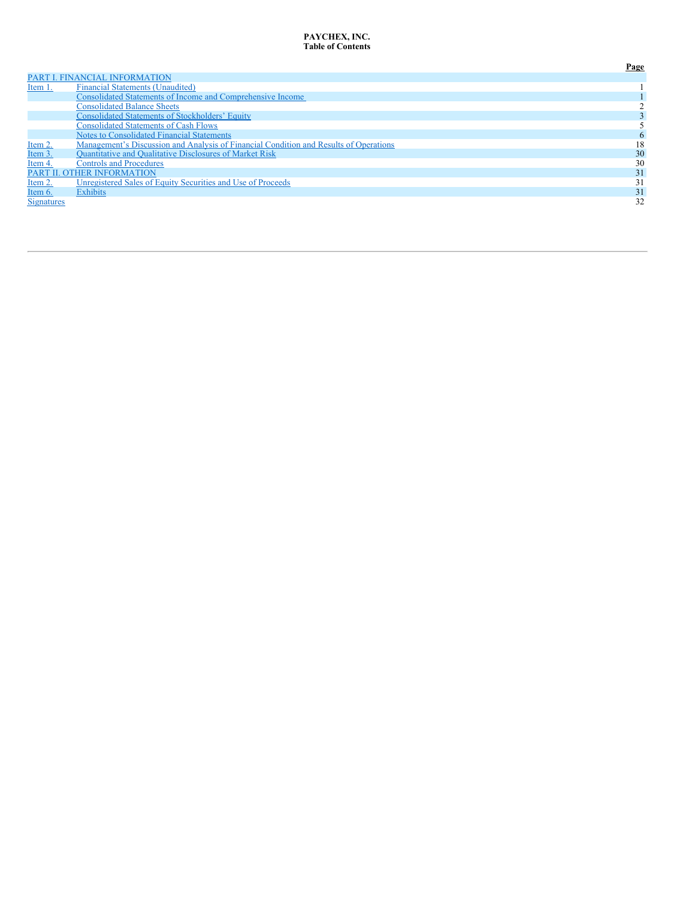# PAYCHEX, INC.
## Table of Contents

| | | Page |
|---|---|---|
| PART I. FINANCIAL INFORMATION | | |
| Item 1. | Financial Statements (Unaudited) | 1 |
| | Consolidated Statements of Income and Comprehensive Income | 1 |
| | Consolidated Balance Sheets | 2 |
| | Consolidated Statements of Stockholders' Equity | 3 |
| | Consolidated Statements of Cash Flows | 5 |
| | Notes to Consolidated Financial Statements | 6 |
| Item 2. | Management's Discussion and Analysis of Financial Condition and Results of Operations | 18 |
| Item 3. | Quantitative and Qualitative Disclosures of Market Risk | 30 |
| Item 4. | Controls and Procedures | 30 |
| PART II. OTHER INFORMATION | | 31 |
| Item 2. | Unregistered Sales of Equity Securities and Use of Proceeds | 31 |
| Item 6. | Exhibits | 31 |
| Signatures | | 32 |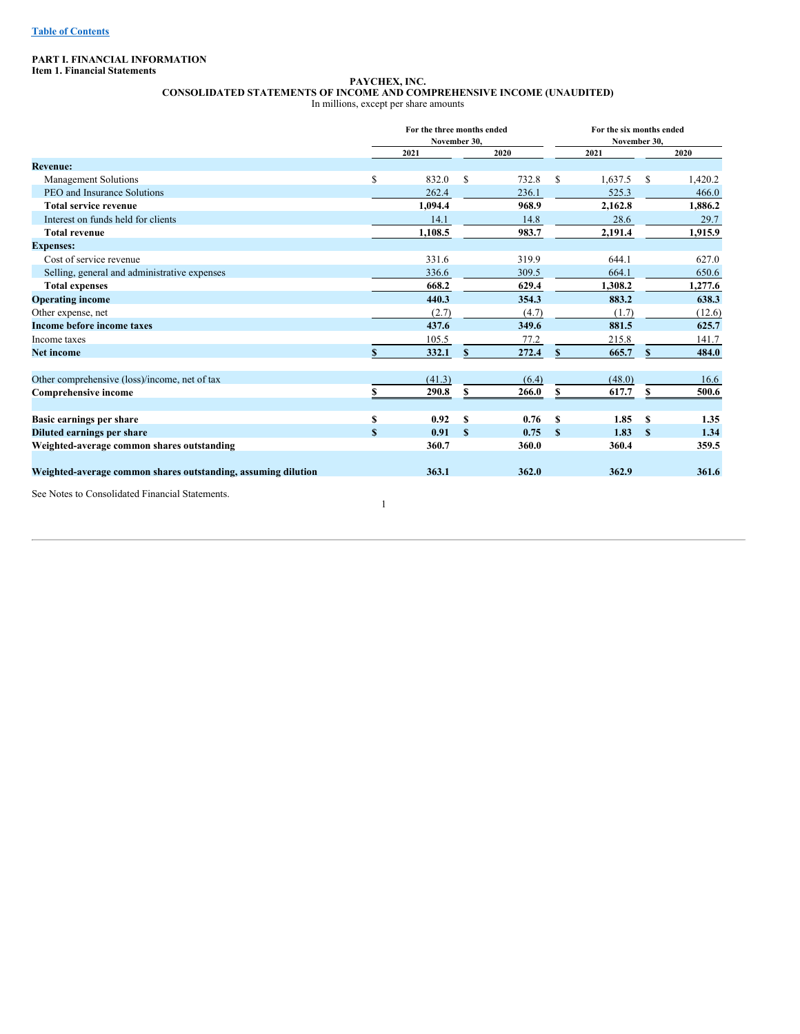**PART I. FINANCIAL INFORMATION**
**Item 1. Financial Statements**

**PAYCHEX, INC.**
**CONSOLIDATED STATEMENTS OF INCOME AND COMPREHENSIVE INCOME (UNAUDITED)**
In millions, except per share amounts

| | For the three months ended November 30, | | For the six months ended November 30, | |
|---|---|---|---|---|
| | 2021 | 2020 | 2021 | 2020 |
| **Revenue:** | | | | |
| Management Solutions | $ 832.0 | $ 732.8 | $ 1,637.5 | $ 1,420.2 |
| PEO and Insurance Solutions | 262.4 | 236.1 | 525.3 | 466.0 |
| **Total service revenue** | **1,094.4** | **968.9** | **2,162.8** | **1,886.2** |
| Interest on funds held for clients | 14.1 | 14.8 | 28.6 | 29.7 |
| **Total revenue** | **1,108.5** | **983.7** | **2,191.4** | **1,915.9** |
| **Expenses:** | | | | |
| Cost of service revenue | 331.6 | 319.9 | 644.1 | 627.0 |
| Selling, general and administrative expenses | 336.6 | 309.5 | 664.1 | 650.6 |
| **Total expenses** | **668.2** | **629.4** | **1,308.2** | **1,277.6** |
| **Operating income** | **440.3** | **354.3** | **883.2** | **638.3** |
| Other expense, net | (2.7) | (4.7) | (1.7) | (12.6) |
| **Income before income taxes** | **437.6** | **349.6** | **881.5** | **625.7** |
| Income taxes | 105.5 | 77.2 | 215.8 | 141.7 |
| **Net income** | **$ 332.1** | **$ 272.4** | **$ 665.7** | **$ 484.0** |
| | | | | |
| Other comprehensive (loss)/income, net of tax | (41.3) | (6.4) | (48.0) | 16.6 |
| **Comprehensive income** | **$ 290.8** | **$ 266.0** | **$ 617.7** | **$ 500.6** |
| | | | | |
| **Basic earnings per share** | **$ 0.92** | **$ 0.76** | **$ 1.85** | **$ 1.35** |
| **Diluted earnings per share** | **$ 0.91** | **$ 0.75** | **$ 1.83** | **$ 1.34** |
| **Weighted-average common shares outstanding** | **360.7** | **360.0** | **360.4** | **359.5** |
| | | | | |
| **Weighted-average common shares outstanding, assuming dilution** | **363.1** | **362.0** | **362.9** | **361.6** |

See Notes to Consolidated Financial Statements.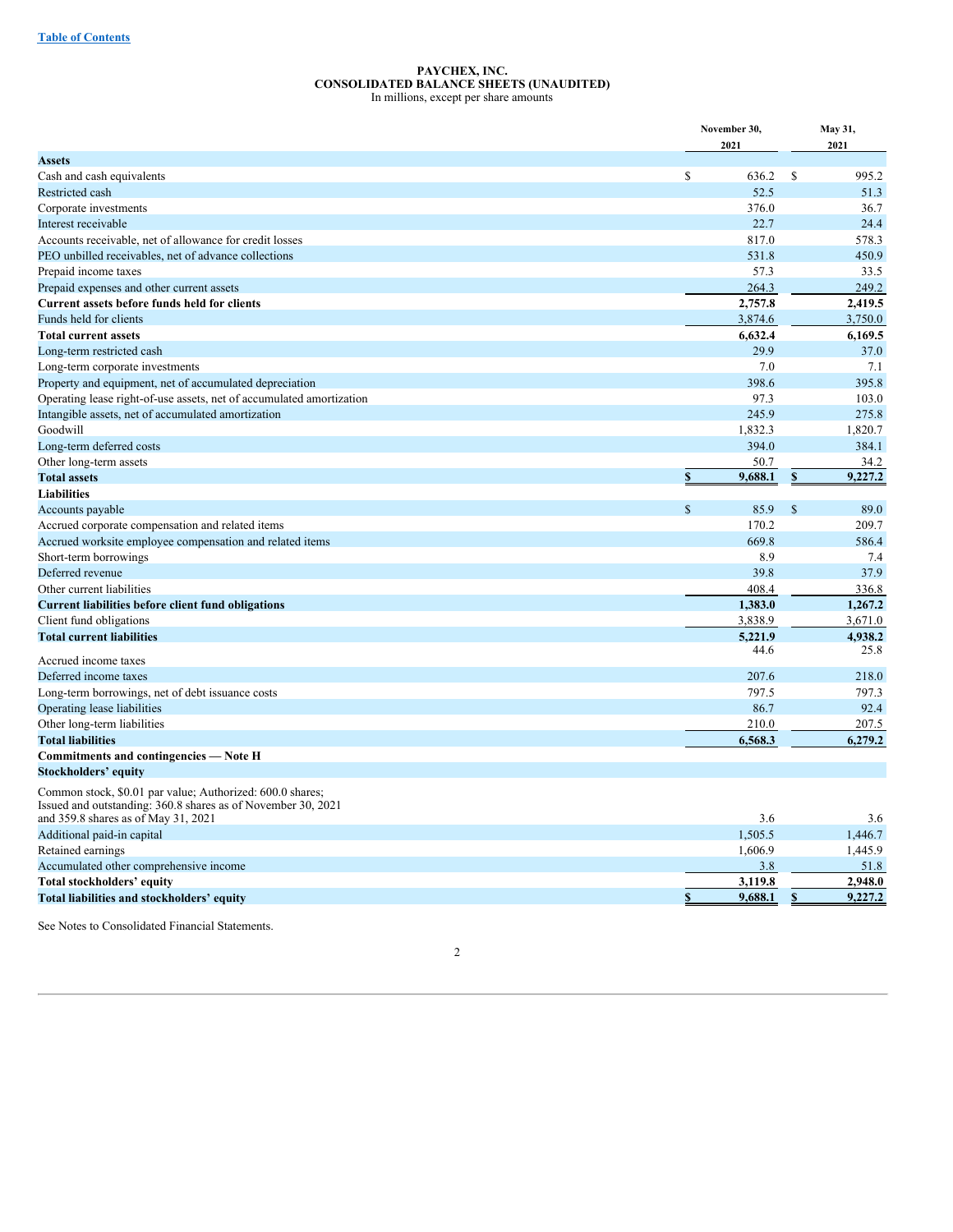# PAYCHEX, INC.
## CONSOLIDATED BALANCE SHEETS (UNAUDITED)
In millions, except per share amounts

| | November 30, 2021 | May 31, 2021 |
|---|---|---|
| **Assets** | | |
| Cash and cash equivalents | $ 636.2 | $ 995.2 |
| Restricted cash | 52.5 | 51.3 |
| Corporate investments | 376.0 | 36.7 |
| Interest receivable | 22.7 | 24.4 |
| Accounts receivable, net of allowance for credit losses | 817.0 | 578.3 |
| PEO unbilled receivables, net of advance collections | 531.8 | 450.9 |
| Prepaid income taxes | 57.3 | 33.5 |
| Prepaid expenses and other current assets | 264.3 | 249.2 |
| **Current assets before funds held for clients** | **2,757.8** | **2,419.5** |
| Funds held for clients | 3,874.6 | 3,750.0 |
| **Total current assets** | **6,632.4** | **6,169.5** |
| Long-term restricted cash | 29.9 | 37.0 |
| Long-term corporate investments | 7.0 | 7.1 |
| Property and equipment, net of accumulated depreciation | 398.6 | 395.8 |
| Operating lease right-of-use assets, net of accumulated amortization | 97.3 | 103.0 |
| Intangible assets, net of accumulated amortization | 245.9 | 275.8 |
| Goodwill | 1,832.3 | 1,820.7 |
| Long-term deferred costs | 394.0 | 384.1 |
| Other long-term assets | 50.7 | 34.2 |
| **Total assets** | **$ 9,688.1** | **$ 9,227.2** |
| **Liabilities** | | |
| Accounts payable | $ 85.9 | $ 89.0 |
| Accrued corporate compensation and related items | 170.2 | 209.7 |
| Accrued worksite employee compensation and related items | 669.8 | 586.4 |
| Short-term borrowings | 8.9 | 7.4 |
| Deferred revenue | 39.8 | 37.9 |
| Other current liabilities | 408.4 | 336.8 |
| **Current liabilities before client fund obligations** | **1,383.0** | **1,267.2** |
| Client fund obligations | 3,838.9 | 3,671.0 |
| **Total current liabilities** | **5,221.9** | **4,938.2** |
| Accrued income taxes | 44.6 | 25.8 |
| Deferred income taxes | 207.6 | 218.0 |
| Long-term borrowings, net of debt issuance costs | 797.5 | 797.3 |
| Operating lease liabilities | 86.7 | 92.4 |
| Other long-term liabilities | 210.0 | 207.5 |
| **Total liabilities** | **6,568.3** | **6,279.2** |
| **Commitments and contingencies — Note H** | | |
| **Stockholders' equity** | | |
| Common stock, $0.01 par value; Authorized: 600.0 shares; Issued and outstanding: 360.8 shares as of November 30, 2021 and 359.8 shares as of May 31, 2021 | 3.6 | 3.6 |
| Additional paid-in capital | 1,505.5 | 1,446.7 |
| Retained earnings | 1,606.9 | 1,445.9 |
| Accumulated other comprehensive income | 3.8 | 51.8 |
| **Total stockholders' equity** | **3,119.8** | **2,948.0** |
| **Total liabilities and stockholders' equity** | **$ 9,688.1** | **$ 9,227.2** |

See Notes to Consolidated Financial Statements.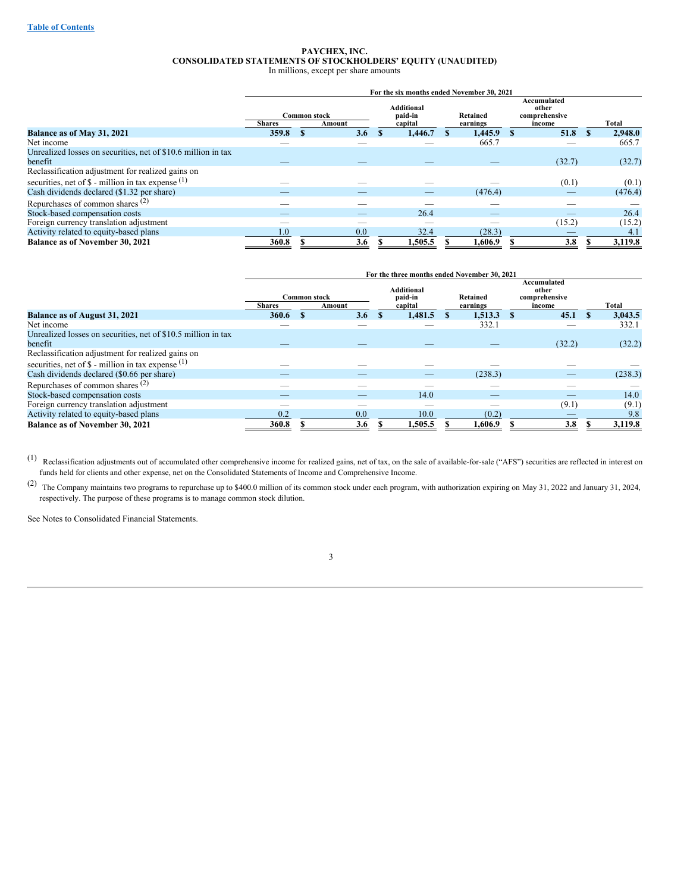# PAYCHEX, INC.
## CONSOLIDATED STATEMENTS OF STOCKHOLDERS' EQUITY (UNAUDITED)
In millions, except per share amounts

| | For the six months ended November 30, 2021 | | | | | |
|---|---|---|---|---|---|---|
| | Common stock | | Additional paid-in capital | Retained earnings | Accumulated other comprehensive income | Total |
| | Shares | Amount | | | | |
| **Balance as of May 31, 2021** | **359.8** | **$ 3.6** | **$ 1,446.7** | **$ 1,445.9** | **$ 51.8** | **$ 2,948.0** |
| Net income | — | — | — | 665.7 | — | 665.7 |
| Unrealized losses on securities, net of $10.6 million in tax benefit | — | — | — | — | (32.7) | (32.7) |
| Reclassification adjustment for realized gains on securities, net of $ - million in tax expense [1] | — | — | — | — | (0.1) | (0.1) |
| Cash dividends declared ($1.32 per share) | — | — | — | (476.4) | — | (476.4) |
| Repurchases of common shares [2] | — | — | — | — | — | — |
| Stock-based compensation costs | — | — | 26.4 | — | — | 26.4 |
| Foreign currency translation adjustment | — | — | — | — | (15.2) | (15.2) |
| Activity related to equity-based plans | 1.0 | 0.0 | 32.4 | (28.3) | — | 4.1 |
| **Balance as of November 30, 2021** | **360.8** | **$ 3.6** | **$ 1,505.5** | **$ 1,606.9** | **$ 3.8** | **$ 3,119.8** |

| | For the three months ended November 30, 2021 | | | | | |
|---|---|---|---|---|---|---|
| | Common stock | | Additional paid-in capital | Retained earnings | Accumulated other comprehensive income | Total |
| | Shares | Amount | | | | |
| **Balance as of August 31, 2021** | **360.6** | **$ 3.6** | **$ 1,481.5** | **$ 1,513.3** | **$ 45.1** | **$ 3,043.5** |
| Net income | — | — | — | 332.1 | — | 332.1 |
| Unrealized losses on securities, net of $10.5 million in tax benefit | — | — | — | — | (32.2) | (32.2) |
| Reclassification adjustment for realized gains on securities, net of $ - million in tax expense [1] | — | — | — | — | — | — |
| Cash dividends declared ($0.66 per share) | — | — | — | (238.3) | — | (238.3) |
| Repurchases of common shares [2] | — | — | — | — | — | — |
| Stock-based compensation costs | — | — | 14.0 | — | — | 14.0 |
| Foreign currency translation adjustment | — | — | — | — | (9.1) | (9.1) |
| Activity related to equity-based plans | 0.2 | 0.0 | 10.0 | (0.2) | — | 9.8 |
| **Balance as of November 30, 2021** | **360.8** | **$ 3.6** | **$ 1,505.5** | **$ 1,606.9** | **$ 3.8** | **$ 3,119.8** |

[1] Reclassification adjustments out of accumulated other comprehensive income for realized gains, net of tax, on the sale of available-for-sale ("AFS") securities are reflected in interest on funds held for clients and other expense, net on the Consolidated Statements of Income and Comprehensive Income.

[2] The Company maintains two programs to repurchase up to $400.0 million of its common stock under each program, with authorization expiring on May 31, 2022 and January 31, 2024, respectively. The purpose of these programs is to manage common stock dilution.

See Notes to Consolidated Financial Statements.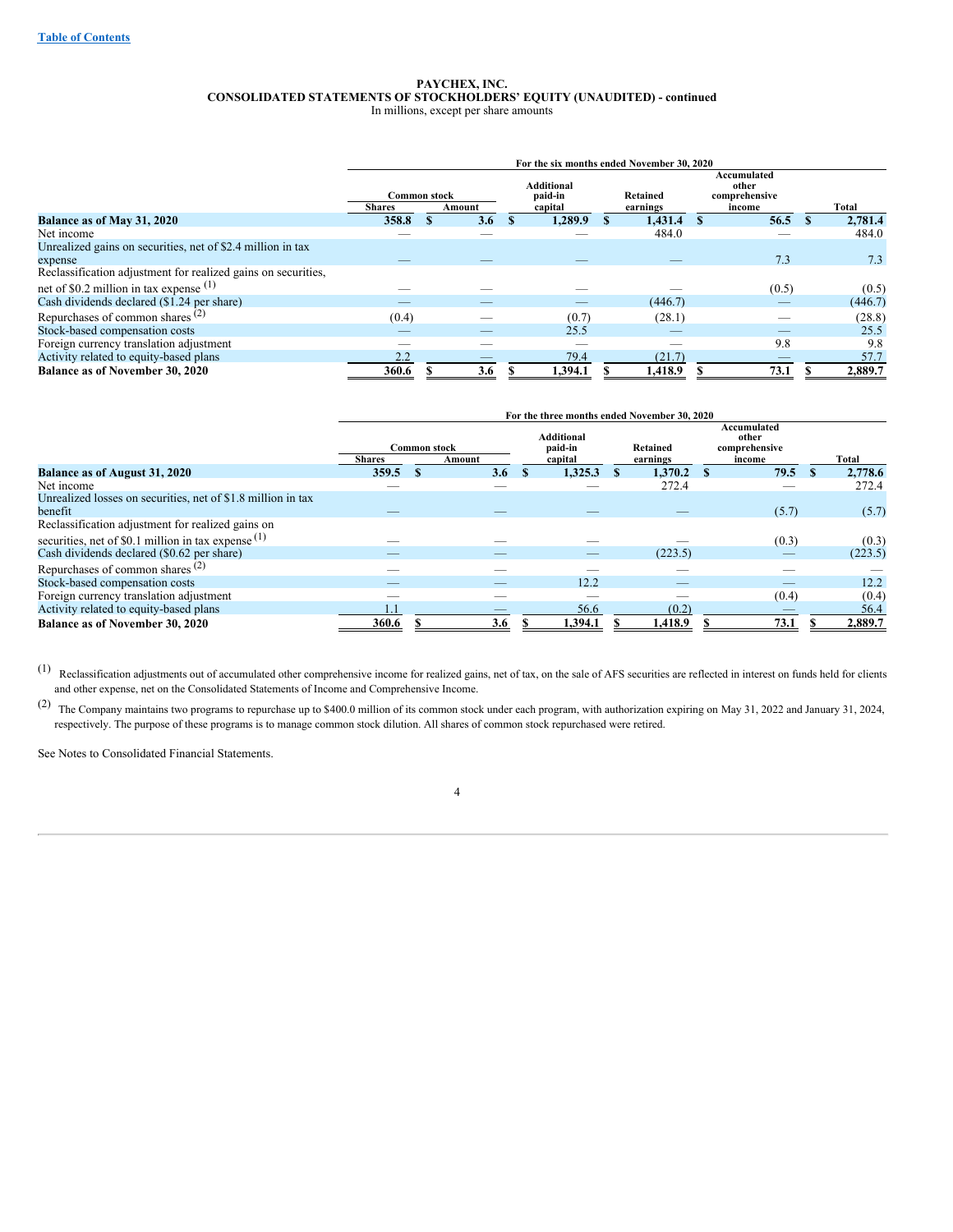# PAYCHEX, INC.
## CONSOLIDATED STATEMENTS OF STOCKHOLDERS' EQUITY (UNAUDITED) - continued
In millions, except per share amounts

| | For the six months ended November 30, 2020 | | | | | |
|---|---|---|---|---|---|---|
| | Common stock | | Additional paid-in capital | Retained earnings | Accumulated other comprehensive income | Total |
| | Shares | Amount | | | | |
| **Balance as of May 31, 2020** | **358.8** | **$ 3.6** | **$ 1,289.9** | **$ 1,431.4** | **$ 56.5** | **$ 2,781.4** |
| Net income | — | — | — | 484.0 | — | 484.0 |
| Unrealized gains on securities, net of $2.4 million in tax expense | — | — | — | — | 7.3 | 7.3 |
| Reclassification adjustment for realized gains on securities, net of $0.2 million in tax expense [(1)] | — | — | — | — | (0.5) | (0.5) |
| Cash dividends declared ($1.24 per share) | — | — | — | (446.7) | — | (446.7) |
| Repurchases of common shares [(2)] | (0.4) | — | (0.7) | (28.1) | — | (28.8) |
| Stock-based compensation costs | — | — | 25.5 | — | — | 25.5 |
| Foreign currency translation adjustment | — | — | — | — | 9.8 | 9.8 |
| Activity related to equity-based plans | 2.2 | — | 79.4 | (21.7) | — | 57.7 |
| **Balance as of November 30, 2020** | **360.6** | **$ 3.6** | **$ 1,394.1** | **$ 1,418.9** | **$ 73.1** | **$ 2,889.7** |

| | For the three months ended November 30, 2020 | | | | | |
|---|---|---|---|---|---|---|
| | Common stock | | Additional paid-in capital | Retained earnings | Accumulated other comprehensive income | Total |
| | Shares | Amount | | | | |
| **Balance as of August 31, 2020** | **359.5** | **$ 3.6** | **$ 1,325.3** | **$ 1,370.2** | **$ 79.5** | **$ 2,778.6** |
| Net income | — | — | — | 272.4 | — | 272.4 |
| Unrealized losses on securities, net of $1.8 million in tax benefit | — | — | — | — | (5.7) | (5.7) |
| Reclassification adjustment for realized gains on securities, net of $0.1 million in tax expense [(1)] | — | — | — | — | (0.3) | (0.3) |
| Cash dividends declared ($0.62 per share) | — | — | — | (223.5) | — | (223.5) |
| Repurchases of common shares [(2)] | — | — | — | — | — | — |
| Stock-based compensation costs | — | — | 12.2 | — | — | 12.2 |
| Foreign currency translation adjustment | — | — | — | — | (0.4) | (0.4) |
| Activity related to equity-based plans | 1.1 | — | 56.6 | (0.2) | — | 56.4 |
| **Balance as of November 30, 2020** | **360.6** | **$ 3.6** | **$ 1,394.1** | **$ 1,418.9** | **$ 73.1** | **$ 2,889.7** |

(1) Reclassification adjustments out of accumulated other comprehensive income for realized gains, net of tax, on the sale of AFS securities are reflected in interest on funds held for clients and other expense, net on the Consolidated Statements of Income and Comprehensive Income.

(2) The Company maintains two programs to repurchase up to $400.0 million of its common stock under each program, with authorization expiring on May 31, 2022 and January 31, 2024, respectively. The purpose of these programs is to manage common stock dilution. All shares of common stock repurchased were retired.

See Notes to Consolidated Financial Statements.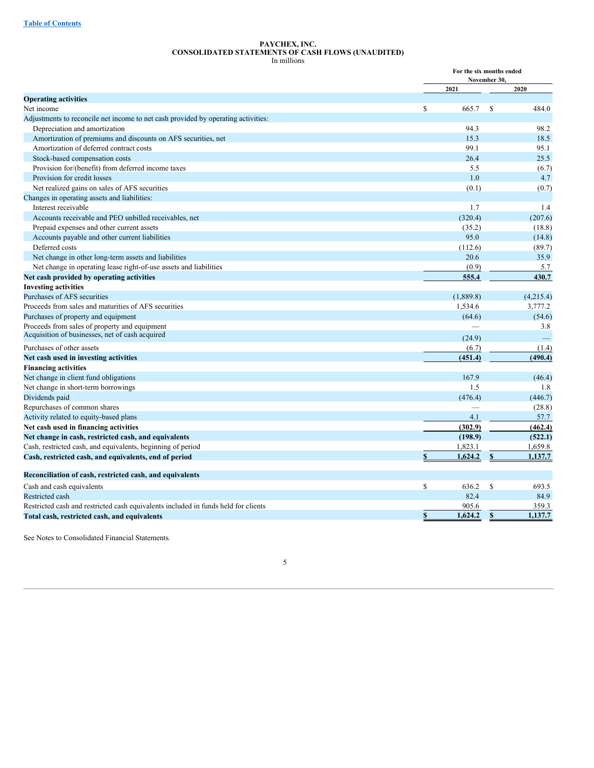[Table of Contents](#)

**PAYCHEX, INC.**
**CONSOLIDATED STATEMENTS OF CASH FLOWS (UNAUDITED)**
In millions

| | For the six months ended November 30, | |
|---|---|---|
| | 2021 | 2020 |
| **Operating activities** | | |
| Net income | $ 665.7 | $ 484.0 |
| Adjustments to reconcile net income to net cash provided by operating activities: | | |
| Depreciation and amortization | 94.3 | 98.2 |
| Amortization of premiums and discounts on AFS securities, net | 15.3 | 18.5 |
| Amortization of deferred contract costs | 99.1 | 95.1 |
| Stock-based compensation costs | 26.4 | 25.5 |
| Provision for/(benefit) from deferred income taxes | 5.5 | (6.7) |
| Provision for credit losses | 1.0 | 4.7 |
| Net realized gains on sales of AFS securities | (0.1) | (0.7) |
| Changes in operating assets and liabilities: | | |
| Interest receivable | 1.7 | 1.4 |
| Accounts receivable and PEO unbilled receivables, net | (320.4) | (207.6) |
| Prepaid expenses and other current assets | (35.2) | (18.8) |
| Accounts payable and other current liabilities | 95.0 | (14.8) |
| Deferred costs | (112.6) | (89.7) |
| Net change in other long-term assets and liabilities | 20.6 | 35.9 |
| Net change in operating lease right-of-use assets and liabilities | (0.9) | 5.7 |
| **Net cash provided by operating activities** | **555.4** | **430.7** |
| **Investing activities** | | |
| Purchases of AFS securities | (1,889.8) | (4,215.4) |
| Proceeds from sales and maturities of AFS securities | 1,534.6 | 3,777.2 |
| Purchases of property and equipment | (64.6) | (54.6) |
| Proceeds from sales of property and equipment | — | 3.8 |
| Acquisition of businesses, net of cash acquired | (24.9) | — |
| Purchases of other assets | (6.7) | (1.4) |
| **Net cash used in investing activities** | **(451.4)** | **(490.4)** |
| **Financing activities** | | |
| Net change in client fund obligations | 167.9 | (46.4) |
| Net change in short-term borrowings | 1.5 | 1.8 |
| Dividends paid | (476.4) | (446.7) |
| Repurchases of common shares | — | (28.8) |
| Activity related to equity-based plans | 4.1 | 57.7 |
| **Net cash used in financing activities** | **(302.9)** | **(462.4)** |
| **Net change in cash, restricted cash, and equivalents** | **(198.9)** | **(522.1)** |
| Cash, restricted cash, and equivalents, beginning of period | 1,823.1 | 1,659.8 |
| **Cash, restricted cash, and equivalents, end of period** | **$ 1,624.2** | **$ 1,137.7** |
| | | |
| **Reconciliation of cash, restricted cash, and equivalents** | | |
| Cash and cash equivalents | $ 636.2 | $ 693.5 |
| Restricted cash | 82.4 | 84.9 |
| Restricted cash and restricted cash equivalents included in funds held for clients | 905.6 | 359.3 |
| **Total cash, restricted cash, and equivalents** | **$ 1,624.2** | **$ 1,137.7** |

See Notes to Consolidated Financial Statements.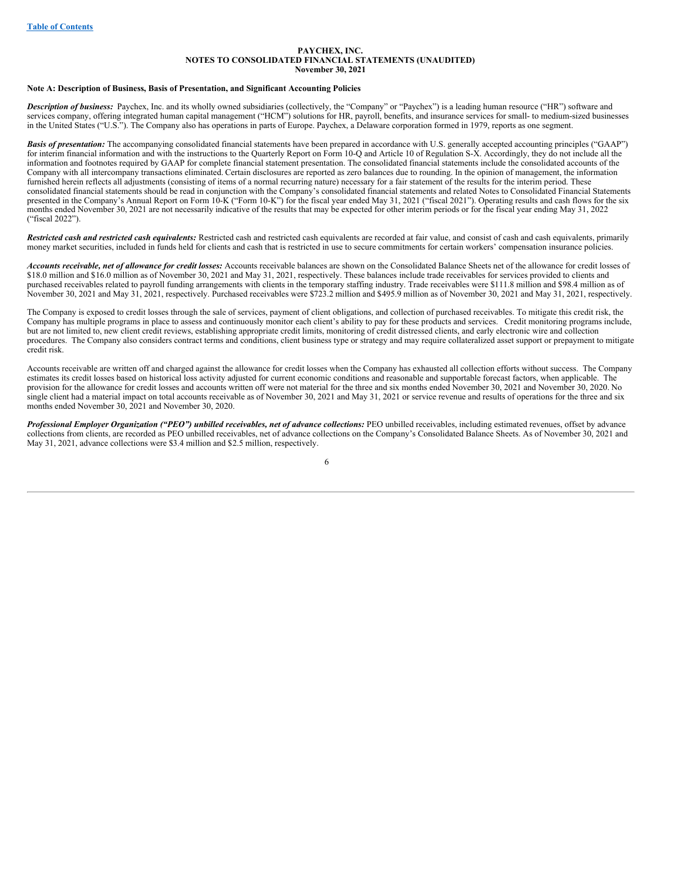**PAYCHEX, INC.**
**NOTES TO CONSOLIDATED FINANCIAL STATEMENTS (UNAUDITED)**
**November 30, 2021**

**Note A: Description of Business, Basis of Presentation, and Significant Accounting Policies**

***Description of business:*** Paychex, Inc. and its wholly owned subsidiaries (collectively, the "Company" or "Paychex") is a leading human resource ("HR") software and services company, offering integrated human capital management ("HCM") solutions for HR, payroll, benefits, and insurance services for small- to medium-sized businesses in the United States ("U.S."). The Company also has operations in parts of Europe. Paychex, a Delaware corporation formed in 1979, reports as one segment.

***Basis of presentation:*** The accompanying consolidated financial statements have been prepared in accordance with U.S. generally accepted accounting principles ("GAAP") for interim financial information and with the instructions to the Quarterly Report on Form 10-Q and Article 10 of Regulation S-X. Accordingly, they do not include all the information and footnotes required by GAAP for complete financial statement presentation. The consolidated financial statements include the consolidated accounts of the Company with all intercompany transactions eliminated. Certain disclosures are reported as zero balances due to rounding. In the opinion of management, the information furnished herein reflects all adjustments (consisting of items of a normal recurring nature) necessary for a fair statement of the results for the interim period. These consolidated financial statements should be read in conjunction with the Company's consolidated financial statements and related Notes to Consolidated Financial Statements presented in the Company's Annual Report on Form 10-K ("Form 10-K") for the fiscal year ended May 31, 2021 ("fiscal 2021"). Operating results and cash flows for the six months ended November 30, 2021 are not necessarily indicative of the results that may be expected for other interim periods or for the fiscal year ending May 31, 2022 ("fiscal 2022").

***Restricted cash and restricted cash equivalents:*** Restricted cash and restricted cash equivalents are recorded at fair value, and consist of cash and cash equivalents, primarily money market securities, included in funds held for clients and cash that is restricted in use to secure commitments for certain workers' compensation insurance policies.

***Accounts receivable, net of allowance for credit losses:*** Accounts receivable balances are shown on the Consolidated Balance Sheets net of the allowance for credit losses of $18.0 million and $16.0 million as of November 30, 2021 and May 31, 2021, respectively. These balances include trade receivables for services provided to clients and purchased receivables related to payroll funding arrangements with clients in the temporary staffing industry. Trade receivables were $111.8 million and $98.4 million as of November 30, 2021 and May 31, 2021, respectively. Purchased receivables were $723.2 million and $495.9 million as of November 30, 2021 and May 31, 2021, respectively.

The Company is exposed to credit losses through the sale of services, payment of client obligations, and collection of purchased receivables. To mitigate this credit risk, the Company has multiple programs in place to assess and continuously monitor each client's ability to pay for these products and services. Credit monitoring programs include, but are not limited to, new client credit reviews, establishing appropriate credit limits, monitoring of credit distressed clients, and early electronic wire and collection procedures. The Company also considers contract terms and conditions, client business type or strategy and may require collateralized asset support or prepayment to mitigate credit risk.

Accounts receivable are written off and charged against the allowance for credit losses when the Company has exhausted all collection efforts without success. The Company estimates its credit losses based on historical loss activity adjusted for current economic conditions and reasonable and supportable forecast factors, when applicable. The provision for the allowance for credit losses and accounts written off were not material for the three and six months ended November 30, 2021 and November 30, 2020. No single client had a material impact on total accounts receivable as of November 30, 2021 and May 31, 2021 or service revenue and results of operations for the three and six months ended November 30, 2021 and November 30, 2020.

***Professional Employer Organization ("PEO") unbilled receivables, net of advance collections:*** PEO unbilled receivables, including estimated revenues, offset by advance collections from clients, are recorded as PEO unbilled receivables, net of advance collections on the Company's Consolidated Balance Sheets. As of November 30, 2021 and May 31, 2021, advance collections were $3.4 million and $2.5 million, respectively.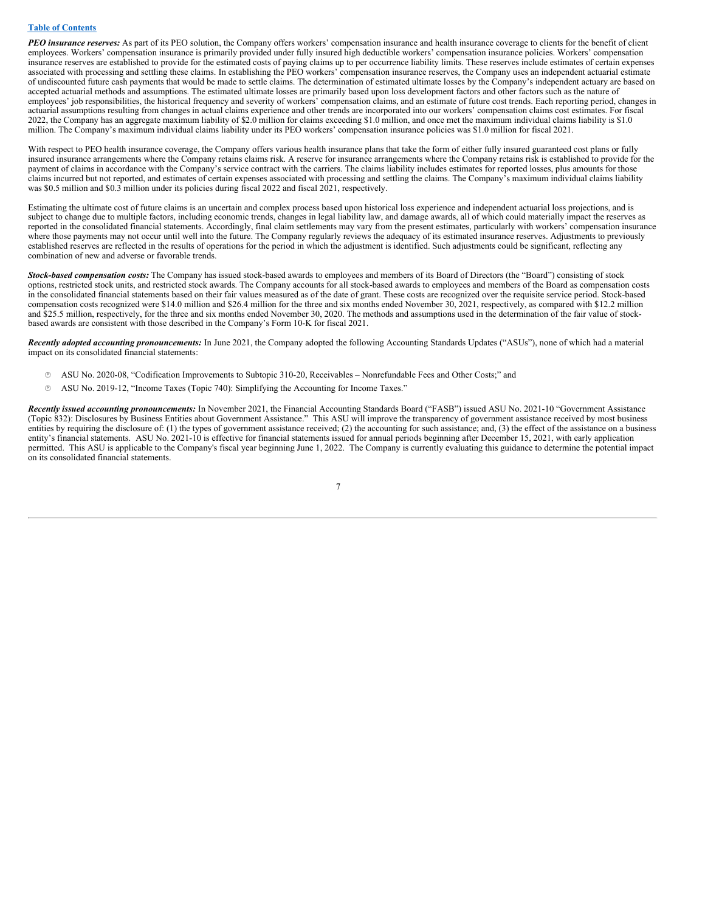***PEO insurance reserves:*** As part of its PEO solution, the Company offers workers' compensation insurance and health insurance coverage to clients for the benefit of client employees. Workers' compensation insurance is primarily provided under fully insured high deductible workers' compensation insurance policies. Workers' compensation insurance reserves are established to provide for the estimated costs of paying claims up to per occurrence liability limits. These reserves include estimates of certain expenses associated with processing and settling these claims. In establishing the PEO workers' compensation insurance reserves, the Company uses an independent actuarial estimate of undiscounted future cash payments that would be made to settle claims. The determination of estimated ultimate losses by the Company's independent actuary are based on accepted actuarial methods and assumptions. The estimated ultimate losses are primarily based upon loss development factors and other factors such as the nature of employees' job responsibilities, the historical frequency and severity of workers' compensation claims, and an estimate of future cost trends. Each reporting period, changes in actuarial assumptions resulting from changes in actual claims experience and other trends are incorporated into our workers' compensation claims cost estimates. For fiscal 2022, the Company has an aggregate maximum liability of $2.0 million for claims exceeding $1.0 million, and once met the maximum individual claims liability is $1.0 million. The Company's maximum individual claims liability under its PEO workers' compensation insurance policies was $1.0 million for fiscal 2021.

With respect to PEO health insurance coverage, the Company offers various health insurance plans that take the form of either fully insured guaranteed cost plans or fully insured insurance arrangements where the Company retains claims risk. A reserve for insurance arrangements where the Company retains risk is established to provide for the payment of claims in accordance with the Company's service contract with the carriers. The claims liability includes estimates for reported losses, plus amounts for those claims incurred but not reported, and estimates of certain expenses associated with processing and settling the claims. The Company's maximum individual claims liability was $0.5 million and $0.3 million under its policies during fiscal 2022 and fiscal 2021, respectively.

Estimating the ultimate cost of future claims is an uncertain and complex process based upon historical loss experience and independent actuarial loss projections, and is subject to change due to multiple factors, including economic trends, changes in legal liability law, and damage awards, all of which could materially impact the reserves as reported in the consolidated financial statements. Accordingly, final claim settlements may vary from the present estimates, particularly with workers' compensation insurance where those payments may not occur until well into the future. The Company regularly reviews the adequacy of its estimated insurance reserves. Adjustments to previously established reserves are reflected in the results of operations for the period in which the adjustment is identified. Such adjustments could be significant, reflecting any combination of new and adverse or favorable trends.

***Stock-based compensation costs:*** The Company has issued stock-based awards to employees and members of its Board of Directors (the "Board") consisting of stock options, restricted stock units, and restricted stock awards. The Company accounts for all stock-based awards to employees and members of the Board as compensation costs in the consolidated financial statements based on their fair values measured as of the date of grant. These costs are recognized over the requisite service period. Stock-based compensation costs recognized were $14.0 million and $26.4 million for the three and six months ended November 30, 2021, respectively, as compared with $12.2 million and $25.5 million, respectively, for the three and six months ended November 30, 2020. The methods and assumptions used in the determination of the fair value of stock-based awards are consistent with those described in the Company's Form 10-K for fiscal 2021.

***Recently adopted accounting pronouncements:*** In June 2021, the Company adopted the following Accounting Standards Updates ("ASUs"), none of which had a material impact on its consolidated financial statements:

- ASU No. 2020-08, "Codification Improvements to Subtopic 310-20, Receivables – Nonrefundable Fees and Other Costs;" and
- ASU No. 2019-12, "Income Taxes (Topic 740): Simplifying the Accounting for Income Taxes."

***Recently issued accounting pronouncements:*** In November 2021, the Financial Accounting Standards Board ("FASB") issued ASU No. 2021-10 "Government Assistance (Topic 832): Disclosures by Business Entities about Government Assistance." This ASU will improve the transparency of government assistance received by most business entities by requiring the disclosure of: (1) the types of government assistance received; (2) the accounting for such assistance; and, (3) the effect of the assistance on a business entity's financial statements. ASU No. 2021-10 is effective for financial statements issued for annual periods beginning after December 15, 2021, with early application permitted. This ASU is applicable to the Company's fiscal year beginning June 1, 2022. The Company is currently evaluating this guidance to determine the potential impact on its consolidated financial statements.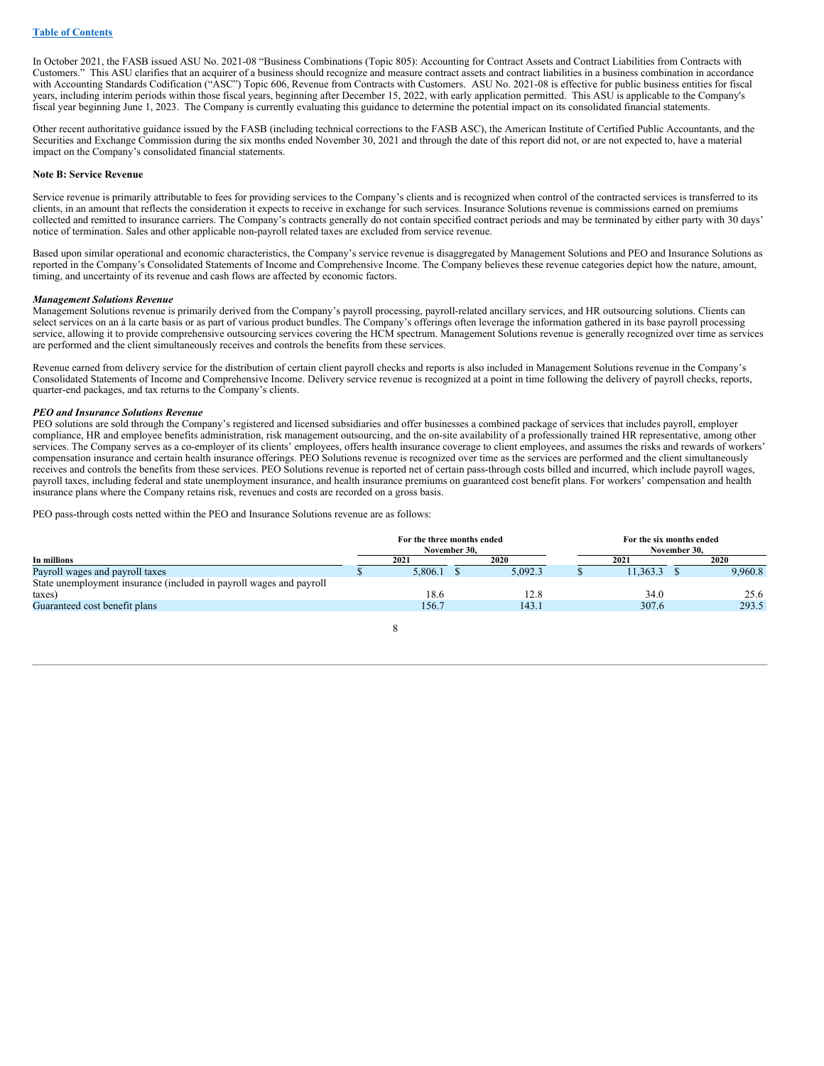In October 2021, the FASB issued ASU No. 2021-08 "Business Combinations (Topic 805): Accounting for Contract Assets and Contract Liabilities from Contracts with Customers." This ASU clarifies that an acquirer of a business should recognize and measure contract assets and contract liabilities in a business combination in accordance with Accounting Standards Codification ("ASC") Topic 606, Revenue from Contracts with Customers. ASU No. 2021-08 is effective for public business entities for fiscal years, including interim periods within those fiscal years, beginning after December 15, 2022, with early application permitted. This ASU is applicable to the Company's fiscal year beginning June 1, 2023. The Company is currently evaluating this guidance to determine the potential impact on its consolidated financial statements.

Other recent authoritative guidance issued by the FASB (including technical corrections to the FASB ASC), the American Institute of Certified Public Accountants, and the Securities and Exchange Commission during the six months ended November 30, 2021 and through the date of this report did not, or are not expected to, have a material impact on the Company's consolidated financial statements.

**Note B: Service Revenue**

Service revenue is primarily attributable to fees for providing services to the Company's clients and is recognized when control of the contracted services is transferred to its clients, in an amount that reflects the consideration it expects to receive in exchange for such services. Insurance Solutions revenue is commissions earned on premiums collected and remitted to insurance carriers. The Company's contracts generally do not contain specified contract periods and may be terminated by either party with 30 days' notice of termination. Sales and other applicable non-payroll related taxes are excluded from service revenue.

Based upon similar operational and economic characteristics, the Company's service revenue is disaggregated by Management Solutions and PEO and Insurance Solutions as reported in the Company's Consolidated Statements of Income and Comprehensive Income. The Company believes these revenue categories depict how the nature, amount, timing, and uncertainty of its revenue and cash flows are affected by economic factors.

***Management Solutions Revenue***

Management Solutions revenue is primarily derived from the Company's payroll processing, payroll-related ancillary services, and HR outsourcing solutions. Clients can select services on an á la carte basis or as part of various product bundles. The Company's offerings often leverage the information gathered in its base payroll processing service, allowing it to provide comprehensive outsourcing services covering the HCM spectrum. Management Solutions revenue is generally recognized over time as services are performed and the client simultaneously receives and controls the benefits from these services.

Revenue earned from delivery service for the distribution of certain client payroll checks and reports is also included in Management Solutions revenue in the Company's Consolidated Statements of Income and Comprehensive Income. Delivery service revenue is recognized at a point in time following the delivery of payroll checks, reports, quarter-end packages, and tax returns to the Company's clients.

***PEO and Insurance Solutions Revenue***

PEO solutions are sold through the Company's registered and licensed subsidiaries and offer businesses a combined package of services that includes payroll, employer compliance, HR and employee benefits administration, risk management outsourcing, and the on-site availability of a professionally trained HR representative, among other services. The Company serves as a co-employer of its clients' employees, offers health insurance coverage to client employees, and assumes the risks and rewards of workers' compensation insurance and certain health insurance offerings. PEO Solutions revenue is recognized over time as the services are performed and the client simultaneously receives and controls the benefits from these services. PEO Solutions revenue is reported net of certain pass-through costs billed and incurred, which include payroll wages, payroll taxes, including federal and state unemployment insurance, and health insurance premiums on guaranteed cost benefit plans. For workers' compensation and health insurance plans where the Company retains risk, revenues and costs are recorded on a gross basis.

PEO pass-through costs netted within the PEO and Insurance Solutions revenue are as follows:

| | For the three months ended November 30, | | For the six months ended November 30, | |
|---|---|---|---|---|
| **In millions** | **2021** | **2020** | **2021** | **2020** |
| Payroll wages and payroll taxes | $ 5,806.1 | $ 5,092.3 | $ 11,363.3 | $ 9,960.8 |
| State unemployment insurance (included in payroll wages and payroll taxes) | 18.6 | 12.8 | 34.0 | 25.6 |
| Guaranteed cost benefit plans | 156.7 | 143.1 | 307.6 | 293.5 |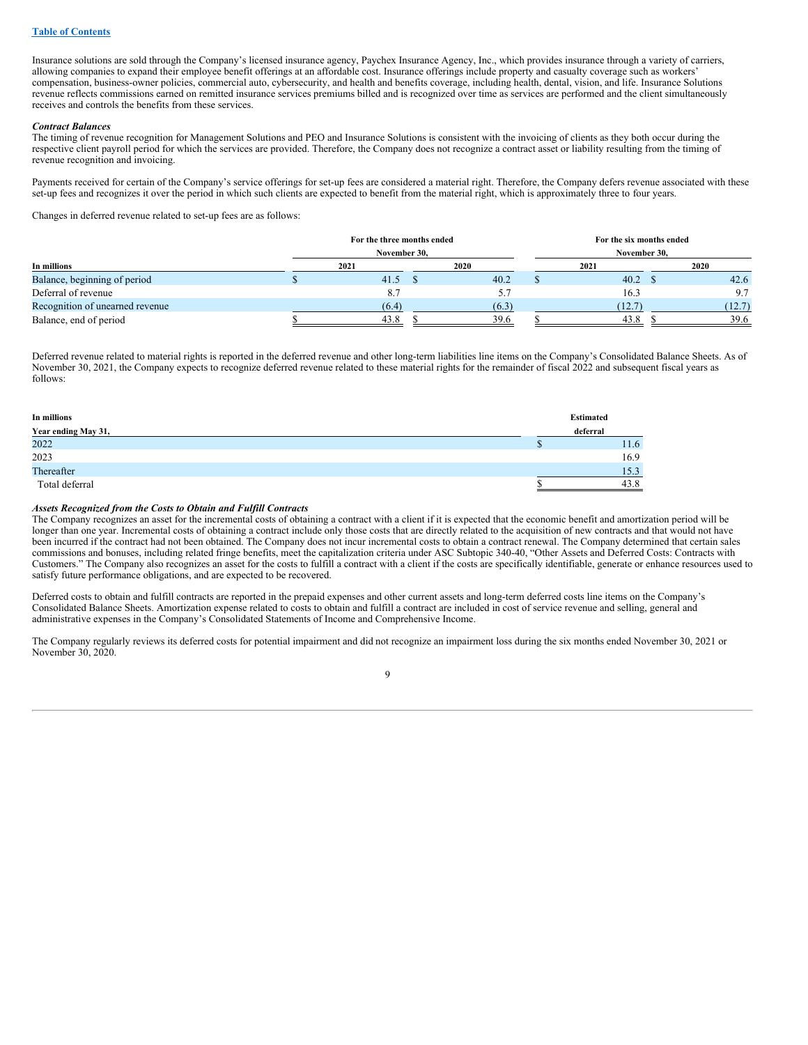Insurance solutions are sold through the Company's licensed insurance agency, Paychex Insurance Agency, Inc., which provides insurance through a variety of carriers, allowing companies to expand their employee benefit offerings at an affordable cost. Insurance offerings include property and casualty coverage such as workers' compensation, business-owner policies, commercial auto, cybersecurity, and health and benefits coverage, including health, dental, vision, and life. Insurance Solutions revenue reflects commissions earned on remitted insurance services premiums billed and is recognized over time as services are performed and the client simultaneously receives and controls the benefits from these services.

***Contract Balances***

The timing of revenue recognition for Management Solutions and PEO and Insurance Solutions is consistent with the invoicing of clients as they both occur during the respective client payroll period for which the services are provided. Therefore, the Company does not recognize a contract asset or liability resulting from the timing of revenue recognition and invoicing.

Payments received for certain of the Company's service offerings for set-up fees are considered a material right. Therefore, the Company defers revenue associated with these set-up fees and recognizes it over the period in which such clients are expected to benefit from the material right, which is approximately three to four years.

Changes in deferred revenue related to set-up fees are as follows:

| In millions | For the three months ended November 30, 2021 | For the three months ended November 30, 2020 | For the six months ended November 30, 2021 | For the six months ended November 30, 2020 |
|---|---|---|---|---|
| Balance, beginning of period | $ 41.5 | $ 40.2 | $ 40.2 | $ 42.6 |
| Deferral of revenue | 8.7 | 5.7 | 16.3 | 9.7 |
| Recognition of unearned revenue | (6.4) | (6.3) | (12.7) | (12.7) |
| Balance, end of period | $ 43.8 | $ 39.6 | $ 43.8 | $ 39.6 |

Deferred revenue related to material rights is reported in the deferred revenue and other long-term liabilities line items on the Company's Consolidated Balance Sheets. As of November 30, 2021, the Company expects to recognize deferred revenue related to these material rights for the remainder of fiscal 2022 and subsequent fiscal years as follows:

| In millions<br>Year ending May 31, | Estimated deferral |
|---|---|
| 2022 | $ 11.6 |
| 2023 | 16.9 |
| Thereafter | 15.3 |
| Total deferral | $ 43.8 |

***Assets Recognized from the Costs to Obtain and Fulfill Contracts***

The Company recognizes an asset for the incremental costs of obtaining a contract with a client if it is expected that the economic benefit and amortization period will be longer than one year. Incremental costs of obtaining a contract include only those costs that are directly related to the acquisition of new contracts and that would not have been incurred if the contract had not been obtained. The Company does not incur incremental costs to obtain a contract renewal. The Company determined that certain sales commissions and bonuses, including related fringe benefits, meet the capitalization criteria under ASC Subtopic 340-40, "Other Assets and Deferred Costs: Contracts with Customers." The Company also recognizes an asset for the costs to fulfill a contract with a client if the costs are specifically identifiable, generate or enhance resources used to satisfy future performance obligations, and are expected to be recovered.

Deferred costs to obtain and fulfill contracts are reported in the prepaid expenses and other current assets and long-term deferred costs line items on the Company's Consolidated Balance Sheets. Amortization expense related to costs to obtain and fulfill a contract are included in cost of service revenue and selling, general and administrative expenses in the Company's Consolidated Statements of Income and Comprehensive Income.

The Company regularly reviews its deferred costs for potential impairment and did not recognize an impairment loss during the six months ended November 30, 2021 or November 30, 2020.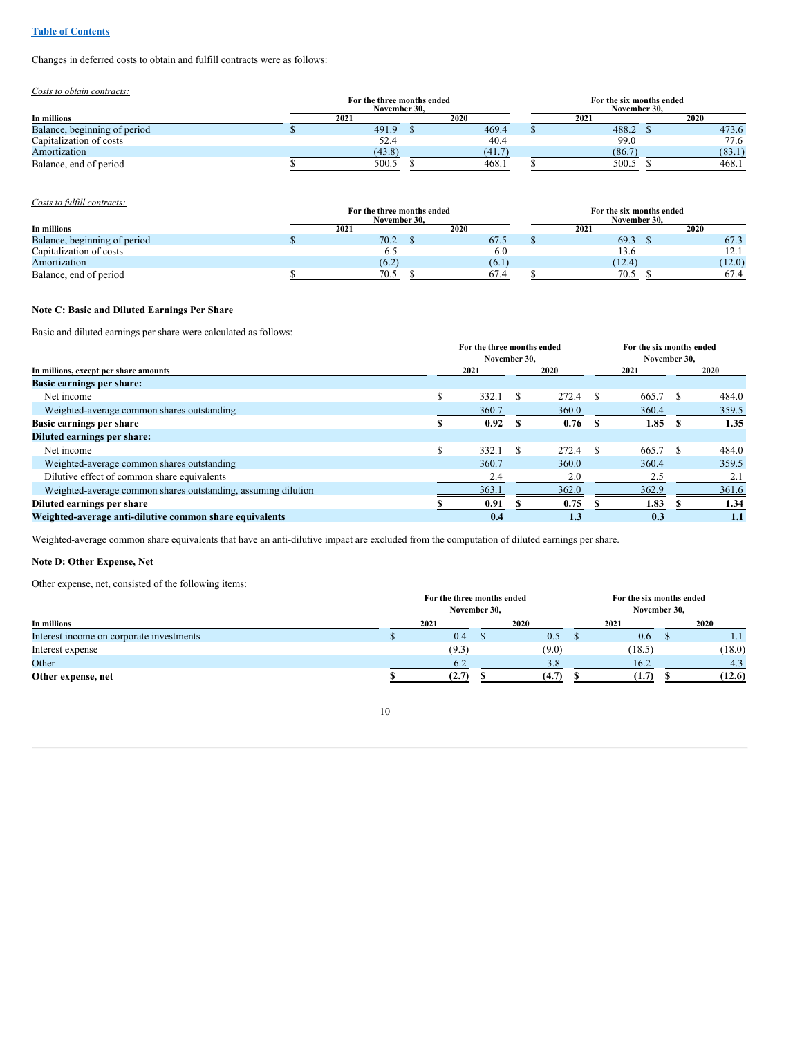Changes in deferred costs to obtain and fulfill contracts were as follows:

*Costs to obtain contracts:*

| In millions | For the three months ended November 30, 2021 | For the three months ended November 30, 2020 | For the six months ended November 30, 2021 | For the six months ended November 30, 2020 |
|---|---|---|---|---|
| Balance, beginning of period | $ 491.9 | $ 469.4 | $ 488.2 | $ 473.6 |
| Capitalization of costs | 52.4 | 40.4 | 99.0 | 77.6 |
| Amortization | (43.8) | (41.7) | (86.7) | (83.1) |
| Balance, end of period | $ 500.5 | $ 468.1 | $ 500.5 | $ 468.1 |

*Costs to fulfill contracts:*

| In millions | For the three months ended November 30, 2021 | For the three months ended November 30, 2020 | For the six months ended November 30, 2021 | For the six months ended November 30, 2020 |
|---|---|---|---|---|
| Balance, beginning of period | $ 70.2 | $ 67.5 | $ 69.3 | $ 67.3 |
| Capitalization of costs | 6.5 | 6.0 | 13.6 | 12.1 |
| Amortization | (6.2) | (6.1) | (12.4) | (12.0) |
| Balance, end of period | $ 70.5 | $ 67.4 | $ 70.5 | $ 67.4 |

**Note C: Basic and Diluted Earnings Per Share**

Basic and diluted earnings per share were calculated as follows:

| In millions, except per share amounts | For the three months ended November 30, 2021 | For the three months ended November 30, 2020 | For the six months ended November 30, 2021 | For the six months ended November 30, 2020 |
|---|---|---|---|---|
| **Basic earnings per share:** | | | | |
| Net income | $ 332.1 | $ 272.4 | $ 665.7 | $ 484.0 |
| Weighted-average common shares outstanding | 360.7 | 360.0 | 360.4 | 359.5 |
| **Basic earnings per share** | **$ 0.92** | **$ 0.76** | **$ 1.85** | **$ 1.35** |
| **Diluted earnings per share:** | | | | |
| Net income | $ 332.1 | $ 272.4 | $ 665.7 | $ 484.0 |
| Weighted-average common shares outstanding | 360.7 | 360.0 | 360.4 | 359.5 |
| Dilutive effect of common share equivalents | 2.4 | 2.0 | 2.5 | 2.1 |
| Weighted-average common shares outstanding, assuming dilution | 363.1 | 362.0 | 362.9 | 361.6 |
| **Diluted earnings per share** | **$ 0.91** | **$ 0.75** | **$ 1.83** | **$ 1.34** |
| **Weighted-average anti-dilutive common share equivalents** | **0.4** | **1.3** | **0.3** | **1.1** |

Weighted-average common share equivalents that have an anti-dilutive impact are excluded from the computation of diluted earnings per share.

**Note D: Other Expense, Net**

Other expense, net, consisted of the following items:

| In millions | For the three months ended November 30, 2021 | For the three months ended November 30, 2020 | For the six months ended November 30, 2021 | For the six months ended November 30, 2020 |
|---|---|---|---|---|
| Interest income on corporate investments | $ 0.4 | $ 0.5 | $ 0.6 | $ 1.1 |
| Interest expense | (9.3) | (9.0) | (18.5) | (18.0) |
| Other | 6.2 | 3.8 | 16.2 | 4.3 |
| **Other expense, net** | **$ (2.7)** | **$ (4.7)** | **$ (1.7)** | **$ (12.6)** |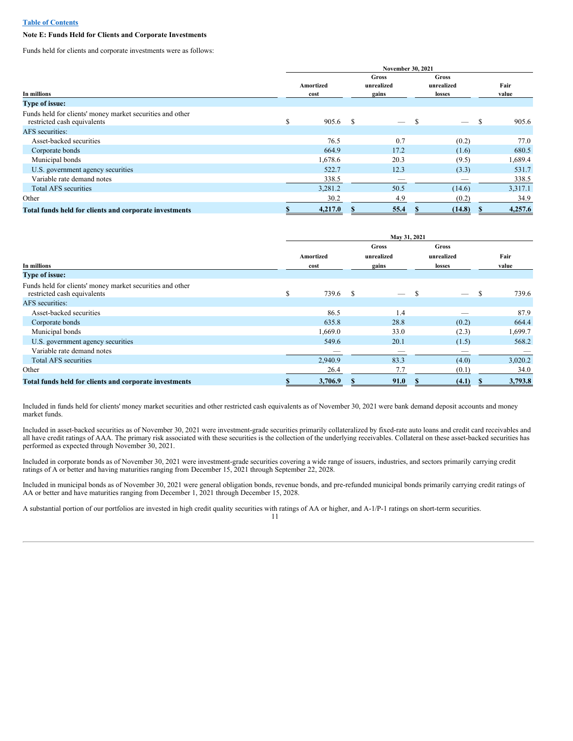**Note E: Funds Held for Clients and Corporate Investments**

Funds held for clients and corporate investments were as follows:

| In millions | November 30, 2021 | | | |
|---|---|---|---|---|
| | Amortized cost | Gross unrealized gains | Gross unrealized losses | Fair value |
| **Type of issue:** | | | | |
| Funds held for clients' money market securities and other restricted cash equivalents | $ 905.6 | $ — | $ — | $ 905.6 |
| AFS securities: | | | | |
| Asset-backed securities | 76.5 | 0.7 | (0.2) | 77.0 |
| Corporate bonds | 664.9 | 17.2 | (1.6) | 680.5 |
| Municipal bonds | 1,678.6 | 20.3 | (9.5) | 1,689.4 |
| U.S. government agency securities | 522.7 | 12.3 | (3.3) | 531.7 |
| Variable rate demand notes | 338.5 | — | — | 338.5 |
| Total AFS securities | 3,281.2 | 50.5 | (14.6) | 3,317.1 |
| Other | 30.2 | 4.9 | (0.2) | 34.9 |
| **Total funds held for clients and corporate investments** | **$ 4,217.0** | **$ 55.4** | **$ (14.8)** | **$ 4,257.6** |

| In millions | May 31, 2021 | | | |
|---|---|---|---|---|
| | Amortized cost | Gross unrealized gains | Gross unrealized losses | Fair value |
| **Type of issue:** | | | | |
| Funds held for clients' money market securities and other restricted cash equivalents | $ 739.6 | $ — | $ — | $ 739.6 |
| AFS securities: | | | | |
| Asset-backed securities | 86.5 | 1.4 | — | 87.9 |
| Corporate bonds | 635.8 | 28.8 | (0.2) | 664.4 |
| Municipal bonds | 1,669.0 | 33.0 | (2.3) | 1,699.7 |
| U.S. government agency securities | 549.6 | 20.1 | (1.5) | 568.2 |
| Variable rate demand notes | — | — | — | — |
| Total AFS securities | 2,940.9 | 83.3 | (4.0) | 3,020.2 |
| Other | 26.4 | 7.7 | (0.1) | 34.0 |
| **Total funds held for clients and corporate investments** | **$ 3,706.9** | **$ 91.0** | **$ (4.1)** | **$ 3,793.8** |

Included in funds held for clients' money market securities and other restricted cash equivalents as of November 30, 2021 were bank demand deposit accounts and money market funds.

Included in asset-backed securities as of November 30, 2021 were investment-grade securities primarily collateralized by fixed-rate auto loans and credit card receivables and all have credit ratings of AAA. The primary risk associated with these securities is the collection of the underlying receivables. Collateral on these asset-backed securities has performed as expected through November 30, 2021.

Included in corporate bonds as of November 30, 2021 were investment-grade securities covering a wide range of issuers, industries, and sectors primarily carrying credit ratings of A or better and having maturities ranging from December 15, 2021 through September 22, 2028.

Included in municipal bonds as of November 30, 2021 were general obligation bonds, revenue bonds, and pre-refunded municipal bonds primarily carrying credit ratings of AA or better and have maturities ranging from December 1, 2021 through December 15, 2028.

A substantial portion of our portfolios are invested in high credit quality securities with ratings of AA or higher, and A-1/P-1 ratings on short-term securities.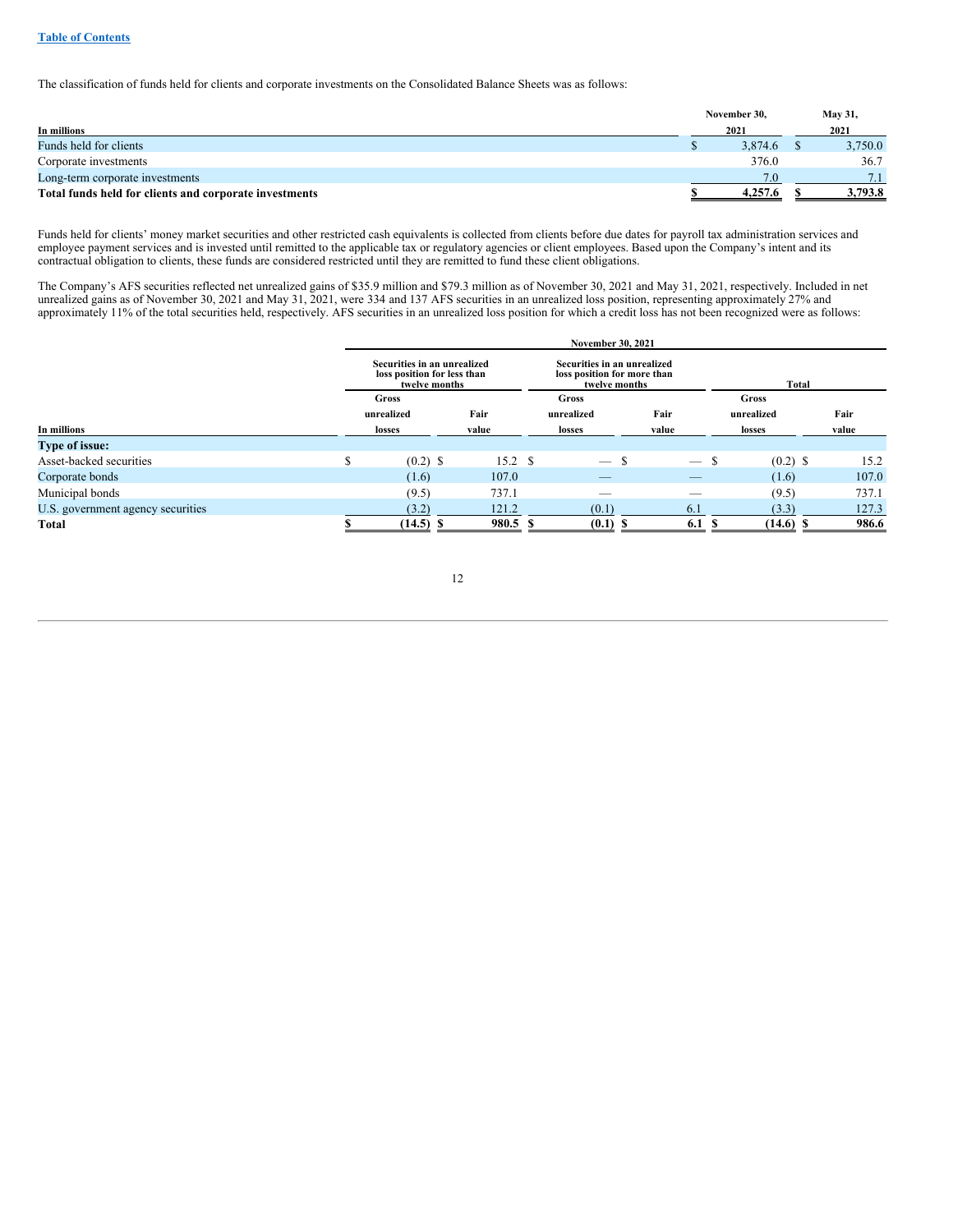The classification of funds held for clients and corporate investments on the Consolidated Balance Sheets was as follows:

| In millions | November 30, 2021 | May 31, 2021 |
|---|---|---|
| Funds held for clients | $ 3,874.6 | $ 3,750.0 |
| Corporate investments | 376.0 | 36.7 |
| Long-term corporate investments | 7.0 | 7.1 |
| **Total funds held for clients and corporate investments** | **$ 4,257.6** | **$ 3,793.8** |

Funds held for clients' money market securities and other restricted cash equivalents is collected from clients before due dates for payroll tax administration services and employee payment services and is invested until remitted to the applicable tax or regulatory agencies or client employees. Based upon the Company's intent and its contractual obligation to clients, these funds are considered restricted until they are remitted to fund these client obligations.

The Company's AFS securities reflected net unrealized gains of $35.9 million and $79.3 million as of November 30, 2021 and May 31, 2021, respectively. Included in net unrealized gains as of November 30, 2021 and May 31, 2021, were 334 and 137 AFS securities in an unrealized loss position, representing approximately 27% and approximately 11% of the total securities held, respectively. AFS securities in an unrealized loss position for which a credit loss has not been recognized were as follows:

| | November 30, 2021 | | | | | |
|---|---|---|---|---|---|---|
| | Securities in an unrealized loss position for less than twelve months | | Securities in an unrealized loss position for more than twelve months | | Total | |
| In millions | Gross unrealized losses | Fair value | Gross unrealized losses | Fair value | Gross unrealized losses | Fair value |
| **Type of issue:** | | | | | | |
| Asset-backed securities | $ (0.2) | $ 15.2 | $ — | $ — | $ (0.2) | $ 15.2 |
| Corporate bonds | (1.6) | 107.0 | — | — | (1.6) | 107.0 |
| Municipal bonds | (9.5) | 737.1 | — | — | (9.5) | 737.1 |
| U.S. government agency securities | (3.2) | 121.2 | (0.1) | 6.1 | (3.3) | 127.3 |
| **Total** | **$ (14.5)** | **$ 980.5** | **$ (0.1)** | **$ 6.1** | **$ (14.6)** | **$ 986.6** |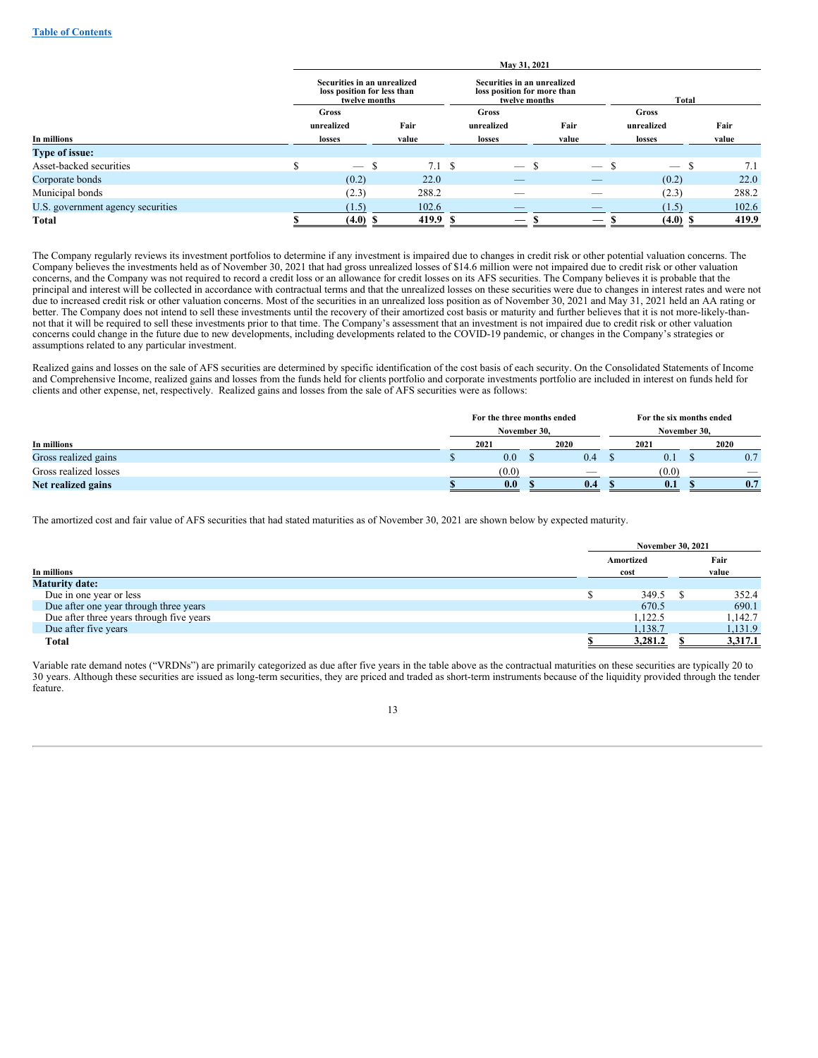| In millions | May 31, 2021 | | | | | |
|---|---|---|---|---|---|---|
| | Securities in an unrealized loss position for less than twelve months | | Securities in an unrealized loss position for more than twelve months | | Total | |
| | Gross unrealized losses | Fair value | Gross unrealized losses | Fair value | Gross unrealized losses | Fair value |
| **Type of issue:** | | | | | | |
| Asset-backed securities | $ — | $ 7.1 | $ — | $ — | $ — | $ 7.1 |
| Corporate bonds | (0.2) | 22.0 | — | — | (0.2) | 22.0 |
| Municipal bonds | (2.3) | 288.2 | — | — | (2.3) | 288.2 |
| U.S. government agency securities | (1.5) | 102.6 | — | — | (1.5) | 102.6 |
| **Total** | **$ (4.0)** | **$ 419.9** | **$ —** | **$ —** | **$ (4.0)** | **$ 419.9** |

The Company regularly reviews its investment portfolios to determine if any investment is impaired due to changes in credit risk or other potential valuation concerns. The Company believes the investments held as of November 30, 2021 that had gross unrealized losses of $14.6 million were not impaired due to credit risk or other valuation concerns, and the Company was not required to record a credit loss or an allowance for credit losses on its AFS securities. The Company believes it is probable that the principal and interest will be collected in accordance with contractual terms and that the unrealized losses on these securities were due to changes in interest rates and were not due to increased credit risk or other valuation concerns. Most of the securities in an unrealized loss position as of November 30, 2021 and May 31, 2021 held an AA rating or better. The Company does not intend to sell these investments until the recovery of their amortized cost basis or maturity and further believes that it is not more-likely-than-not that it will be required to sell these investments prior to that time. The Company's assessment that an investment is not impaired due to credit risk or other valuation concerns could change in the future due to new developments, including developments related to the COVID-19 pandemic, or changes in the Company's strategies or assumptions related to any particular investment.

Realized gains and losses on the sale of AFS securities are determined by specific identification of the cost basis of each security. On the Consolidated Statements of Income and Comprehensive Income, realized gains and losses from the funds held for clients portfolio and corporate investments portfolio are included in interest on funds held for clients and other expense, net, respectively. Realized gains and losses from the sale of AFS securities were as follows:

| In millions | For the three months ended November 30, | | For the six months ended November 30, | |
|---|---|---|---|---|
| | 2021 | 2020 | 2021 | 2020 |
| Gross realized gains | $ 0.0 | $ 0.4 | $ 0.1 | $ 0.7 |
| Gross realized losses | (0.0) | — | (0.0) | — |
| **Net realized gains** | **$ 0.0** | **$ 0.4** | **$ 0.1** | **$ 0.7** |

The amortized cost and fair value of AFS securities that had stated maturities as of November 30, 2021 are shown below by expected maturity.

| In millions | November 30, 2021 | |
|---|---|---|
| | Amortized cost | Fair value |
| **Maturity date:** | | |
| Due in one year or less | $ 349.5 | $ 352.4 |
| Due after one year through three years | 670.5 | 690.1 |
| Due after three years through five years | 1,122.5 | 1,142.7 |
| Due after five years | 1,138.7 | 1,131.9 |
| **Total** | **$ 3,281.2** | **$ 3,317.1** |

Variable rate demand notes ("VRDNs") are primarily categorized as due after five years in the table above as the contractual maturities on these securities are typically 20 to 30 years. Although these securities are issued as long-term securities, they are priced and traded as short-term instruments because of the liquidity provided through the tender feature.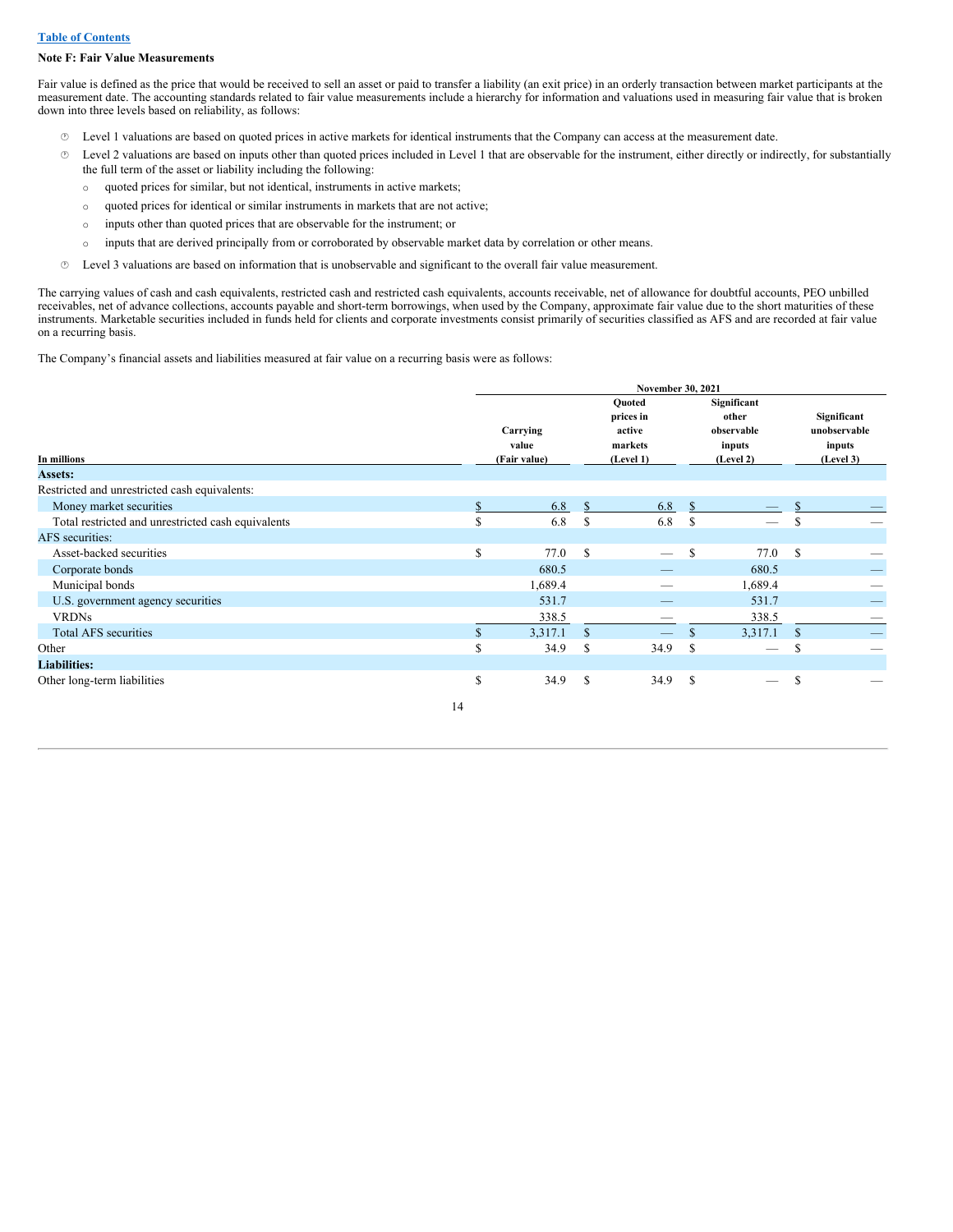[Table of Contents](#)

**Note F: Fair Value Measurements**

Fair value is defined as the price that would be received to sell an asset or paid to transfer a liability (an exit price) in an orderly transaction between market participants at the measurement date. The accounting standards related to fair value measurements include a hierarchy for information and valuations used in measuring fair value that is broken down into three levels based on reliability, as follows:

- Level 1 valuations are based on quoted prices in active markets for identical instruments that the Company can access at the measurement date.
- Level 2 valuations are based on inputs other than quoted prices included in Level 1 that are observable for the instrument, either directly or indirectly, for substantially the full term of the asset or liability including the following:
  - quoted prices for similar, but not identical, instruments in active markets;
  - quoted prices for identical or similar instruments in markets that are not active;
  - inputs other than quoted prices that are observable for the instrument; or
  - inputs that are derived principally from or corroborated by observable market data by correlation or other means.
- Level 3 valuations are based on information that is unobservable and significant to the overall fair value measurement.

The carrying values of cash and cash equivalents, restricted cash and restricted cash equivalents, accounts receivable, net of allowance for doubtful accounts, PEO unbilled receivables, net of advance collections, accounts payable and short-term borrowings, when used by the Company, approximate fair value due to the short maturities of these instruments. Marketable securities included in funds held for clients and corporate investments consist primarily of securities classified as AFS and are recorded at fair value on a recurring basis.

The Company's financial assets and liabilities measured at fair value on a recurring basis were as follows:

| | November 30, 2021 | | | |
|---|---|---|---|---|
| In millions | Carrying value (Fair value) | Quoted prices in active markets (Level 1) | Significant other observable inputs (Level 2) | Significant unobservable inputs (Level 3) |
| **Assets:** | | | | |
| Restricted and unrestricted cash equivalents: | | | | |
| Money market securities | $ 6.8 | $ 6.8 | $ — | $ — |
| Total restricted and unrestricted cash equivalents | $ 6.8 | $ 6.8 | $ — | $ — |
| AFS securities: | | | | |
| Asset-backed securities | $ 77.0 | $ — | $ 77.0 | $ — |
| Corporate bonds | 680.5 | — | 680.5 | — |
| Municipal bonds | 1,689.4 | — | 1,689.4 | — |
| U.S. government agency securities | 531.7 | — | 531.7 | — |
| VRDNs | 338.5 | — | 338.5 | — |
| Total AFS securities | $ 3,317.1 | $ — | $ 3,317.1 | $ — |
| Other | $ 34.9 | $ 34.9 | $ — | $ — |
| **Liabilities:** | | | | |
| Other long-term liabilities | $ 34.9 | $ 34.9 | $ — | $ — |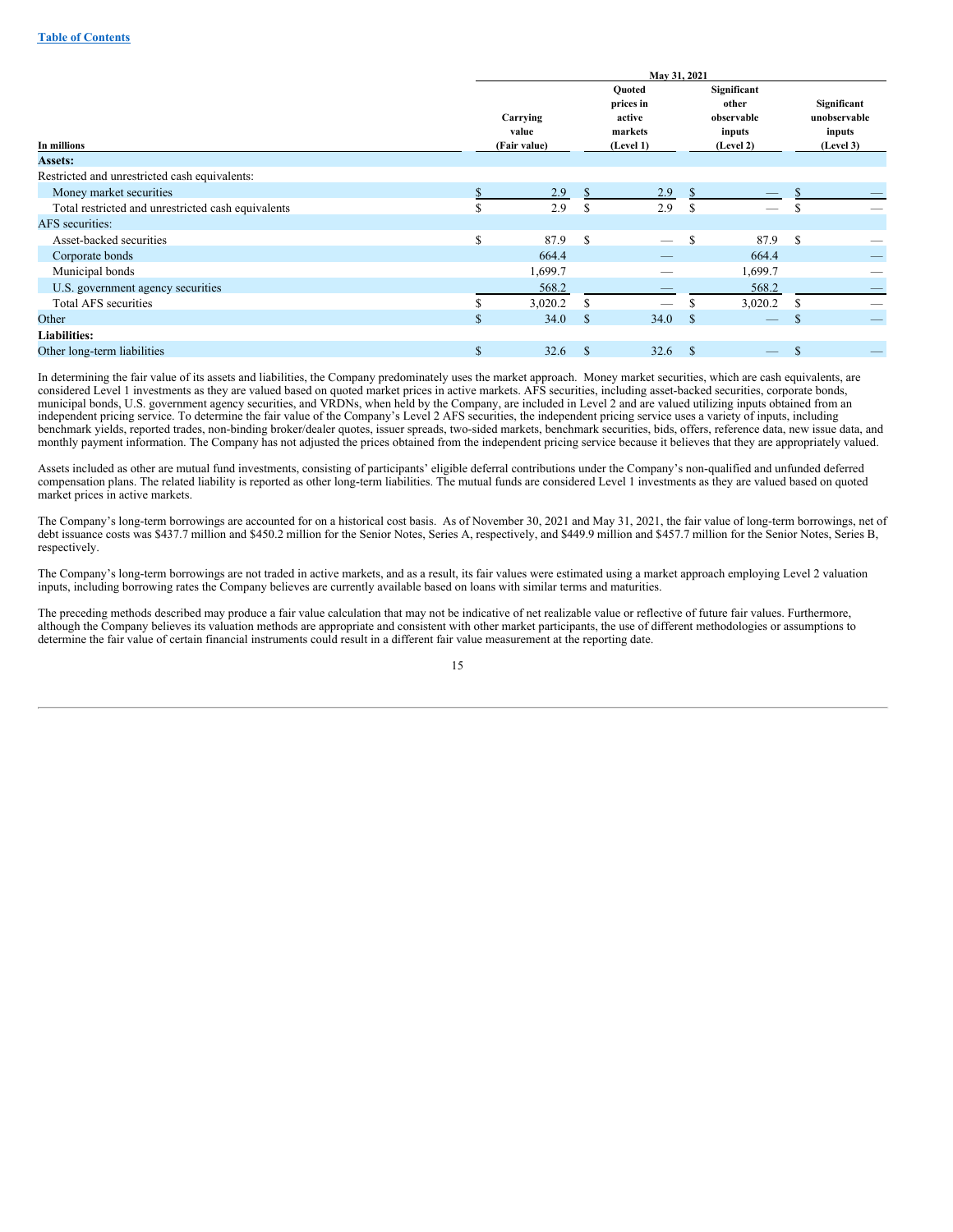| In millions | May 31, 2021 | | | |
|---|---|---|---|---|
| | Carrying value (Fair value) | Quoted prices in active markets (Level 1) | Significant other observable inputs (Level 2) | Significant unobservable inputs (Level 3) |
| **Assets:** | | | | |
| Restricted and unrestricted cash equivalents: | | | | |
| Money market securities | $ 2.9 | $ 2.9 | $ — | $ — |
| Total restricted and unrestricted cash equivalents | $ 2.9 | $ 2.9 | $ — | $ — |
| AFS securities: | | | | |
| Asset-backed securities | $ 87.9 | $ — | $ 87.9 | $ — |
| Corporate bonds | 664.4 | — | 664.4 | — |
| Municipal bonds | 1,699.7 | — | 1,699.7 | — |
| U.S. government agency securities | 568.2 | — | 568.2 | — |
| Total AFS securities | $ 3,020.2 | $ — | $ 3,020.2 | $ — |
| Other | $ 34.0 | $ 34.0 | $ — | $ — |
| **Liabilities:** | | | | |
| Other long-term liabilities | $ 32.6 | $ 32.6 | $ — | $ — |

In determining the fair value of its assets and liabilities, the Company predominately uses the market approach. Money market securities, which are cash equivalents, are considered Level 1 investments as they are valued based on quoted market prices in active markets. AFS securities, including asset-backed securities, corporate bonds, municipal bonds, U.S. government agency securities, and VRDNs, when held by the Company, are included in Level 2 and are valued utilizing inputs obtained from an independent pricing service. To determine the fair value of the Company's Level 2 AFS securities, the independent pricing service uses a variety of inputs, including benchmark yields, reported trades, non-binding broker/dealer quotes, issuer spreads, two-sided markets, benchmark securities, bids, offers, reference data, new issue data, and monthly payment information. The Company has not adjusted the prices obtained from the independent pricing service because it believes that they are appropriately valued.

Assets included as other are mutual fund investments, consisting of participants' eligible deferral contributions under the Company's non-qualified and unfunded deferred compensation plans. The related liability is reported as other long-term liabilities. The mutual funds are considered Level 1 investments as they are valued based on quoted market prices in active markets.

The Company's long-term borrowings are accounted for on a historical cost basis. As of November 30, 2021 and May 31, 2021, the fair value of long-term borrowings, net of debt issuance costs was $437.7 million and $450.2 million for the Senior Notes, Series A, respectively, and $449.9 million and $457.7 million for the Senior Notes, Series B, respectively.

The Company's long-term borrowings are not traded in active markets, and as a result, its fair values were estimated using a market approach employing Level 2 valuation inputs, including borrowing rates the Company believes are currently available based on loans with similar terms and maturities.

The preceding methods described may produce a fair value calculation that may not be indicative of net realizable value or reflective of future fair values. Furthermore, although the Company believes its valuation methods are appropriate and consistent with other market participants, the use of different methodologies or assumptions to determine the fair value of certain financial instruments could result in a different fair value measurement at the reporting date.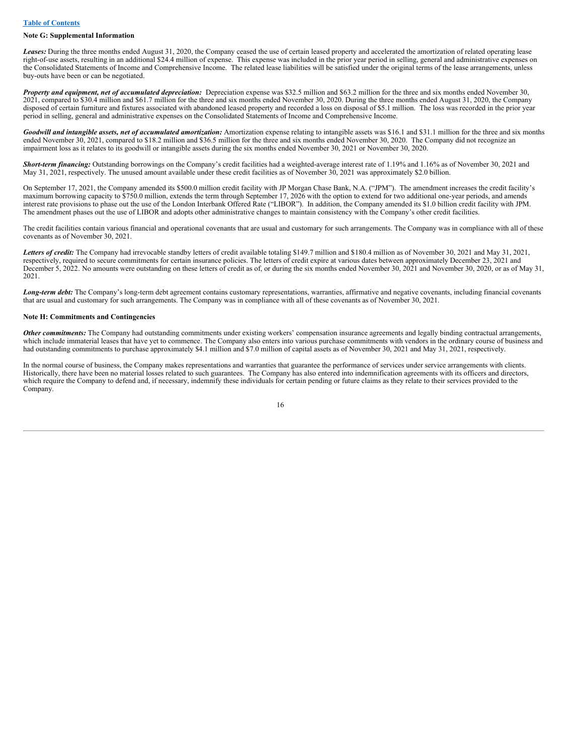## Note G: Supplemental Information

***Leases:*** During the three months ended August 31, 2020, the Company ceased the use of certain leased property and accelerated the amortization of related operating lease right-of-use assets, resulting in an additional $24.4 million of expense. This expense was included in the prior year period in selling, general and administrative expenses on the Consolidated Statements of Income and Comprehensive Income. The related lease liabilities will be satisfied under the original terms of the lease arrangements, unless buy-outs have been or can be negotiated.

***Property and equipment, net of accumulated depreciation:*** Depreciation expense was $32.5 million and $63.2 million for the three and six months ended November 30, 2021, compared to $30.4 million and $61.7 million for the three and six months ended November 30, 2020. During the three months ended August 31, 2020, the Company disposed of certain furniture and fixtures associated with abandoned leased property and recorded a loss on disposal of $5.1 million. The loss was recorded in the prior year period in selling, general and administrative expenses on the Consolidated Statements of Income and Comprehensive Income.

***Goodwill and intangible assets, net of accumulated amortization:*** Amortization expense relating to intangible assets was $16.1 and $31.1 million for the three and six months ended November 30, 2021, compared to $18.2 million and $36.5 million for the three and six months ended November 30, 2020. The Company did not recognize an impairment loss as it relates to its goodwill or intangible assets during the six months ended November 30, 2021 or November 30, 2020.

***Short-term financing:*** Outstanding borrowings on the Company's credit facilities had a weighted-average interest rate of 1.19% and 1.16% as of November 30, 2021 and May 31, 2021, respectively. The unused amount available under these credit facilities as of November 30, 2021 was approximately $2.0 billion.

On September 17, 2021, the Company amended its $500.0 million credit facility with JP Morgan Chase Bank, N.A. ("JPM"). The amendment increases the credit facility's maximum borrowing capacity to $750.0 million, extends the term through September 17, 2026 with the option to extend for two additional one-year periods, and amends interest rate provisions to phase out the use of the London Interbank Offered Rate ("LIBOR"). In addition, the Company amended its $1.0 billion credit facility with JPM. The amendment phases out the use of LIBOR and adopts other administrative changes to maintain consistency with the Company's other credit facilities.

The credit facilities contain various financial and operational covenants that are usual and customary for such arrangements. The Company was in compliance with all of these covenants as of November 30, 2021.

***Letters of credit:*** The Company had irrevocable standby letters of credit available totaling $149.7 million and $180.4 million as of November 30, 2021 and May 31, 2021, respectively, required to secure commitments for certain insurance policies. The letters of credit expire at various dates between approximately December 23, 2021 and December 5, 2022. No amounts were outstanding on these letters of credit as of, or during the six months ended November 30, 2021 and November 30, 2020, or as of May 31, 2021.

***Long-term debt:*** The Company's long-term debt agreement contains customary representations, warranties, affirmative and negative covenants, including financial covenants that are usual and customary for such arrangements. The Company was in compliance with all of these covenants as of November 30, 2021.

## Note H: Commitments and Contingencies

***Other commitments:*** The Company had outstanding commitments under existing workers' compensation insurance agreements and legally binding contractual arrangements, which include immaterial leases that have yet to commence. The Company also enters into various purchase commitments with vendors in the ordinary course of business and had outstanding commitments to purchase approximately $4.1 million and $7.0 million of capital assets as of November 30, 2021 and May 31, 2021, respectively.

In the normal course of business, the Company makes representations and warranties that guarantee the performance of services under service arrangements with clients. Historically, there have been no material losses related to such guarantees. The Company has also entered into indemnification agreements with its officers and directors, which require the Company to defend and, if necessary, indemnify these individuals for certain pending or future claims as they relate to their services provided to the Company.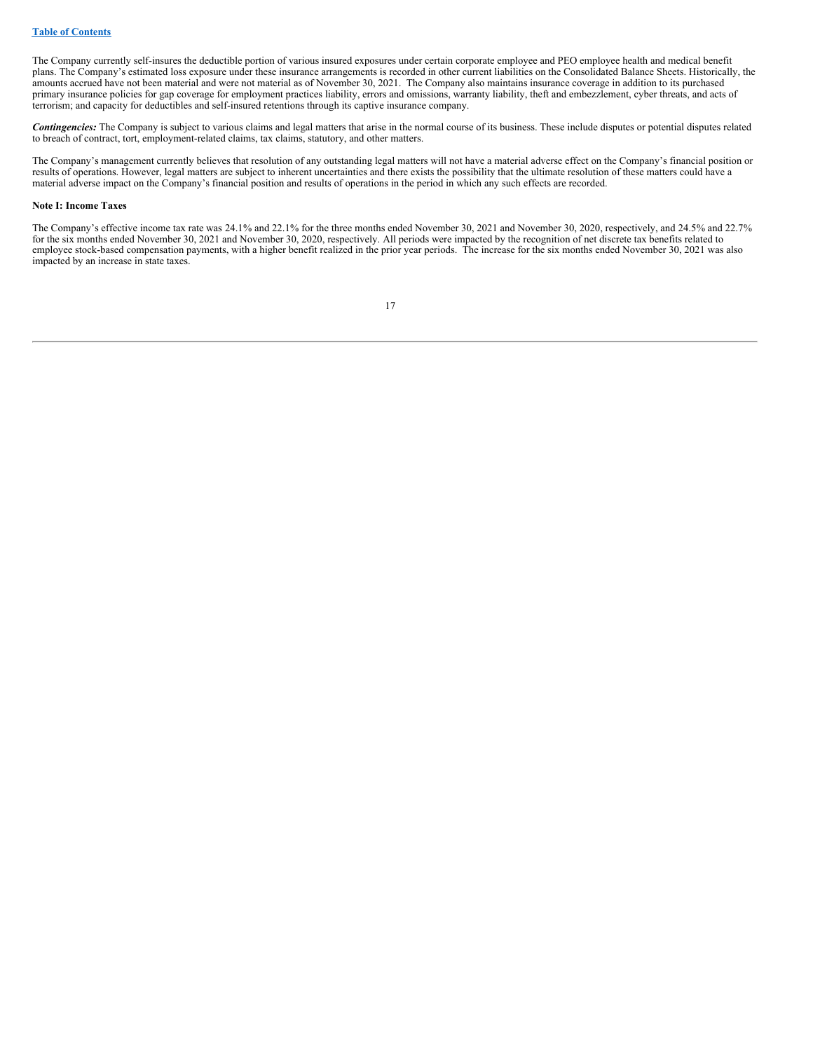The Company currently self-insures the deductible portion of various insured exposures under certain corporate employee and PEO employee health and medical benefit plans. The Company's estimated loss exposure under these insurance arrangements is recorded in other current liabilities on the Consolidated Balance Sheets. Historically, the amounts accrued have not been material and were not material as of November 30, 2021. The Company also maintains insurance coverage in addition to its purchased primary insurance policies for gap coverage for employment practices liability, errors and omissions, warranty liability, theft and embezzlement, cyber threats, and acts of terrorism; and capacity for deductibles and self-insured retentions through its captive insurance company.

***Contingencies:*** The Company is subject to various claims and legal matters that arise in the normal course of its business. These include disputes or potential disputes related to breach of contract, tort, employment-related claims, tax claims, statutory, and other matters.

The Company's management currently believes that resolution of any outstanding legal matters will not have a material adverse effect on the Company's financial position or results of operations. However, legal matters are subject to inherent uncertainties and there exists the possibility that the ultimate resolution of these matters could have a material adverse impact on the Company's financial position and results of operations in the period in which any such effects are recorded.

**Note I: Income Taxes**

The Company's effective income tax rate was 24.1% and 22.1% for the three months ended November 30, 2021 and November 30, 2020, respectively, and 24.5% and 22.7% for the six months ended November 30, 2021 and November 30, 2020, respectively. All periods were impacted by the recognition of net discrete tax benefits related to employee stock-based compensation payments, with a higher benefit realized in the prior year periods. The increase for the six months ended November 30, 2021 was also impacted by an increase in state taxes.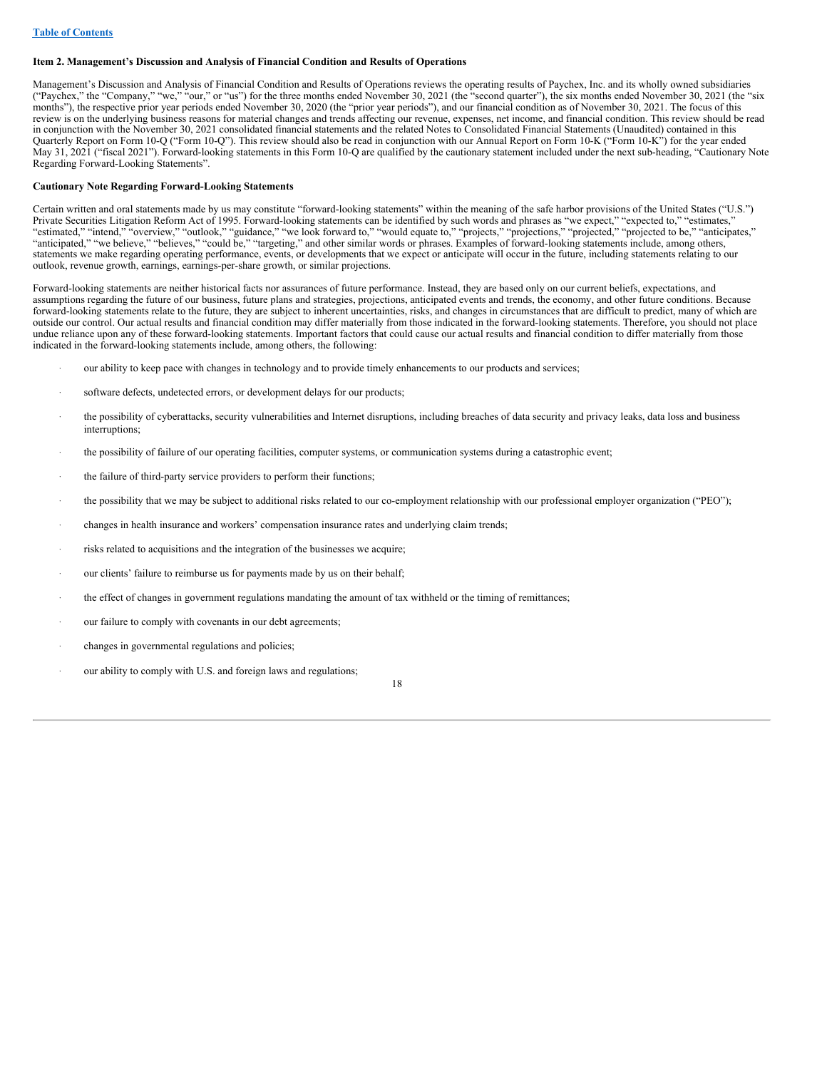### Item 2. Management's Discussion and Analysis of Financial Condition and Results of Operations

Management's Discussion and Analysis of Financial Condition and Results of Operations reviews the operating results of Paychex, Inc. and its wholly owned subsidiaries ("Paychex," the "Company," "we," "our," or "us") for the three months ended November 30, 2021 (the "second quarter"), the six months ended November 30, 2021 (the "six months"), the respective prior year periods ended November 30, 2020 (the "prior year periods"), and our financial condition as of November 30, 2021. The focus of this review is on the underlying business reasons for material changes and trends affecting our revenue, expenses, net income, and financial condition. This review should be read in conjunction with the November 30, 2021 consolidated financial statements and the related Notes to Consolidated Financial Statements (Unaudited) contained in this Quarterly Report on Form 10-Q ("Form 10-Q"). This review should also be read in conjunction with our Annual Report on Form 10-K ("Form 10-K") for the year ended May 31, 2021 ("fiscal 2021"). Forward-looking statements in this Form 10-Q are qualified by the cautionary statement included under the next sub-heading, "Cautionary Note Regarding Forward-Looking Statements".

### Cautionary Note Regarding Forward-Looking Statements

Certain written and oral statements made by us may constitute "forward-looking statements" within the meaning of the safe harbor provisions of the United States ("U.S.") Private Securities Litigation Reform Act of 1995. Forward-looking statements can be identified by such words and phrases as "we expect," "expected to," "estimates," "estimated," "intend," "overview," "outlook," "guidance," "we look forward to," "would equate to," "projects," "projections," "projected," "projected to be," "anticipates," "anticipated," "we believe," "believes," "could be," "targeting," and other similar words or phrases. Examples of forward-looking statements include, among others, statements we make regarding operating performance, events, or developments that we expect or anticipate will occur in the future, including statements relating to our outlook, revenue growth, earnings, earnings-per-share growth, or similar projections.

Forward-looking statements are neither historical facts nor assurances of future performance. Instead, they are based only on our current beliefs, expectations, and assumptions regarding the future of our business, future plans and strategies, projections, anticipated events and trends, the economy, and other future conditions. Because forward-looking statements relate to the future, they are subject to inherent uncertainties, risks, and changes in circumstances that are difficult to predict, many of which are outside our control. Our actual results and financial condition may differ materially from those indicated in the forward-looking statements. Therefore, you should not place undue reliance upon any of these forward-looking statements. Important factors that could cause our actual results and financial condition to differ materially from those indicated in the forward-looking statements include, among others, the following:

- our ability to keep pace with changes in technology and to provide timely enhancements to our products and services;
- software defects, undetected errors, or development delays for our products;
- the possibility of cyberattacks, security vulnerabilities and Internet disruptions, including breaches of data security and privacy leaks, data loss and business interruptions;
- the possibility of failure of our operating facilities, computer systems, or communication systems during a catastrophic event;
- the failure of third-party service providers to perform their functions;
- the possibility that we may be subject to additional risks related to our co-employment relationship with our professional employer organization ("PEO");
- changes in health insurance and workers' compensation insurance rates and underlying claim trends;
- risks related to acquisitions and the integration of the businesses we acquire;
- our clients' failure to reimburse us for payments made by us on their behalf;
- the effect of changes in government regulations mandating the amount of tax withheld or the timing of remittances;
- our failure to comply with covenants in our debt agreements;
- changes in governmental regulations and policies;
- our ability to comply with U.S. and foreign laws and regulations;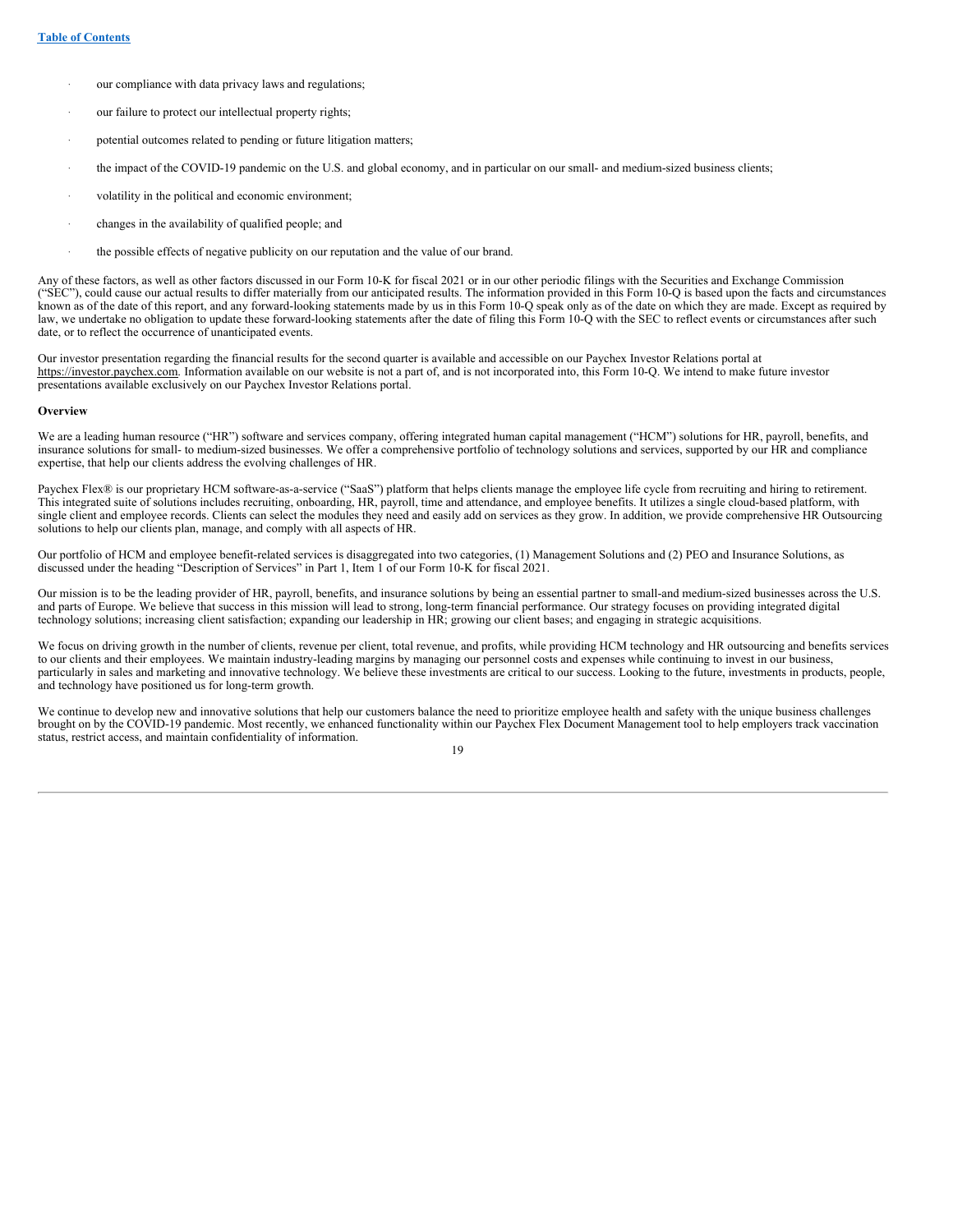- our compliance with data privacy laws and regulations;
- our failure to protect our intellectual property rights;
- potential outcomes related to pending or future litigation matters;
- the impact of the COVID-19 pandemic on the U.S. and global economy, and in particular on our small- and medium-sized business clients;
- volatility in the political and economic environment;
- changes in the availability of qualified people; and
- the possible effects of negative publicity on our reputation and the value of our brand.

Any of these factors, as well as other factors discussed in our Form 10-K for fiscal 2021 or in our other periodic filings with the Securities and Exchange Commission ("SEC"), could cause our actual results to differ materially from our anticipated results. The information provided in this Form 10-Q is based upon the facts and circumstances known as of the date of this report, and any forward-looking statements made by us in this Form 10-Q speak only as of the date on which they are made. Except as required by law, we undertake no obligation to update these forward-looking statements after the date of filing this Form 10-Q with the SEC to reflect events or circumstances after such date, or to reflect the occurrence of unanticipated events.

Our investor presentation regarding the financial results for the second quarter is available and accessible on our Paychex Investor Relations portal at https://investor.paychex.com. Information available on our website is not a part of, and is not incorporated into, this Form 10-Q. We intend to make future investor presentations available exclusively on our Paychex Investor Relations portal.

**Overview**

We are a leading human resource ("HR") software and services company, offering integrated human capital management ("HCM") solutions for HR, payroll, benefits, and insurance solutions for small- to medium-sized businesses. We offer a comprehensive portfolio of technology solutions and services, supported by our HR and compliance expertise, that help our clients address the evolving challenges of HR.

Paychex Flex® is our proprietary HCM software-as-a-service ("SaaS") platform that helps clients manage the employee life cycle from recruiting and hiring to retirement. This integrated suite of solutions includes recruiting, onboarding, HR, payroll, time and attendance, and employee benefits. It utilizes a single cloud-based platform, with single client and employee records. Clients can select the modules they need and easily add on services as they grow. In addition, we provide comprehensive HR Outsourcing solutions to help our clients plan, manage, and comply with all aspects of HR.

Our portfolio of HCM and employee benefit-related services is disaggregated into two categories, (1) Management Solutions and (2) PEO and Insurance Solutions, as discussed under the heading "Description of Services" in Part 1, Item 1 of our Form 10-K for fiscal 2021.

Our mission is to be the leading provider of HR, payroll, benefits, and insurance solutions by being an essential partner to small-and medium-sized businesses across the U.S. and parts of Europe. We believe that success in this mission will lead to strong, long-term financial performance. Our strategy focuses on providing integrated digital technology solutions; increasing client satisfaction; expanding our leadership in HR; growing our client bases; and engaging in strategic acquisitions.

We focus on driving growth in the number of clients, revenue per client, total revenue, and profits, while providing HCM technology and HR outsourcing and benefits services to our clients and their employees. We maintain industry-leading margins by managing our personnel costs and expenses while continuing to invest in our business, particularly in sales and marketing and innovative technology. We believe these investments are critical to our success. Looking to the future, investments in products, people, and technology have positioned us for long-term growth.

We continue to develop new and innovative solutions that help our customers balance the need to prioritize employee health and safety with the unique business challenges brought on by the COVID-19 pandemic. Most recently, we enhanced functionality within our Paychex Flex Document Management tool to help employers track vaccination status, restrict access, and maintain confidentiality of information.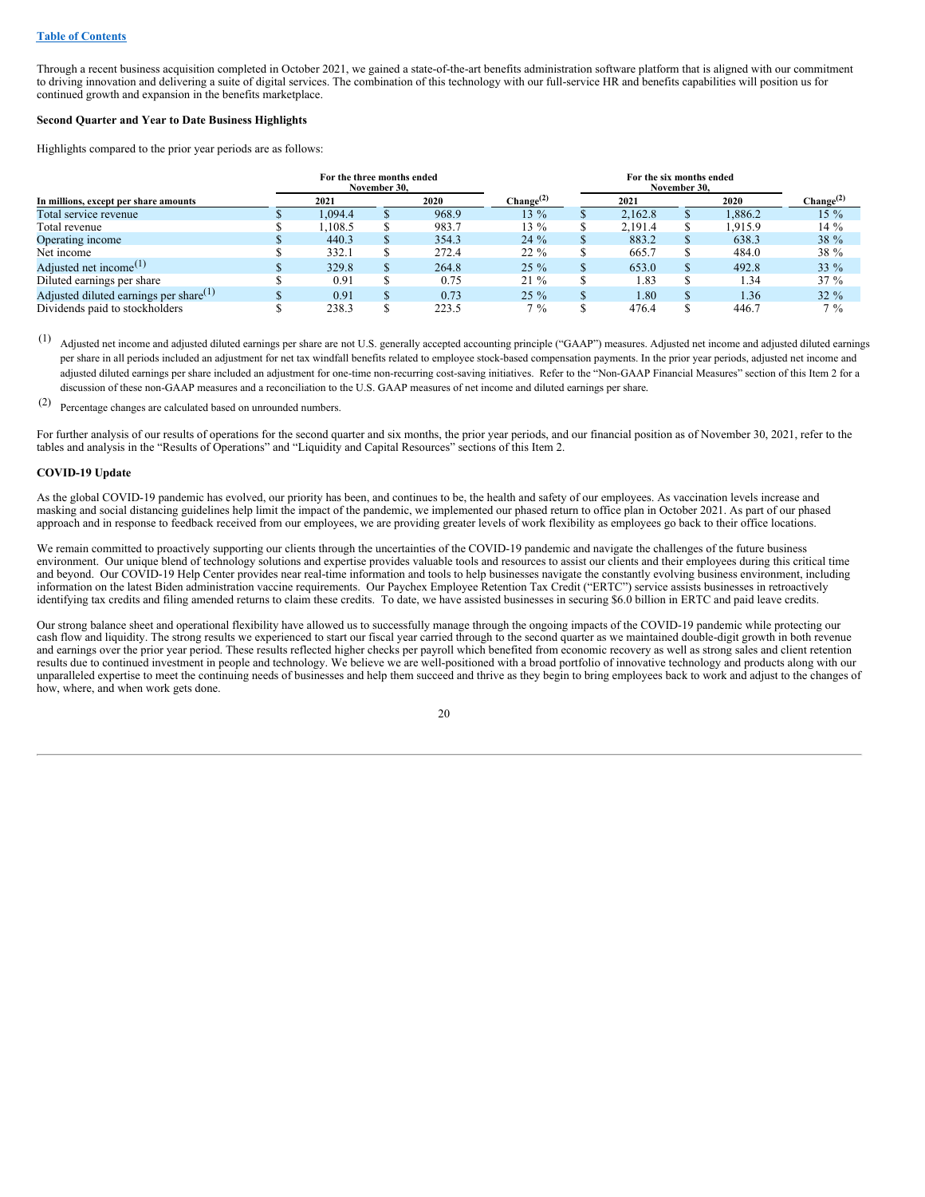Through a recent business acquisition completed in October 2021, we gained a state-of-the-art benefits administration software platform that is aligned with our commitment to driving innovation and delivering a suite of digital services. The combination of this technology with our full-service HR and benefits capabilities will position us for continued growth and expansion in the benefits marketplace.

**Second Quarter and Year to Date Business Highlights**

Highlights compared to the prior year periods are as follows:

| In millions, except per share amounts | For the three months ended November 30, 2021 | For the three months ended November 30, 2020 | Change[(2)] | For the six months ended November 30, 2021 | For the six months ended November 30, 2020 | Change[(2)] |
|---|---|---|---|---|---|---|
| Total service revenue | $ 1,094.4 | $ 968.9 | 13 % | $ 2,162.8 | $ 1,886.2 | 15 % |
| Total revenue | $ 1,108.5 | $ 983.7 | 13 % | $ 2,191.4 | $ 1,915.9 | 14 % |
| Operating income | $ 440.3 | $ 354.3 | 24 % | $ 883.2 | $ 638.3 | 38 % |
| Net income | $ 332.1 | $ 272.4 | 22 % | $ 665.7 | $ 484.0 | 38 % |
| Adjusted net income[(1)] | $ 329.8 | $ 264.8 | 25 % | $ 653.0 | $ 492.8 | 33 % |
| Diluted earnings per share | $ 0.91 | $ 0.75 | 21 % | $ 1.83 | $ 1.34 | 37 % |
| Adjusted diluted earnings per share[(1)] | $ 0.91 | $ 0.73 | 25 % | $ 1.80 | $ 1.36 | 32 % |
| Dividends paid to stockholders | $ 238.3 | $ 223.5 | 7 % | $ 476.4 | $ 446.7 | 7 % |

(1) Adjusted net income and adjusted diluted earnings per share are not U.S. generally accepted accounting principle ("GAAP") measures. Adjusted net income and adjusted diluted earnings per share in all periods included an adjustment for net tax windfall benefits related to employee stock-based compensation payments. In the prior year periods, adjusted net income and adjusted diluted earnings per share included an adjustment for one-time non-recurring cost-saving initiatives. Refer to the "Non-GAAP Financial Measures" section of this Item 2 for a discussion of these non-GAAP measures and a reconciliation to the U.S. GAAP measures of net income and diluted earnings per share.

(2) Percentage changes are calculated based on unrounded numbers.

For further analysis of our results of operations for the second quarter and six months, the prior year periods, and our financial position as of November 30, 2021, refer to the tables and analysis in the "Results of Operations" and "Liquidity and Capital Resources" sections of this Item 2.

**COVID-19 Update**

As the global COVID-19 pandemic has evolved, our priority has been, and continues to be, the health and safety of our employees. As vaccination levels increase and masking and social distancing guidelines help limit the impact of the pandemic, we implemented our phased return to office plan in October 2021. As part of our phased approach and in response to feedback received from our employees, we are providing greater levels of work flexibility as employees go back to their office locations.

We remain committed to proactively supporting our clients through the uncertainties of the COVID-19 pandemic and navigate the challenges of the future business environment. Our unique blend of technology solutions and expertise provides valuable tools and resources to assist our clients and their employees during this critical time and beyond. Our COVID-19 Help Center provides near real-time information and tools to help businesses navigate the constantly evolving business environment, including information on the latest Biden administration vaccine requirements. Our Paychex Employee Retention Tax Credit ("ERTC") service assists businesses in retroactively identifying tax credits and filing amended returns to claim these credits. To date, we have assisted businesses in securing $6.0 billion in ERTC and paid leave credits.

Our strong balance sheet and operational flexibility have allowed us to successfully manage through the ongoing impacts of the COVID-19 pandemic while protecting our cash flow and liquidity. The strong results we experienced to start our fiscal year carried through to the second quarter as we maintained double-digit growth in both revenue and earnings over the prior year period. These results reflected higher checks per payroll which benefited from economic recovery as well as strong sales and client retention results due to continued investment in people and technology. We believe we are well-positioned with a broad portfolio of innovative technology and products along with our unparalleled expertise to meet the continuing needs of businesses and help them succeed and thrive as they begin to bring employees back to work and adjust to the changes of how, where, and when work gets done.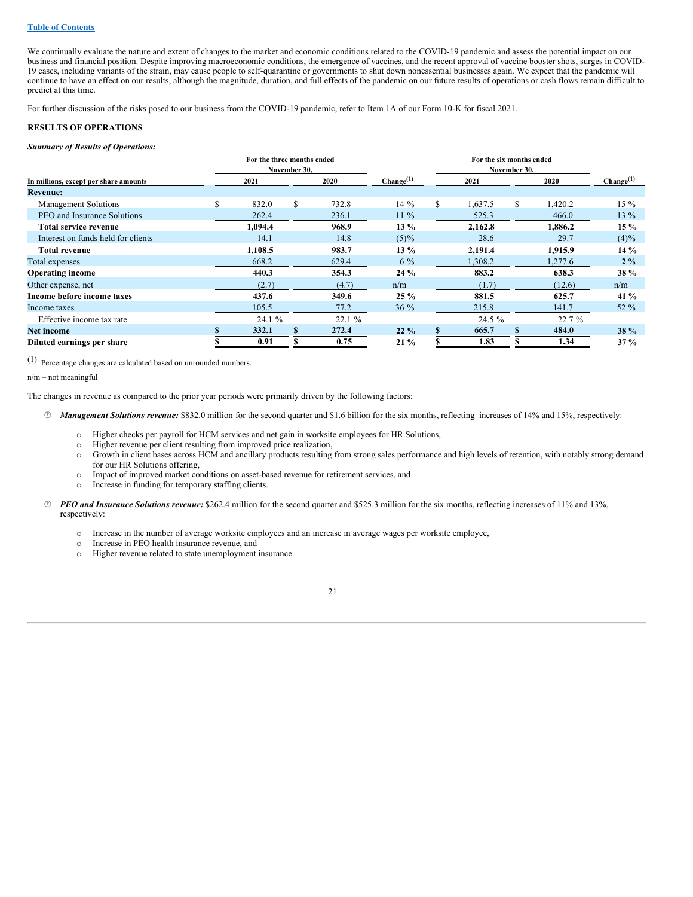[Table of Contents](#)

We continually evaluate the nature and extent of changes to the market and economic conditions related to the COVID-19 pandemic and assess the potential impact on our business and financial position. Despite improving macroeconomic conditions, the emergence of vaccines, and the recent approval of vaccine booster shots, surges in COVID-19 cases, including variants of the strain, may cause people to self-quarantine or governments to shut down nonessential businesses again. We expect that the pandemic will continue to have an effect on our results, although the magnitude, duration, and full effects of the pandemic on our future results of operations or cash flows remain difficult to predict at this time.

For further discussion of the risks posed to our business from the COVID-19 pandemic, refer to Item 1A of our Form 10-K for fiscal 2021.

**RESULTS OF OPERATIONS**

***Summary of Results of Operations:***

| In millions, except per share amounts | For the three months ended November 30, 2021 | For the three months ended November 30, 2020 | Change(1) | For the six months ended November 30, 2021 | For the six months ended November 30, 2020 | Change(1) |
|---|---|---|---|---|---|---|
| **Revenue:** | | | | | | |
| Management Solutions | $ 832.0 | $ 732.8 | 14 % | $ 1,637.5 | $ 1,420.2 | 15 % |
| PEO and Insurance Solutions | 262.4 | 236.1 | 11 % | 525.3 | 466.0 | 13 % |
| **Total service revenue** | **1,094.4** | **968.9** | **13 %** | **2,162.8** | **1,886.2** | **15 %** |
| Interest on funds held for clients | 14.1 | 14.8 | (5)% | 28.6 | 29.7 | (4)% |
| **Total revenue** | **1,108.5** | **983.7** | **13 %** | **2,191.4** | **1,915.9** | **14 %** |
| Total expenses | 668.2 | 629.4 | 6 % | 1,308.2 | 1,277.6 | 2 % |
| **Operating income** | **440.3** | **354.3** | **24 %** | **883.2** | **638.3** | **38 %** |
| Other expense, net | (2.7) | (4.7) | n/m | (1.7) | (12.6) | n/m |
| **Income before income taxes** | **437.6** | **349.6** | **25 %** | **881.5** | **625.7** | **41 %** |
| Income taxes | 105.5 | 77.2 | 36 % | 215.8 | 141.7 | 52 % |
| Effective income tax rate | 24.1 % | 22.1 % | | 24.5 % | 22.7 % | |
| **Net income** | **$ 332.1** | **$ 272.4** | **22 %** | **$ 665.7** | **$ 484.0** | **38 %** |
| **Diluted earnings per share** | **$ 0.91** | **$ 0.75** | **21 %** | **$ 1.83** | **$ 1.34** | **37 %** |

(1) Percentage changes are calculated based on unrounded numbers.

n/m – not meaningful

The changes in revenue as compared to the prior year periods were primarily driven by the following factors:

- ***Management Solutions revenue:*** $832.0 million for the second quarter and $1.6 billion for the six months, reflecting increases of 14% and 15%, respectively:
  - Higher checks per payroll for HCM services and net gain in worksite employees for HR Solutions,
  - Higher revenue per client resulting from improved price realization,
  - Growth in client bases across HCM and ancillary products resulting from strong sales performance and high levels of retention, with notably strong demand for our HR Solutions offering,
  - Impact of improved market conditions on asset-based revenue for retirement services, and
  - Increase in funding for temporary staffing clients.

- ***PEO and Insurance Solutions revenue:*** $262.4 million for the second quarter and $525.3 million for the six months, reflecting increases of 11% and 13%, respectively:
  - Increase in the number of average worksite employees and an increase in average wages per worksite employee,
  - Increase in PEO health insurance revenue, and
  - Higher revenue related to state unemployment insurance.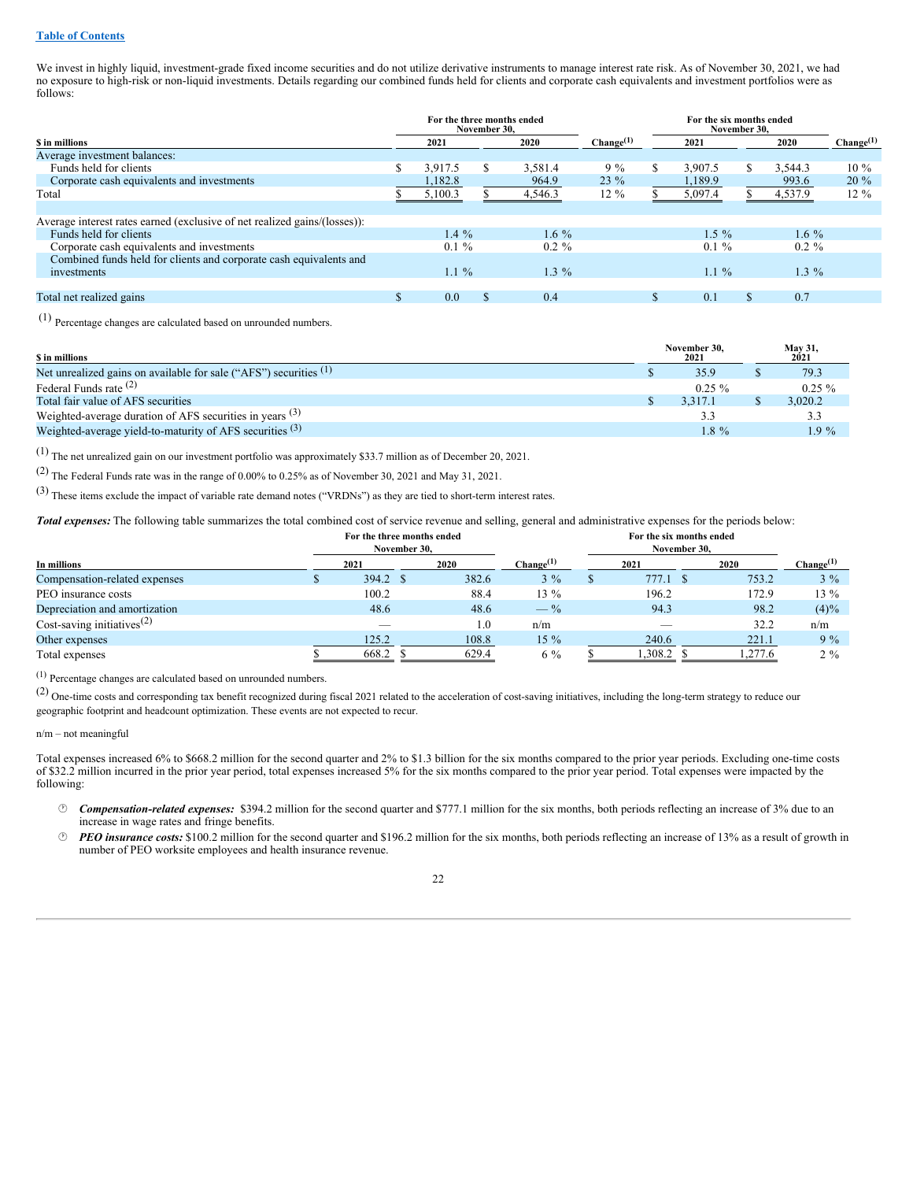We invest in highly liquid, investment-grade fixed income securities and do not utilize derivative instruments to manage interest rate risk. As of November 30, 2021, we had no exposure to high-risk or non-liquid investments. Details regarding our combined funds held for clients and corporate cash equivalents and investment portfolios were as follows:

| $ in millions | For the three months ended November 30, 2021 | 2020 | Change[(1)] | For the six months ended November 30, 2021 | 2020 | Change[(1)] |
|---|---|---|---|---|---|---|
| Average investment balances: | | | | | | |
| Funds held for clients | $ 3,917.5 | $ 3,581.4 | 9 % | $ 3,907.5 | $ 3,544.3 | 10 % |
| Corporate cash equivalents and investments | 1,182.8 | 964.9 | 23 % | 1,189.9 | 993.6 | 20 % |
| Total | $ 5,100.3 | $ 4,546.3 | 12 % | $ 5,097.4 | $ 4,537.9 | 12 % |
| | | | | | | |
| Average interest rates earned (exclusive of net realized gains/(losses)): | | | | | | |
| Funds held for clients | 1.4 % | 1.6 % | | 1.5 % | 1.6 % | |
| Corporate cash equivalents and investments | 0.1 % | 0.2 % | | 0.1 % | 0.2 % | |
| Combined funds held for clients and corporate cash equivalents and investments | 1.1 % | 1.3 % | | 1.1 % | 1.3 % | |
| | | | | | | |
| Total net realized gains | $ 0.0 | $ 0.4 | | $ 0.1 | $ 0.7 | |

(1) Percentage changes are calculated based on unrounded numbers.

| $ in millions | November 30, 2021 | May 31, 2021 |
|---|---|---|
| Net unrealized gains on available for sale ("AFS") securities [(1)] | $ 35.9 | $ 79.3 |
| Federal Funds rate [(2)] | 0.25 % | 0.25 % |
| Total fair value of AFS securities | $ 3,317.1 | $ 3,020.2 |
| Weighted-average duration of AFS securities in years [(3)] | 3.3 | 3.3 |
| Weighted-average yield-to-maturity of AFS securities [(3)] | 1.8 % | 1.9 % |

(1) The net unrealized gain on our investment portfolio was approximately $33.7 million as of December 20, 2021.

(2) The Federal Funds rate was in the range of 0.00% to 0.25% as of November 30, 2021 and May 31, 2021.

(3) These items exclude the impact of variable rate demand notes ("VRDNs") as they are tied to short-term interest rates.

***Total expenses:*** The following table summarizes the total combined cost of service revenue and selling, general and administrative expenses for the periods below:

| In millions | For the three months ended November 30, 2021 | 2020 | Change[(1)] | For the six months ended November 30, 2021 | 2020 | Change[(1)] |
|---|---|---|---|---|---|---|
| Compensation-related expenses | $ 394.2 | $ 382.6 | 3 % | $ 777.1 | $ 753.2 | 3 % |
| PEO insurance costs | 100.2 | 88.4 | 13 % | 196.2 | 172.9 | 13 % |
| Depreciation and amortization | 48.6 | 48.6 | — % | 94.3 | 98.2 | (4)% |
| Cost-saving initiatives[(2)] | — | 1.0 | n/m | — | 32.2 | n/m |
| Other expenses | 125.2 | 108.8 | 15 % | 240.6 | 221.1 | 9 % |
| Total expenses | $ 668.2 | $ 629.4 | 6 % | $ 1,308.2 | $ 1,277.6 | 2 % |

(1) Percentage changes are calculated based on unrounded numbers.

(2) One-time costs and corresponding tax benefit recognized during fiscal 2021 related to the acceleration of cost-saving initiatives, including the long-term strategy to reduce our geographic footprint and headcount optimization. These events are not expected to recur.

n/m – not meaningful

Total expenses increased 6% to $668.2 million for the second quarter and 2% to $1.3 billion for the six months compared to the prior year periods. Excluding one-time costs of $32.2 million incurred in the prior year period, total expenses increased 5% for the six months compared to the prior year period. Total expenses were impacted by the following:

- ***Compensation-related expenses:*** $394.2 million for the second quarter and $777.1 million for the six months, both periods reflecting an increase of 3% due to an increase in wage rates and fringe benefits.
- ***PEO insurance costs:*** $100.2 million for the second quarter and $196.2 million for the six months, both periods reflecting an increase of 13% as a result of growth in number of PEO worksite employees and health insurance revenue.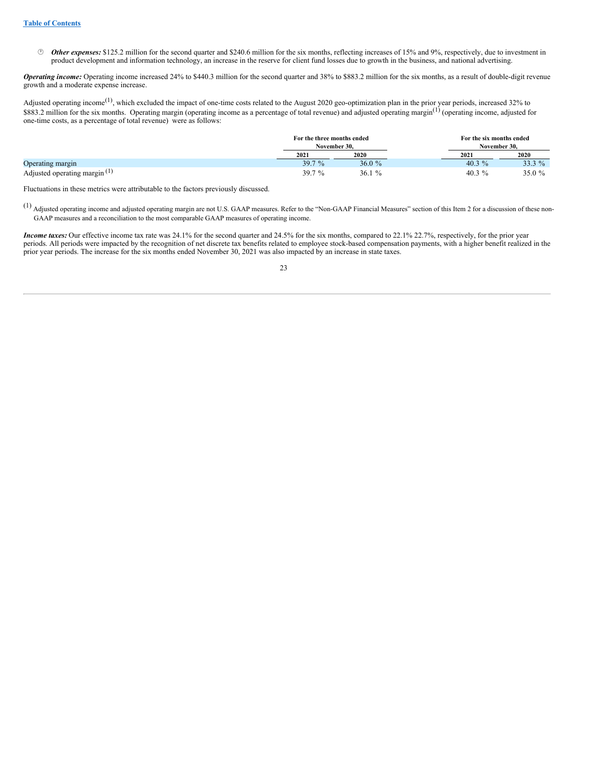- ***Other expenses:*** $125.2 million for the second quarter and $240.6 million for the six months, reflecting increases of 15% and 9%, respectively, due to investment in product development and information technology, an increase in the reserve for client fund losses due to growth in the business, and national advertising.

***Operating income:*** Operating income increased 24% to $440.3 million for the second quarter and 38% to $883.2 million for the six months, as a result of double-digit revenue growth and a moderate expense increase.

Adjusted operating income[1], which excluded the impact of one-time costs related to the August 2020 geo-optimization plan in the prior year periods, increased 32% to $883.2 million for the six months. Operating margin (operating income as a percentage of total revenue) and adjusted operating margin[1] (operating income, adjusted for one-time costs, as a percentage of total revenue) were as follows:

| | For the three months ended November 30, | | For the six months ended November 30, | |
|---|---|---|---|---|
| | 2021 | 2020 | 2021 | 2020 |
| Operating margin | 39.7 % | 36.0 % | 40.3 % | 33.3 % |
| Adjusted operating margin [1] | 39.7 % | 36.1 % | 40.3 % | 35.0 % |

Fluctuations in these metrics were attributable to the factors previously discussed.

[1] Adjusted operating income and adjusted operating margin are not U.S. GAAP measures. Refer to the "Non-GAAP Financial Measures" section of this Item 2 for a discussion of these non-GAAP measures and a reconciliation to the most comparable GAAP measures of operating income.

***Income taxes:*** Our effective income tax rate was 24.1% for the second quarter and 24.5% for the six months, compared to 22.1% 22.7%, respectively, for the prior year periods. All periods were impacted by the recognition of net discrete tax benefits related to employee stock-based compensation payments, with a higher benefit realized in the prior year periods. The increase for the six months ended November 30, 2021 was also impacted by an increase in state taxes.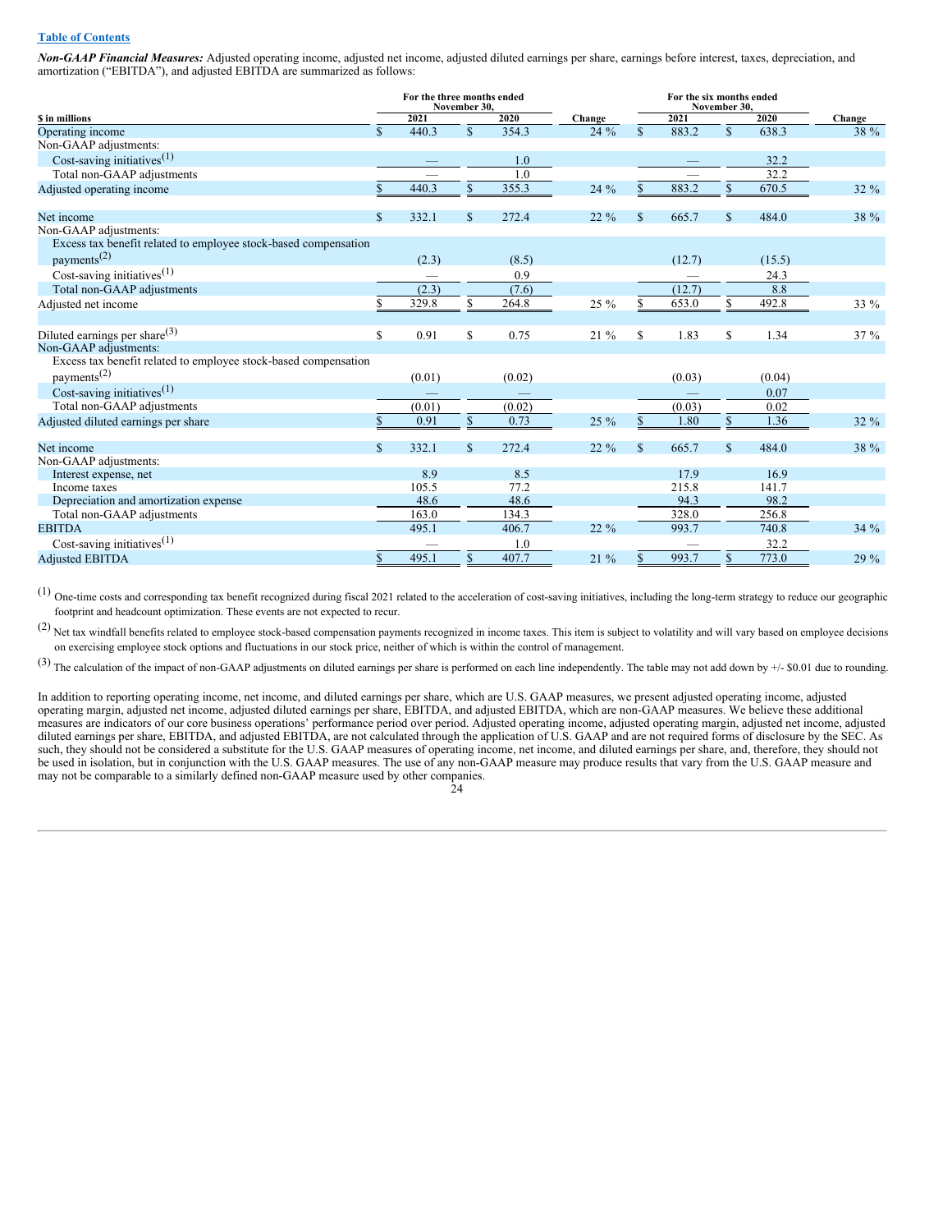[Table of Contents](#)

***Non-GAAP Financial Measures:*** Adjusted operating income, adjusted net income, adjusted diluted earnings per share, earnings before interest, taxes, depreciation, and amortization ("EBITDA"), and adjusted EBITDA are summarized as follows:

| $ in millions | For the three months ended November 30, 2021 | For the three months ended November 30, 2020 | Change | For the six months ended November 30, 2021 | For the six months ended November 30, 2020 | Change |
|---|---|---|---|---|---|---|
| Operating income | $ 440.3 | $ 354.3 | 24 % | $ 883.2 | $ 638.3 | 38 % |
| Non-GAAP adjustments: | | | | | | |
| Cost-saving initiatives[1] | — | 1.0 | | — | 32.2 | |
| Total non-GAAP adjustments | — | 1.0 | | — | 32.2 | |
| Adjusted operating income | $ 440.3 | $ 355.3 | 24 % | $ 883.2 | $ 670.5 | 32 % |
| | | | | | | |
| Net income | $ 332.1 | $ 272.4 | 22 % | $ 665.7 | $ 484.0 | 38 % |
| Non-GAAP adjustments: | | | | | | |
| Excess tax benefit related to employee stock-based compensation payments[2] | (2.3) | (8.5) | | (12.7) | (15.5) | |
| Cost-saving initiatives[1] | — | 0.9 | | — | 24.3 | |
| Total non-GAAP adjustments | (2.3) | (7.6) | | (12.7) | 8.8 | |
| Adjusted net income | $ 329.8 | $ 264.8 | 25 % | $ 653.0 | $ 492.8 | 33 % |
| | | | | | | |
| Diluted earnings per share[3] | $ 0.91 | $ 0.75 | 21 % | $ 1.83 | $ 1.34 | 37 % |
| Non-GAAP adjustments: | | | | | | |
| Excess tax benefit related to employee stock-based compensation payments[2] | (0.01) | (0.02) | | (0.03) | (0.04) | |
| Cost-saving initiatives[1] | — | — | | — | 0.07 | |
| Total non-GAAP adjustments | (0.01) | (0.02) | | (0.03) | 0.02 | |
| Adjusted diluted earnings per share | $ 0.91 | $ 0.73 | 25 % | $ 1.80 | $ 1.36 | 32 % |
| | | | | | | |
| Net income | $ 332.1 | $ 272.4 | 22 % | $ 665.7 | $ 484.0 | 38 % |
| Non-GAAP adjustments: | | | | | | |
| Interest expense, net | 8.9 | 8.5 | | 17.9 | 16.9 | |
| Income taxes | 105.5 | 77.2 | | 215.8 | 141.7 | |
| Depreciation and amortization expense | 48.6 | 48.6 | | 94.3 | 98.2 | |
| Total non-GAAP adjustments | 163.0 | 134.3 | | 328.0 | 256.8 | |
| EBITDA | 495.1 | 406.7 | 22 % | 993.7 | 740.8 | 34 % |
| Cost-saving initiatives[1] | — | 1.0 | | — | 32.2 | |
| Adjusted EBITDA | $ 495.1 | $ 407.7 | 21 % | $ 993.7 | $ 773.0 | 29 % |

[1] One-time costs and corresponding tax benefit recognized during fiscal 2021 related to the acceleration of cost-saving initiatives, including the long-term strategy to reduce our geographic footprint and headcount optimization. These events are not expected to recur.

[2] Net tax windfall benefits related to employee stock-based compensation payments recognized in income taxes. This item is subject to volatility and will vary based on employee decisions on exercising employee stock options and fluctuations in our stock price, neither of which is within the control of management.

[3] The calculation of the impact of non-GAAP adjustments on diluted earnings per share is performed on each line independently. The table may not add down by +/- $0.01 due to rounding.

In addition to reporting operating income, net income, and diluted earnings per share, which are U.S. GAAP measures, we present adjusted operating income, adjusted operating margin, adjusted net income, adjusted diluted earnings per share, EBITDA, and adjusted EBITDA, which are non-GAAP measures. We believe these additional measures are indicators of our core business operations' performance period over period. Adjusted operating income, adjusted operating margin, adjusted net income, adjusted diluted earnings per share, EBITDA, and adjusted EBITDA, are not calculated through the application of U.S. GAAP and are not required forms of disclosure by the SEC. As such, they should not be considered a substitute for the U.S. GAAP measures of operating income, net income, and diluted earnings per share, and, therefore, they should not be used in isolation, but in conjunction with the U.S. GAAP measures. The use of any non-GAAP measure may produce results that vary from the U.S. GAAP measure and may not be comparable to a similarly defined non-GAAP measure used by other companies.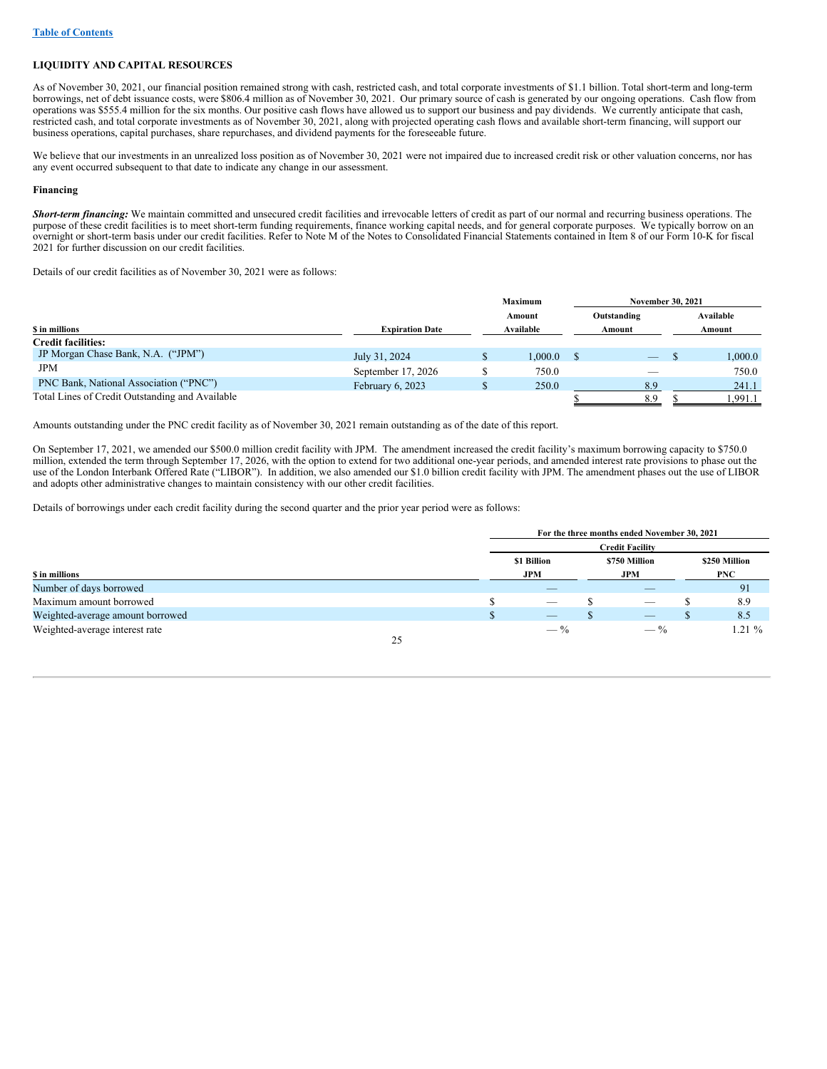[Table of Contents](#)

## LIQUIDITY AND CAPITAL RESOURCES

As of November 30, 2021, our financial position remained strong with cash, restricted cash, and total corporate investments of $1.1 billion. Total short-term and long-term borrowings, net of debt issuance costs, were $806.4 million as of November 30, 2021. Our primary source of cash is generated by our ongoing operations. Cash flow from operations was $555.4 million for the six months. Our positive cash flows have allowed us to support our business and pay dividends. We currently anticipate that cash, restricted cash, and total corporate investments as of November 30, 2021, along with projected operating cash flows and available short-term financing, will support our business operations, capital purchases, share repurchases, and dividend payments for the foreseeable future.

We believe that our investments in an unrealized loss position as of November 30, 2021 were not impaired due to increased credit risk or other valuation concerns, nor has any event occurred subsequent to that date to indicate any change in our assessment.

### Financing

***Short-term financing:*** We maintain committed and unsecured credit facilities and irrevocable letters of credit as part of our normal and recurring business operations. The purpose of these credit facilities is to meet short-term funding requirements, finance working capital needs, and for general corporate purposes. We typically borrow on an overnight or short-term basis under our credit facilities. Refer to Note M of the Notes to Consolidated Financial Statements contained in Item 8 of our Form 10-K for fiscal 2021 for further discussion on our credit facilities.

Details of our credit facilities as of November 30, 2021 were as follows:

| $ in millions | Expiration Date | Maximum Amount Available | November 30, 2021 | |
|---|---|---|---|---|
| | | | Outstanding Amount | Available Amount |
| **Credit facilities:** | | | | |
| JP Morgan Chase Bank, N.A. ("JPM") | July 31, 2024 | $ 1,000.0 | $ — | $ 1,000.0 |
| JPM | September 17, 2026 | $ 750.0 | — | 750.0 |
| PNC Bank, National Association ("PNC") | February 6, 2023 | $ 250.0 | 8.9 | 241.1 |
| Total Lines of Credit Outstanding and Available | | | $ 8.9 | $ 1,991.1 |

Amounts outstanding under the PNC credit facility as of November 30, 2021 remain outstanding as of the date of this report.

On September 17, 2021, we amended our $500.0 million credit facility with JPM. The amendment increased the credit facility's maximum borrowing capacity to $750.0 million, extended the term through September 17, 2026, with the option to extend for two additional one-year periods, and amended interest rate provisions to phase out the use of the London Interbank Offered Rate ("LIBOR"). In addition, we also amended our $1.0 billion credit facility with JPM. The amendment phases out the use of LIBOR and adopts other administrative changes to maintain consistency with our other credit facilities.

Details of borrowings under each credit facility during the second quarter and the prior year period were as follows:

| | For the three months ended November 30, 2021 | | |
|---|---|---|---|
| | Credit Facility | | |
| $ in millions | $1 Billion JPM | $750 Million JPM | $250 Million PNC |
| Number of days borrowed | — | — | 91 |
| Maximum amount borrowed | $ — | $ — | $ 8.9 |
| Weighted-average amount borrowed | $ — | $ — | $ 8.5 |
| Weighted-average interest rate | — % | — % | 1.21 % |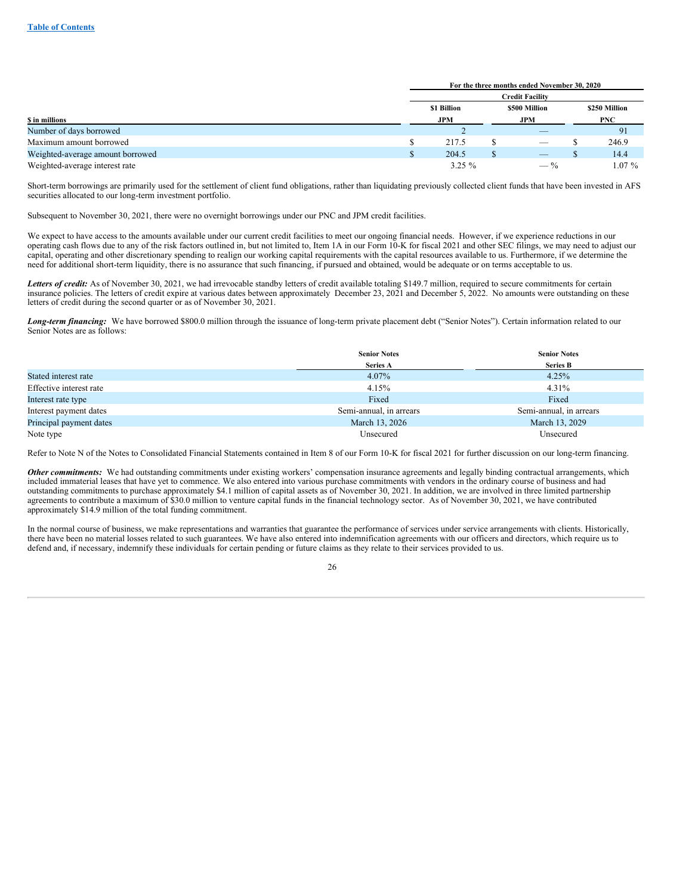| $ in millions | For the three months ended November 30, 2020 | | |
|---|---|---|---|
| | Credit Facility | | |
| | $1 Billion JPM | $500 Million JPM | $250 Million PNC |
| Number of days borrowed | 2 | — | 91 |
| Maximum amount borrowed | $ 217.5 | $ — | $ 246.9 |
| Weighted-average amount borrowed | $ 204.5 | $ — | $ 14.4 |
| Weighted-average interest rate | 3.25 % | — % | 1.07 % |

Short-term borrowings are primarily used for the settlement of client fund obligations, rather than liquidating previously collected client funds that have been invested in AFS securities allocated to our long-term investment portfolio.

Subsequent to November 30, 2021, there were no overnight borrowings under our PNC and JPM credit facilities.

We expect to have access to the amounts available under our current credit facilities to meet our ongoing financial needs. However, if we experience reductions in our operating cash flows due to any of the risk factors outlined in, but not limited to, Item 1A in our Form 10-K for fiscal 2021 and other SEC filings, we may need to adjust our capital, operating and other discretionary spending to realign our working capital requirements with the capital resources available to us. Furthermore, if we determine the need for additional short-term liquidity, there is no assurance that such financing, if pursued and obtained, would be adequate or on terms acceptable to us.

***Letters of credit:*** As of November 30, 2021, we had irrevocable standby letters of credit available totaling $149.7 million, required to secure commitments for certain insurance policies. The letters of credit expire at various dates between approximately December 23, 2021 and December 5, 2022. No amounts were outstanding on these letters of credit during the second quarter or as of November 30, 2021.

***Long-term financing:*** We have borrowed $800.0 million through the issuance of long-term private placement debt ("Senior Notes"). Certain information related to our Senior Notes are as follows:

| | Senior Notes Series A | Senior Notes Series B |
|---|---|---|
| Stated interest rate | 4.07% | 4.25% |
| Effective interest rate | 4.15% | 4.31% |
| Interest rate type | Fixed | Fixed |
| Interest payment dates | Semi-annual, in arrears | Semi-annual, in arrears |
| Principal payment dates | March 13, 2026 | March 13, 2029 |
| Note type | Unsecured | Unsecured |

Refer to Note N of the Notes to Consolidated Financial Statements contained in Item 8 of our Form 10-K for fiscal 2021 for further discussion on our long-term financing.

***Other commitments:*** We had outstanding commitments under existing workers' compensation insurance agreements and legally binding contractual arrangements, which included immaterial leases that have yet to commence. We also entered into various purchase commitments with vendors in the ordinary course of business and had outstanding commitments to purchase approximately $4.1 million of capital assets as of November 30, 2021. In addition, we are involved in three limited partnership agreements to contribute a maximum of $30.0 million to venture capital funds in the financial technology sector. As of November 30, 2021, we have contributed approximately $14.9 million of the total funding commitment.

In the normal course of business, we make representations and warranties that guarantee the performance of services under service arrangements with clients. Historically, there have been no material losses related to such guarantees. We have also entered into indemnification agreements with our officers and directors, which require us to defend and, if necessary, indemnify these individuals for certain pending or future claims as they relate to their services provided to us.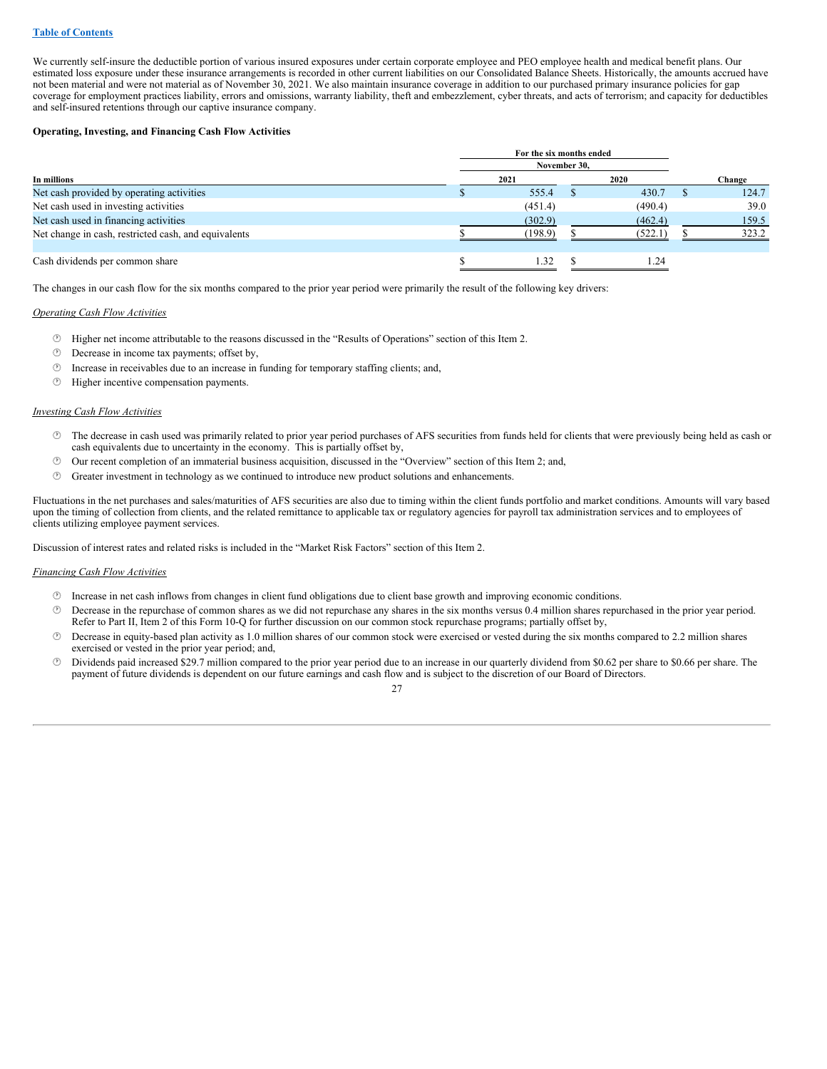We currently self-insure the deductible portion of various insured exposures under certain corporate employee and PEO employee health and medical benefit plans. Our estimated loss exposure under these insurance arrangements is recorded in other current liabilities on our Consolidated Balance Sheets. Historically, the amounts accrued have not been material and were not material as of November 30, 2021. We also maintain insurance coverage in addition to our purchased primary insurance policies for gap coverage for employment practices liability, errors and omissions, warranty liability, theft and embezzlement, cyber threats, and acts of terrorism; and capacity for deductibles and self-insured retentions through our captive insurance company.

**Operating, Investing, and Financing Cash Flow Activities**

| In millions | For the six months ended November 30, 2021 | 2020 | Change |
|---|---|---|---|
| Net cash provided by operating activities | $ 555.4 | $ 430.7 | $ 124.7 |
| Net cash used in investing activities | (451.4) | (490.4) | 39.0 |
| Net cash used in financing activities | (302.9) | (462.4) | 159.5 |
| Net change in cash, restricted cash, and equivalents | $ (198.9) | $ (522.1) | $ 323.2 |
| | | | |
| Cash dividends per common share | $ 1.32 | $ 1.24 | |

The changes in our cash flow for the six months compared to the prior year period were primarily the result of the following key drivers:

*Operating Cash Flow Activities*

- Higher net income attributable to the reasons discussed in the "Results of Operations" section of this Item 2.
- Decrease in income tax payments; offset by,
- Increase in receivables due to an increase in funding for temporary staffing clients; and,
- Higher incentive compensation payments.

*Investing Cash Flow Activities*

- The decrease in cash used was primarily related to prior year period purchases of AFS securities from funds held for clients that were previously being held as cash or cash equivalents due to uncertainty in the economy. This is partially offset by,
- Our recent completion of an immaterial business acquisition, discussed in the "Overview" section of this Item 2; and,
- Greater investment in technology as we continued to introduce new product solutions and enhancements.

Fluctuations in the net purchases and sales/maturities of AFS securities are also due to timing within the client funds portfolio and market conditions. Amounts will vary based upon the timing of collection from clients, and the related remittance to applicable tax or regulatory agencies for payroll tax administration services and to employees of clients utilizing employee payment services.

Discussion of interest rates and related risks is included in the "Market Risk Factors" section of this Item 2.

*Financing Cash Flow Activities*

- Increase in net cash inflows from changes in client fund obligations due to client base growth and improving economic conditions.
- Decrease in the repurchase of common shares as we did not repurchase any shares in the six months versus 0.4 million shares repurchased in the prior year period. Refer to Part II, Item 2 of this Form 10-Q for further discussion on our common stock repurchase programs; partially offset by,
- Decrease in equity-based plan activity as 1.0 million shares of our common stock were exercised or vested during the six months compared to 2.2 million shares exercised or vested in the prior year period; and,
- Dividends paid increased $29.7 million compared to the prior year period due to an increase in our quarterly dividend from $0.62 per share to $0.66 per share. The payment of future dividends is dependent on our future earnings and cash flow and is subject to the discretion of our Board of Directors.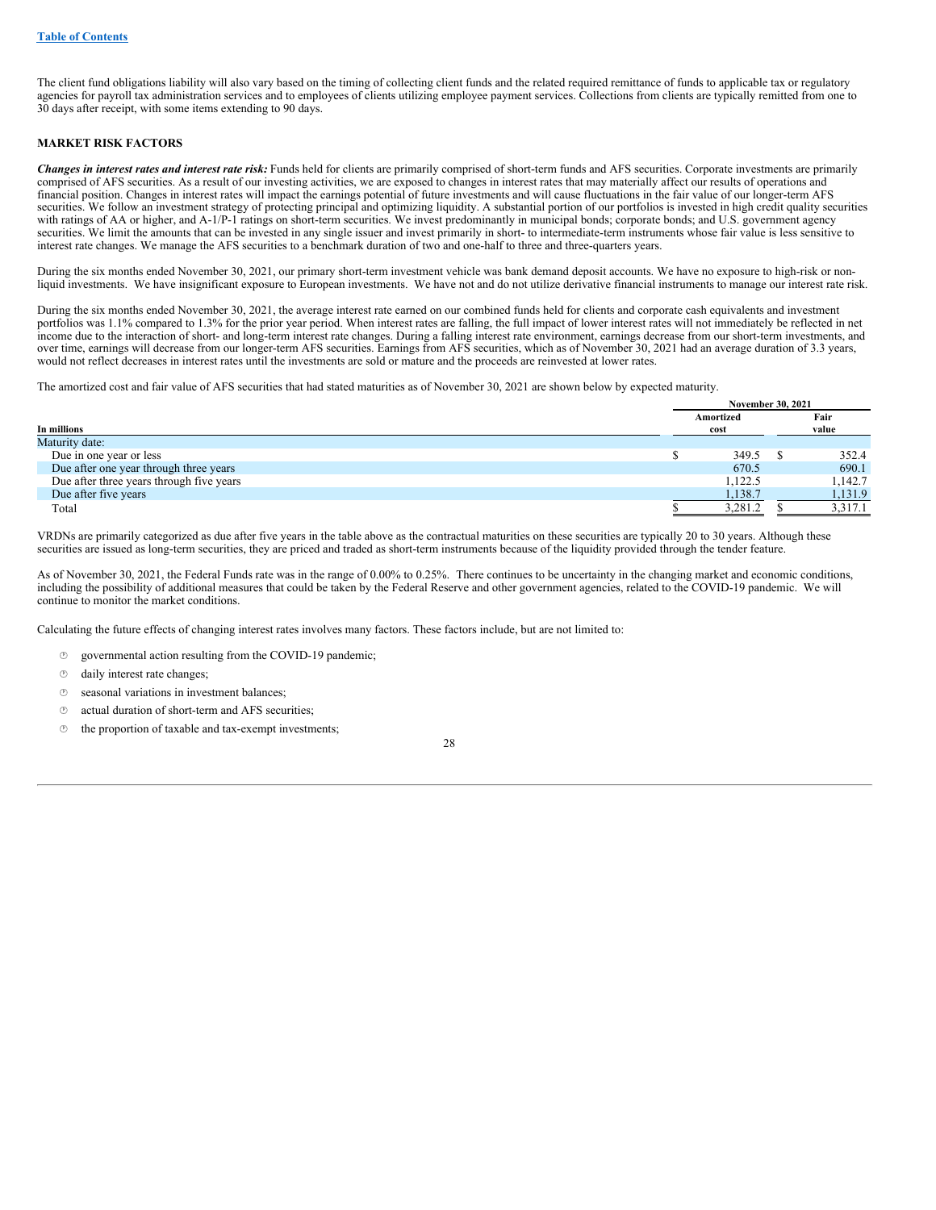The client fund obligations liability will also vary based on the timing of collecting client funds and the related required remittance of funds to applicable tax or regulatory agencies for payroll tax administration services and to employees of clients utilizing employee payment services. Collections from clients are typically remitted from one to 30 days after receipt, with some items extending to 90 days.

## MARKET RISK FACTORS

***Changes in interest rates and interest rate risk:*** Funds held for clients are primarily comprised of short-term funds and AFS securities. Corporate investments are primarily comprised of AFS securities. As a result of our investing activities, we are exposed to changes in interest rates that may materially affect our results of operations and financial position. Changes in interest rates will impact the earnings potential of future investments and will cause fluctuations in the fair value of our longer-term AFS securities. We follow an investment strategy of protecting principal and optimizing liquidity. A substantial portion of our portfolios is invested in high credit quality securities with ratings of AA or higher, and A-1/P-1 ratings on short-term securities. We invest predominantly in municipal bonds; corporate bonds; and U.S. government agency securities. We limit the amounts that can be invested in any single issuer and invest primarily in short- to intermediate-term instruments whose fair value is less sensitive to interest rate changes. We manage the AFS securities to a benchmark duration of two and one-half to three and three-quarters years.

During the six months ended November 30, 2021, our primary short-term investment vehicle was bank demand deposit accounts. We have no exposure to high-risk or non-liquid investments. We have insignificant exposure to European investments. We have not and do not utilize derivative financial instruments to manage our interest rate risk.

During the six months ended November 30, 2021, the average interest rate earned on our combined funds held for clients and corporate cash equivalents and investment portfolios was 1.1% compared to 1.3% for the prior year period. When interest rates are falling, the full impact of lower interest rates will not immediately be reflected in net income due to the interaction of short- and long-term interest rate changes. During a falling interest rate environment, earnings decrease from our short-term investments, and over time, earnings will decrease from our longer-term AFS securities. Earnings from AFS securities, which as of November 30, 2021 had an average duration of 3.3 years, would not reflect decreases in interest rates until the investments are sold or mature and the proceeds are reinvested at lower rates.

The amortized cost and fair value of AFS securities that had stated maturities as of November 30, 2021 are shown below by expected maturity.

| | November 30, 2021 | |
|---|---|---|
| In millions | Amortized cost | Fair value |
| Maturity date: | | |
| Due in one year or less | $ 349.5 | $ 352.4 |
| Due after one year through three years | 670.5 | 690.1 |
| Due after three years through five years | 1,122.5 | 1,142.7 |
| Due after five years | 1,138.7 | 1,131.9 |
| Total | $ 3,281.2 | $ 3,317.1 |

VRDNs are primarily categorized as due after five years in the table above as the contractual maturities on these securities are typically 20 to 30 years. Although these securities are issued as long-term securities, they are priced and traded as short-term instruments because of the liquidity provided through the tender feature.

As of November 30, 2021, the Federal Funds rate was in the range of 0.00% to 0.25%. There continues to be uncertainty in the changing market and economic conditions, including the possibility of additional measures that could be taken by the Federal Reserve and other government agencies, related to the COVID-19 pandemic. We will continue to monitor the market conditions.

Calculating the future effects of changing interest rates involves many factors. These factors include, but are not limited to:

- governmental action resulting from the COVID-19 pandemic;
- daily interest rate changes;
- seasonal variations in investment balances;
- actual duration of short-term and AFS securities;
- the proportion of taxable and tax-exempt investments;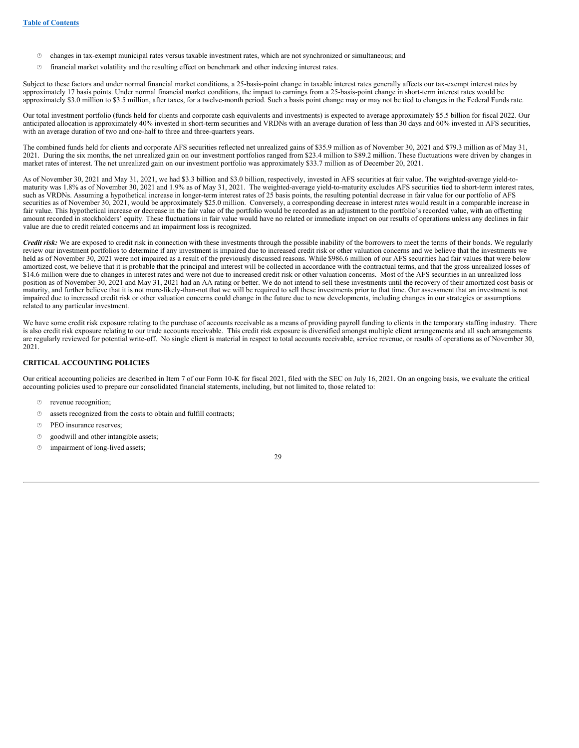- changes in tax-exempt municipal rates versus taxable investment rates, which are not synchronized or simultaneous; and
- financial market volatility and the resulting effect on benchmark and other indexing interest rates.

Subject to these factors and under normal financial market conditions, a 25-basis-point change in taxable interest rates generally affects our tax-exempt interest rates by approximately 17 basis points. Under normal financial market conditions, the impact to earnings from a 25-basis-point change in short-term interest rates would be approximately $3.0 million to $3.5 million, after taxes, for a twelve-month period. Such a basis point change may or may not be tied to changes in the Federal Funds rate.

Our total investment portfolio (funds held for clients and corporate cash equivalents and investments) is expected to average approximately $5.5 billion for fiscal 2022. Our anticipated allocation is approximately 40% invested in short-term securities and VRDNs with an average duration of less than 30 days and 60% invested in AFS securities, with an average duration of two and one-half to three and three-quarters years.

The combined funds held for clients and corporate AFS securities reflected net unrealized gains of $35.9 million as of November 30, 2021 and $79.3 million as of May 31, 2021. During the six months, the net unrealized gain on our investment portfolios ranged from $23.4 million to $89.2 million. These fluctuations were driven by changes in market rates of interest. The net unrealized gain on our investment portfolio was approximately $33.7 million as of December 20, 2021.

As of November 30, 2021 and May 31, 2021, we had $3.3 billion and $3.0 billion, respectively, invested in AFS securities at fair value. The weighted-average yield-to-maturity was 1.8% as of November 30, 2021 and 1.9% as of May 31, 2021. The weighted-average yield-to-maturity excludes AFS securities tied to short-term interest rates, such as VRDNs. Assuming a hypothetical increase in longer-term interest rates of 25 basis points, the resulting potential decrease in fair value for our portfolio of AFS securities as of November 30, 2021, would be approximately $25.0 million. Conversely, a corresponding decrease in interest rates would result in a comparable increase in fair value. This hypothetical increase or decrease in the fair value of the portfolio would be recorded as an adjustment to the portfolio's recorded value, with an offsetting amount recorded in stockholders' equity. These fluctuations in fair value would have no related or immediate impact on our results of operations unless any declines in fair value are due to credit related concerns and an impairment loss is recognized.

***Credit risk:*** We are exposed to credit risk in connection with these investments through the possible inability of the borrowers to meet the terms of their bonds. We regularly review our investment portfolios to determine if any investment is impaired due to increased credit risk or other valuation concerns and we believe that the investments we held as of November 30, 2021 were not impaired as a result of the previously discussed reasons. While $986.6 million of our AFS securities had fair values that were below amortized cost, we believe that it is probable that the principal and interest will be collected in accordance with the contractual terms, and that the gross unrealized losses of $14.6 million were due to changes in interest rates and were not due to increased credit risk or other valuation concerns. Most of the AFS securities in an unrealized loss position as of November 30, 2021 and May 31, 2021 had an AA rating or better. We do not intend to sell these investments until the recovery of their amortized cost basis or maturity, and further believe that it is not more-likely-than-not that we will be required to sell these investments prior to that time. Our assessment that an investment is not impaired due to increased credit risk or other valuation concerns could change in the future due to new developments, including changes in our strategies or assumptions related to any particular investment.

We have some credit risk exposure relating to the purchase of accounts receivable as a means of providing payroll funding to clients in the temporary staffing industry. There is also credit risk exposure relating to our trade accounts receivable. This credit risk exposure is diversified amongst multiple client arrangements and all such arrangements are regularly reviewed for potential write-off. No single client is material in respect to total accounts receivable, service revenue, or results of operations as of November 30, 2021.

## CRITICAL ACCOUNTING POLICIES

Our critical accounting policies are described in Item 7 of our Form 10-K for fiscal 2021, filed with the SEC on July 16, 2021. On an ongoing basis, we evaluate the critical accounting policies used to prepare our consolidated financial statements, including, but not limited to, those related to:

- revenue recognition;
- assets recognized from the costs to obtain and fulfill contracts;
- PEO insurance reserves;
- goodwill and other intangible assets;
- impairment of long-lived assets;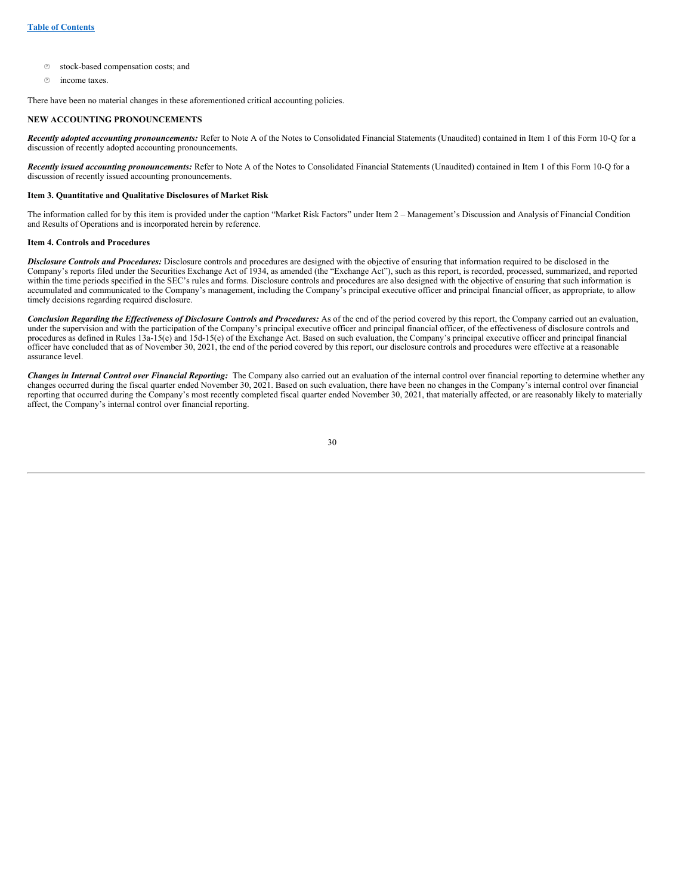- stock-based compensation costs; and
- income taxes.

There have been no material changes in these aforementioned critical accounting policies.

**NEW ACCOUNTING PRONOUNCEMENTS**

***Recently adopted accounting pronouncements:*** Refer to Note A of the Notes to Consolidated Financial Statements (Unaudited) contained in Item 1 of this Form 10-Q for a discussion of recently adopted accounting pronouncements.

***Recently issued accounting pronouncements:*** Refer to Note A of the Notes to Consolidated Financial Statements (Unaudited) contained in Item 1 of this Form 10-Q for a discussion of recently issued accounting pronouncements.

**Item 3. Quantitative and Qualitative Disclosures of Market Risk**

The information called for by this item is provided under the caption "Market Risk Factors" under Item 2 – Management's Discussion and Analysis of Financial Condition and Results of Operations and is incorporated herein by reference.

**Item 4. Controls and Procedures**

***Disclosure Controls and Procedures:*** Disclosure controls and procedures are designed with the objective of ensuring that information required to be disclosed in the Company's reports filed under the Securities Exchange Act of 1934, as amended (the "Exchange Act"), such as this report, is recorded, processed, summarized, and reported within the time periods specified in the SEC's rules and forms. Disclosure controls and procedures are also designed with the objective of ensuring that such information is accumulated and communicated to the Company's management, including the Company's principal executive officer and principal financial officer, as appropriate, to allow timely decisions regarding required disclosure.

***Conclusion Regarding the Effectiveness of Disclosure Controls and Procedures:*** As of the end of the period covered by this report, the Company carried out an evaluation, under the supervision and with the participation of the Company's principal executive officer and principal financial officer, of the effectiveness of disclosure controls and procedures as defined in Rules 13a-15(e) and 15d-15(e) of the Exchange Act. Based on such evaluation, the Company's principal executive officer and principal financial officer have concluded that as of November 30, 2021, the end of the period covered by this report, our disclosure controls and procedures were effective at a reasonable assurance level.

***Changes in Internal Control over Financial Reporting:*** The Company also carried out an evaluation of the internal control over financial reporting to determine whether any changes occurred during the fiscal quarter ended November 30, 2021. Based on such evaluation, there have been no changes in the Company's internal control over financial reporting that occurred during the Company's most recently completed fiscal quarter ended November 30, 2021, that materially affected, or are reasonably likely to materially affect, the Company's internal control over financial reporting.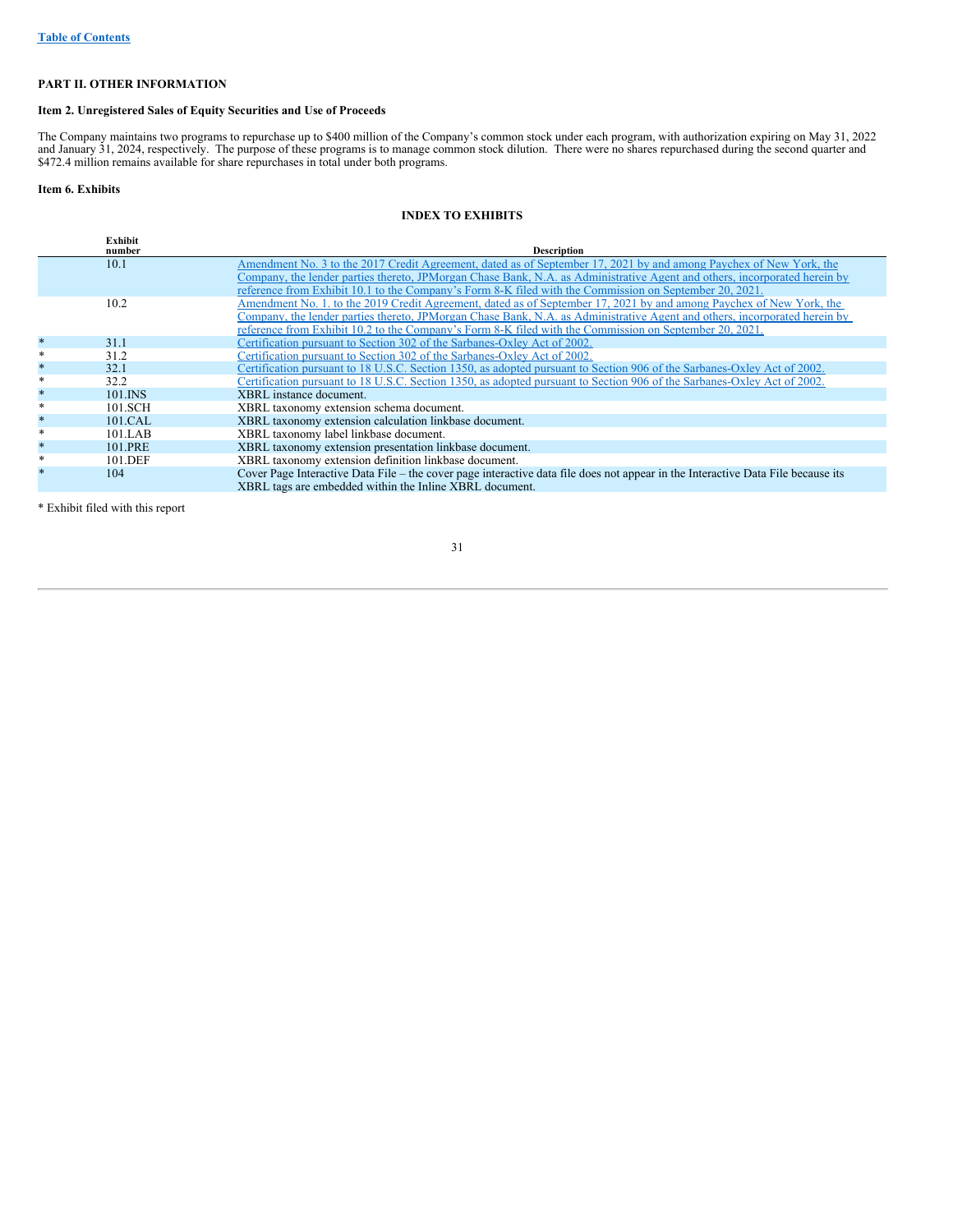**Table of Contents**

## PART II. OTHER INFORMATION

### Item 2. Unregistered Sales of Equity Securities and Use of Proceeds

The Company maintains two programs to repurchase up to $400 million of the Company's common stock under each program, with authorization expiring on May 31, 2022 and January 31, 2024, respectively. The purpose of these programs is to manage common stock dilution. There were no shares repurchased during the second quarter and $472.4 million remains available for share repurchases in total under both programs.

### Item 6. Exhibits

**INDEX TO EXHIBITS**

| | Exhibit number | Description |
|---|---|---|
| | 10.1 | Amendment No. 3 to the 2017 Credit Agreement, dated as of September 17, 2021 by and among Paychex of New York, the Company, the lender parties thereto, JPMorgan Chase Bank, N.A. as Administrative Agent and others, incorporated herein by reference from Exhibit 10.1 to the Company's Form 8-K filed with the Commission on September 20, 2021. |
| | 10.2 | Amendment No. 1. to the 2019 Credit Agreement, dated as of September 17, 2021 by and among Paychex of New York, the Company, the lender parties thereto, JPMorgan Chase Bank, N.A. as Administrative Agent and others, incorporated herein by reference from Exhibit 10.2 to the Company's Form 8-K filed with the Commission on September 20, 2021. |
| * | 31.1 | Certification pursuant to Section 302 of the Sarbanes-Oxley Act of 2002. |
| * | 31.2 | Certification pursuant to Section 302 of the Sarbanes-Oxley Act of 2002. |
| * | 32.1 | Certification pursuant to 18 U.S.C. Section 1350, as adopted pursuant to Section 906 of the Sarbanes-Oxley Act of 2002. |
| * | 32.2 | Certification pursuant to 18 U.S.C. Section 1350, as adopted pursuant to Section 906 of the Sarbanes-Oxley Act of 2002. |
| * | 101.INS | XBRL instance document. |
| * | 101.SCH | XBRL taxonomy extension schema document. |
| * | 101.CAL | XBRL taxonomy extension calculation linkbase document. |
| * | 101.LAB | XBRL taxonomy label linkbase document. |
| * | 101.PRE | XBRL taxonomy extension presentation linkbase document. |
| * | 101.DEF | XBRL taxonomy extension definition linkbase document. |
| * | 104 | Cover Page Interactive Data File – the cover page interactive data file does not appear in the Interactive Data File because its XBRL tags are embedded within the Inline XBRL document. |

* Exhibit filed with this report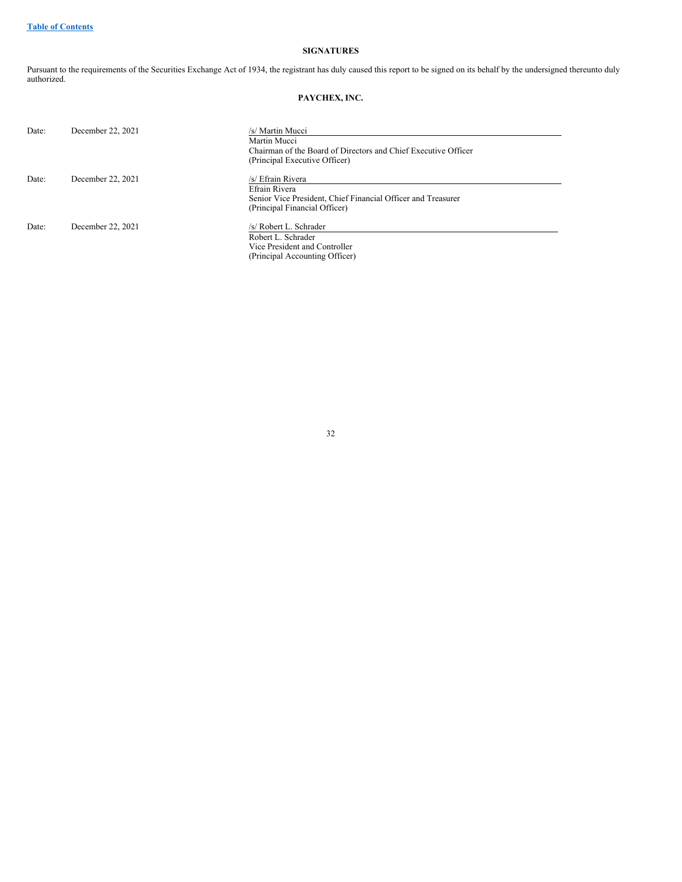## SIGNATURES

Pursuant to the requirements of the Securities Exchange Act of 1934, the registrant has duly caused this report to be signed on its behalf by the undersigned thereunto duly authorized.

**PAYCHEX, INC.**

| | | |
|---|---|---|
| Date: | December 22, 2021 | /s/ Martin Mucci<br>Martin Mucci<br>Chairman of the Board of Directors and Chief Executive Officer<br>(Principal Executive Officer) |
| Date: | December 22, 2021 | /s/ Efrain Rivera<br>Efrain Rivera<br>Senior Vice President, Chief Financial Officer and Treasurer<br>(Principal Financial Officer) |
| Date: | December 22, 2021 | /s/ Robert L. Schrader<br>Robert L. Schrader<br>Vice President and Controller<br>(Principal Accounting Officer) |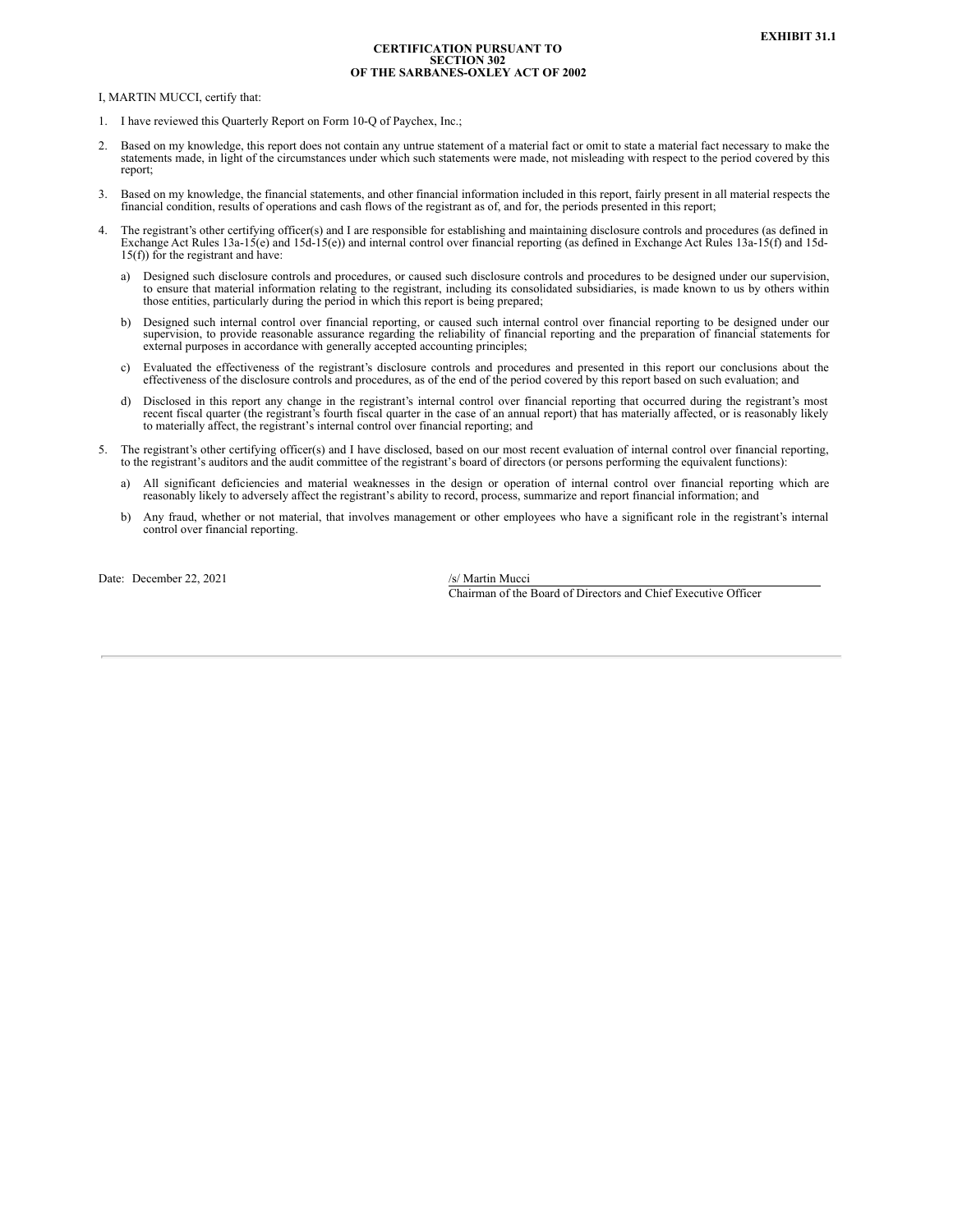**EXHIBIT 31.1**

**CERTIFICATION PURSUANT TO SECTION 302 OF THE SARBANES-OXLEY ACT OF 2002**

I, MARTIN MUCCI, certify that:

1. I have reviewed this Quarterly Report on Form 10-Q of Paychex, Inc.;
2. Based on my knowledge, this report does not contain any untrue statement of a material fact or omit to state a material fact necessary to make the statements made, in light of the circumstances under which such statements were made, not misleading with respect to the period covered by this report;
3. Based on my knowledge, the financial statements, and other financial information included in this report, fairly present in all material respects the financial condition, results of operations and cash flows of the registrant as of, and for, the periods presented in this report;
4. The registrant's other certifying officer(s) and I are responsible for establishing and maintaining disclosure controls and procedures (as defined in Exchange Act Rules 13a-15(e) and 15d-15(e)) and internal control over financial reporting (as defined in Exchange Act Rules 13a-15(f) and 15d-15(f)) for the registrant and have:
   a) Designed such disclosure controls and procedures, or caused such disclosure controls and procedures to be designed under our supervision, to ensure that material information relating to the registrant, including its consolidated subsidiaries, is made known to us by others within those entities, particularly during the period in which this report is being prepared;
   b) Designed such internal control over financial reporting, or caused such internal control over financial reporting to be designed under our supervision, to provide reasonable assurance regarding the reliability of financial reporting and the preparation of financial statements for external purposes in accordance with generally accepted accounting principles;
   c) Evaluated the effectiveness of the registrant's disclosure controls and procedures and presented in this report our conclusions about the effectiveness of the disclosure controls and procedures, as of the end of the period covered by this report based on such evaluation; and
   d) Disclosed in this report any change in the registrant's internal control over financial reporting that occurred during the registrant's most recent fiscal quarter (the registrant's fourth fiscal quarter in the case of an annual report) that has materially affected, or is reasonably likely to materially affect, the registrant's internal control over financial reporting; and
5. The registrant's other certifying officer(s) and I have disclosed, based on our most recent evaluation of internal control over financial reporting, to the registrant's auditors and the audit committee of the registrant's board of directors (or persons performing the equivalent functions):
   a) All significant deficiencies and material weaknesses in the design or operation of internal control over financial reporting which are reasonably likely to adversely affect the registrant's ability to record, process, summarize and report financial information; and
   b) Any fraud, whether or not material, that involves management or other employees who have a significant role in the registrant's internal control over financial reporting.

Date: December 22, 2021

/s/ Martin Mucci
Chairman of the Board of Directors and Chief Executive Officer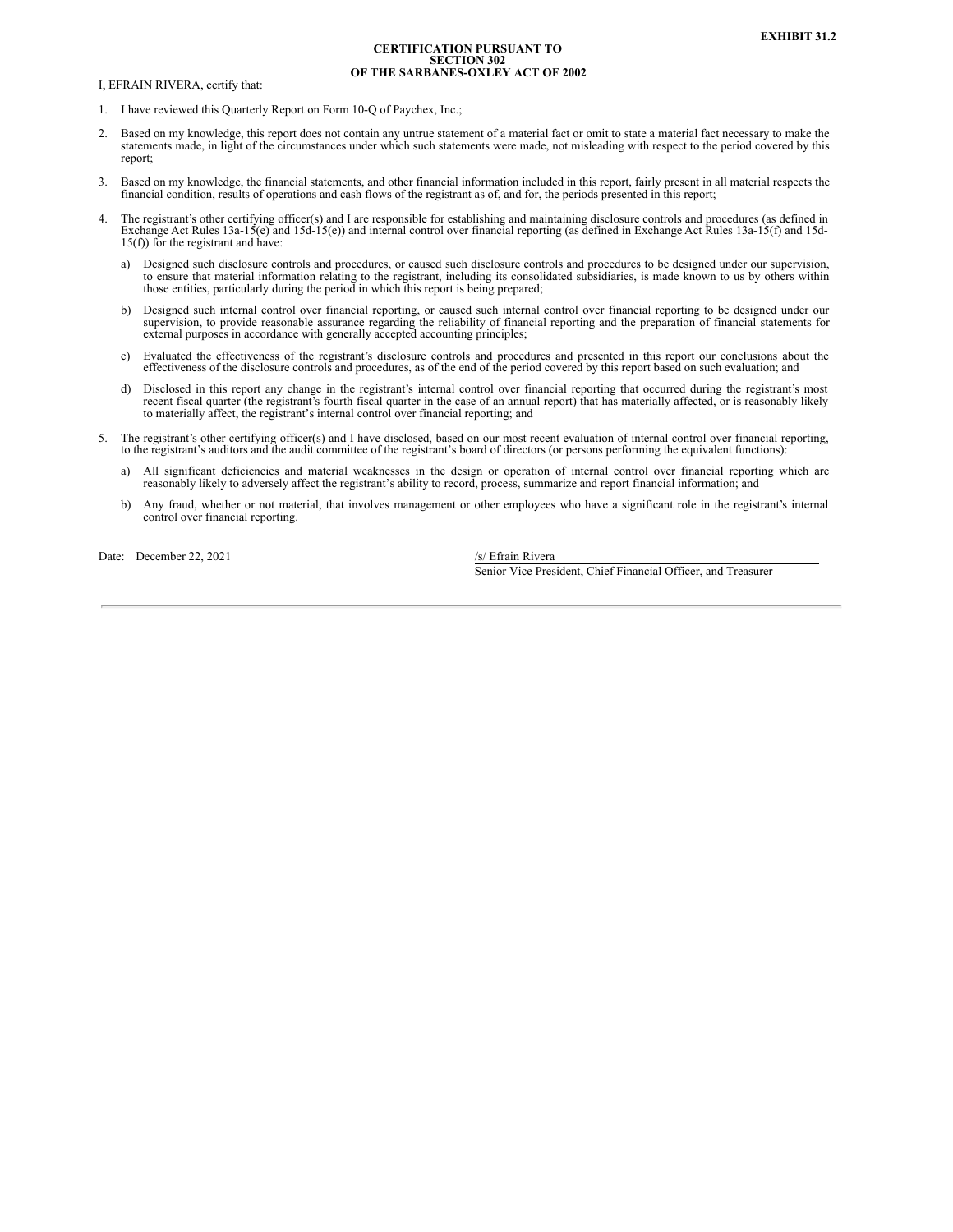**EXHIBIT 31.2**

**CERTIFICATION PURSUANT TO SECTION 302 OF THE SARBANES-OXLEY ACT OF 2002**

I, EFRAIN RIVERA, certify that:

1. I have reviewed this Quarterly Report on Form 10-Q of Paychex, Inc.;

2. Based on my knowledge, this report does not contain any untrue statement of a material fact or omit to state a material fact necessary to make the statements made, in light of the circumstances under which such statements were made, not misleading with respect to the period covered by this report;

3. Based on my knowledge, the financial statements, and other financial information included in this report, fairly present in all material respects the financial condition, results of operations and cash flows of the registrant as of, and for, the periods presented in this report;

4. The registrant's other certifying officer(s) and I are responsible for establishing and maintaining disclosure controls and procedures (as defined in Exchange Act Rules 13a-15(e) and 15d-15(e)) and internal control over financial reporting (as defined in Exchange Act Rules 13a-15(f) and 15d-15(f)) for the registrant and have:

   a) Designed such disclosure controls and procedures, or caused such disclosure controls and procedures to be designed under our supervision, to ensure that material information relating to the registrant, including its consolidated subsidiaries, is made known to us by others within those entities, particularly during the period in which this report is being prepared;

   b) Designed such internal control over financial reporting, or caused such internal control over financial reporting to be designed under our supervision, to provide reasonable assurance regarding the reliability of financial reporting and the preparation of financial statements for external purposes in accordance with generally accepted accounting principles;

   c) Evaluated the effectiveness of the registrant's disclosure controls and procedures and presented in this report our conclusions about the effectiveness of the disclosure controls and procedures, as of the end of the period covered by this report based on such evaluation; and

   d) Disclosed in this report any change in the registrant's internal control over financial reporting that occurred during the registrant's most recent fiscal quarter (the registrant's fourth fiscal quarter in the case of an annual report) that has materially affected, or is reasonably likely to materially affect, the registrant's internal control over financial reporting; and

5. The registrant's other certifying officer(s) and I have disclosed, based on our most recent evaluation of internal control over financial reporting, to the registrant's auditors and the audit committee of the registrant's board of directors (or persons performing the equivalent functions):

   a) All significant deficiencies and material weaknesses in the design or operation of internal control over financial reporting which are reasonably likely to adversely affect the registrant's ability to record, process, summarize and report financial information; and

   b) Any fraud, whether or not material, that involves management or other employees who have a significant role in the registrant's internal control over financial reporting.

Date: December 22, 2021

/s/ Efrain Rivera
Senior Vice President, Chief Financial Officer, and Treasurer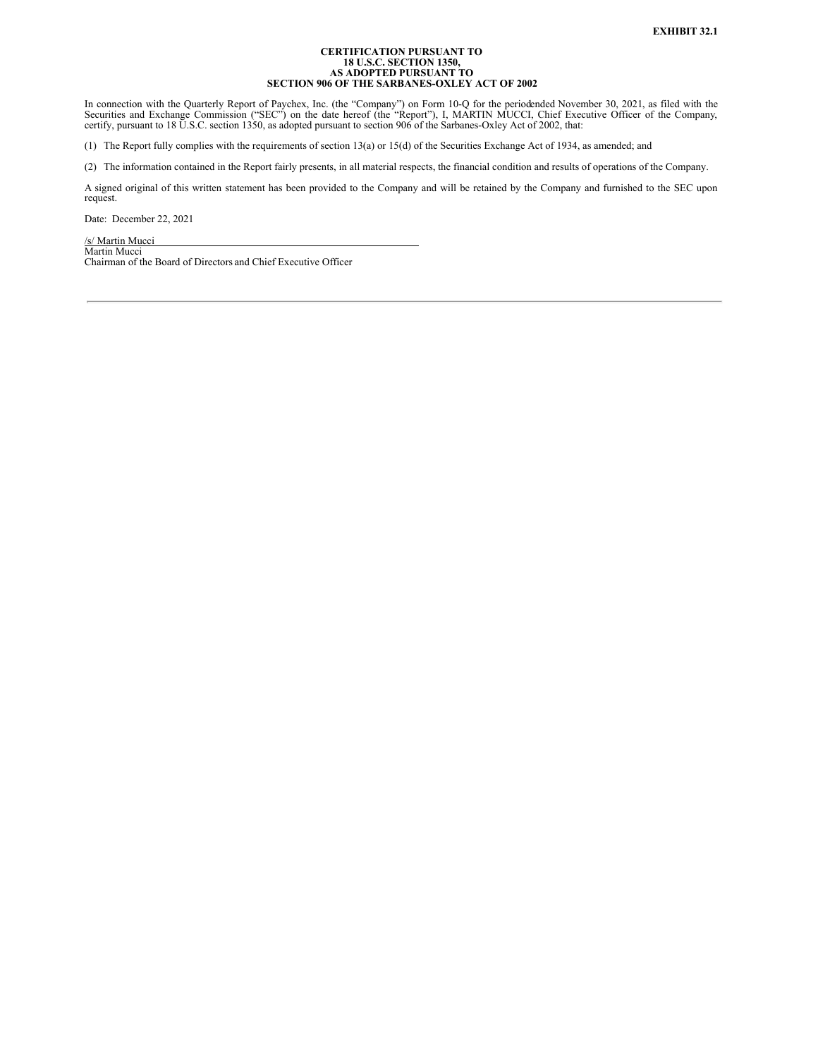**EXHIBIT 32.1**

**CERTIFICATION PURSUANT TO**
**18 U.S.C. SECTION 1350,**
**AS ADOPTED PURSUANT TO**
**SECTION 906 OF THE SARBANES-OXLEY ACT OF 2002**

In connection with the Quarterly Report of Paychex, Inc. (the "Company") on Form 10-Q for the period ended November 30, 2021, as filed with the Securities and Exchange Commission ("SEC") on the date hereof (the "Report"), I, MARTIN MUCCI, Chief Executive Officer of the Company, certify, pursuant to 18 U.S.C. section 1350, as adopted pursuant to section 906 of the Sarbanes-Oxley Act of 2002, that:

(1) The Report fully complies with the requirements of section 13(a) or 15(d) of the Securities Exchange Act of 1934, as amended; and

(2) The information contained in the Report fairly presents, in all material respects, the financial condition and results of operations of the Company.

A signed original of this written statement has been provided to the Company and will be retained by the Company and furnished to the SEC upon request.

Date: December 22, 2021

/s/ Martin Mucci
Martin Mucci
Chairman of the Board of Directors and Chief Executive Officer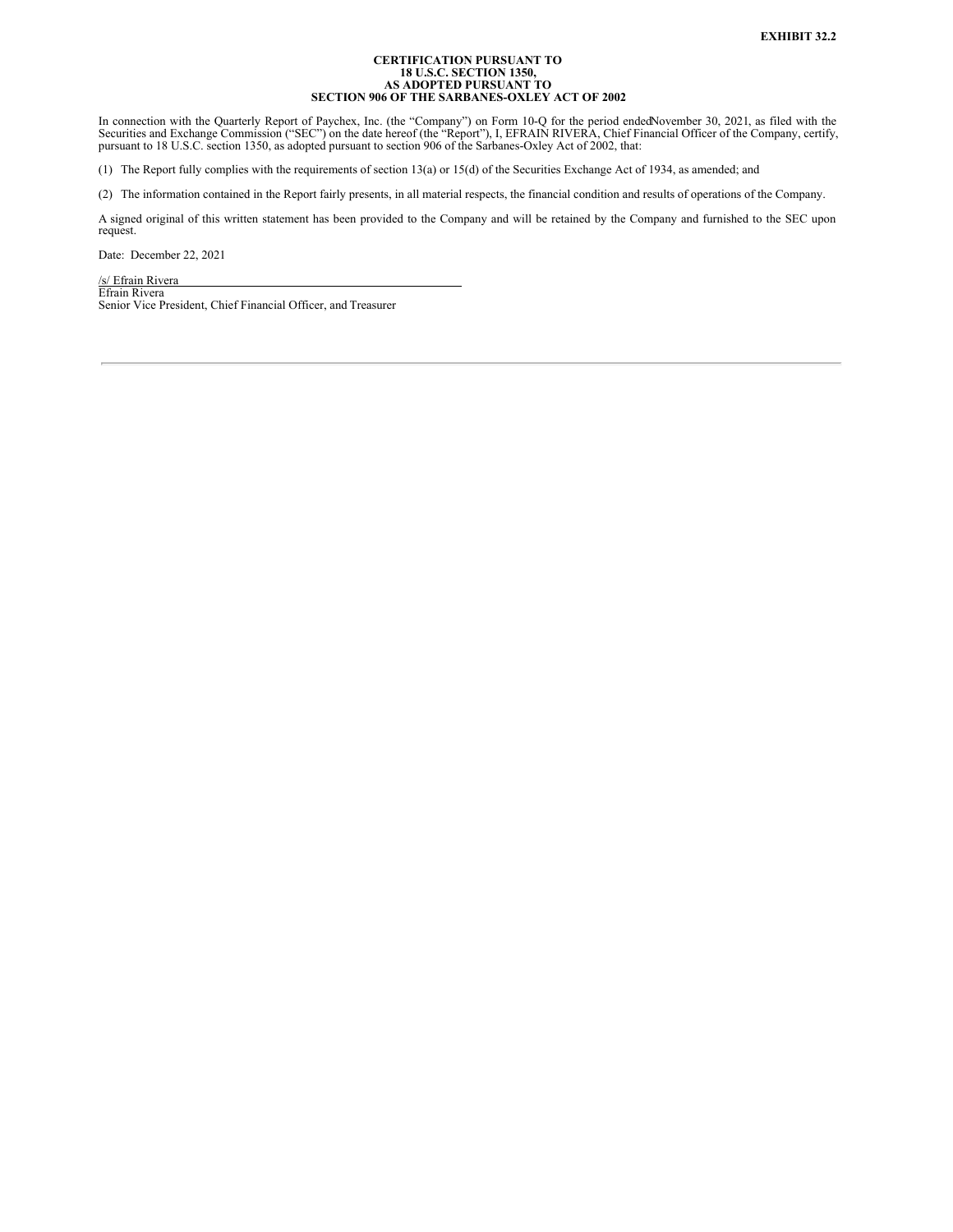**EXHIBIT 32.2**

**CERTIFICATION PURSUANT TO**
**18 U.S.C. SECTION 1350,**
**AS ADOPTED PURSUANT TO**
**SECTION 906 OF THE SARBANES-OXLEY ACT OF 2002**

In connection with the Quarterly Report of Paychex, Inc. (the "Company") on Form 10-Q for the period ended November 30, 2021, as filed with the Securities and Exchange Commission ("SEC") on the date hereof (the "Report"), I, EFRAIN RIVERA, Chief Financial Officer of the Company, certify, pursuant to 18 U.S.C. section 1350, as adopted pursuant to section 906 of the Sarbanes-Oxley Act of 2002, that:

(1) The Report fully complies with the requirements of section 13(a) or 15(d) of the Securities Exchange Act of 1934, as amended; and

(2) The information contained in the Report fairly presents, in all material respects, the financial condition and results of operations of the Company.

A signed original of this written statement has been provided to the Company and will be retained by the Company and furnished to the SEC upon request.

Date: December 22, 2021

/s/ Efrain Rivera
Efrain Rivera
Senior Vice President, Chief Financial Officer, and Treasurer